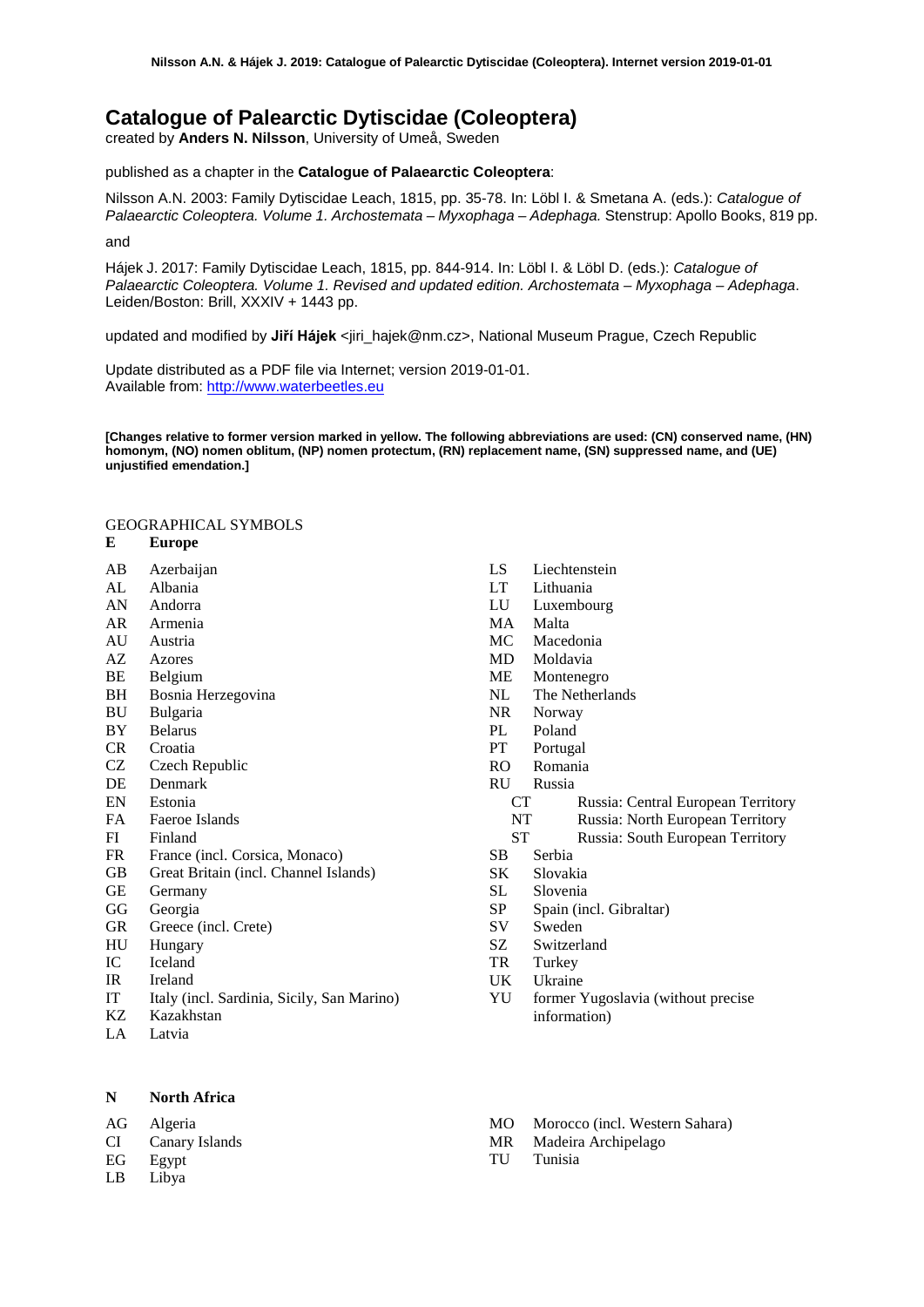# Catalogue of Palearctic Dytiscidae (Coleoptera)

created by **Anders N. Nilsson**, University of Umeå, Sweden

published as a chapter in the **Catalogue of Palaearctic Coleoptera**:

Nilsson A.N. 2003: Family Dytiscidae Leach, 1815, pp. 35-78. In: Löbl I. & Smetana A. (eds.): *Catalogue of Palaearctic Coleoptera. Volume 1. Archostemata – Myxophaga – Adephaga.* Stenstrup: Apollo Books, 819 pp.

and

Hájek J. 2017: Family Dytiscidae Leach, 1815, pp. 844-914. In: Löbl I. & Löbl D. (eds.): *Catalogue of Palaearctic Coleoptera. Volume 1. Revised and updated edition. Archostemata – Myxophaga – Adephaga*. Leiden/Boston: Brill, XXXIV + 1443 pp.

updated and modified by **Jiří Hájek** <jiri_hajek@nm.cz>, National Museum Prague, Czech Republic

Update distributed as a PDF file via Internet; version 2019-01-01.
Available from: http://www.waterbeetles.eu

**[Changes relative to former version marked in yellow. The following abbreviations are used: (CN) conserved name, (HN) homonym, (NO) nomen oblitum, (NP) nomen protectum, (RN) replacement name, (SN) suppressed name, and (UE) unjustified emendation.]**

GEOGRAPHICAL SYMBOLS

**E Europe**

- AB Azerbaijan
- AL Albania
- AN Andorra
- AR Armenia
- AU Austria
- AZ Azores
- BE Belgium
- BH Bosnia Herzegovina
- BU Bulgaria
- BY Belarus
- CR Croatia
- CZ Czech Republic
- DE Denmark
- EN Estonia
- FA Faeroe Islands
- FI Finland
- FR France (incl. Corsica, Monaco)
- GB Great Britain (incl. Channel Islands)
- GE Germany
- GG Georgia
- GR Greece (incl. Crete)
- HU Hungary
- IC Iceland
- IR Ireland
- IT Italy (incl. Sardinia, Sicily, San Marino)
- KZ Kazakhstan
- LA Latvia
- LS Liechtenstein
- LT Lithuania
- LU Luxembourg
- MA Malta
- MC Macedonia
- MD Moldavia
- ME Montenegro
- NL The Netherlands
- NR Norway
- PL Poland
- PT Portugal
- RO Romania
- RU Russia
  - CT Russia: Central European Territory
  - NT Russia: North European Territory
  - ST Russia: South European Territory
- SB Serbia
- SK Slovakia
- SL Slovenia
- SP Spain (incl. Gibraltar)
- SV Sweden
- SZ Switzerland
- TR Turkey
- UK Ukraine
- YU former Yugoslavia (without precise information)

**N North Africa**

- AG Algeria
- CI Canary Islands
- EG Egypt
- LB Libya
- MO Morocco (incl. Western Sahara)
- MR Madeira Archipelago
- TU Tunisia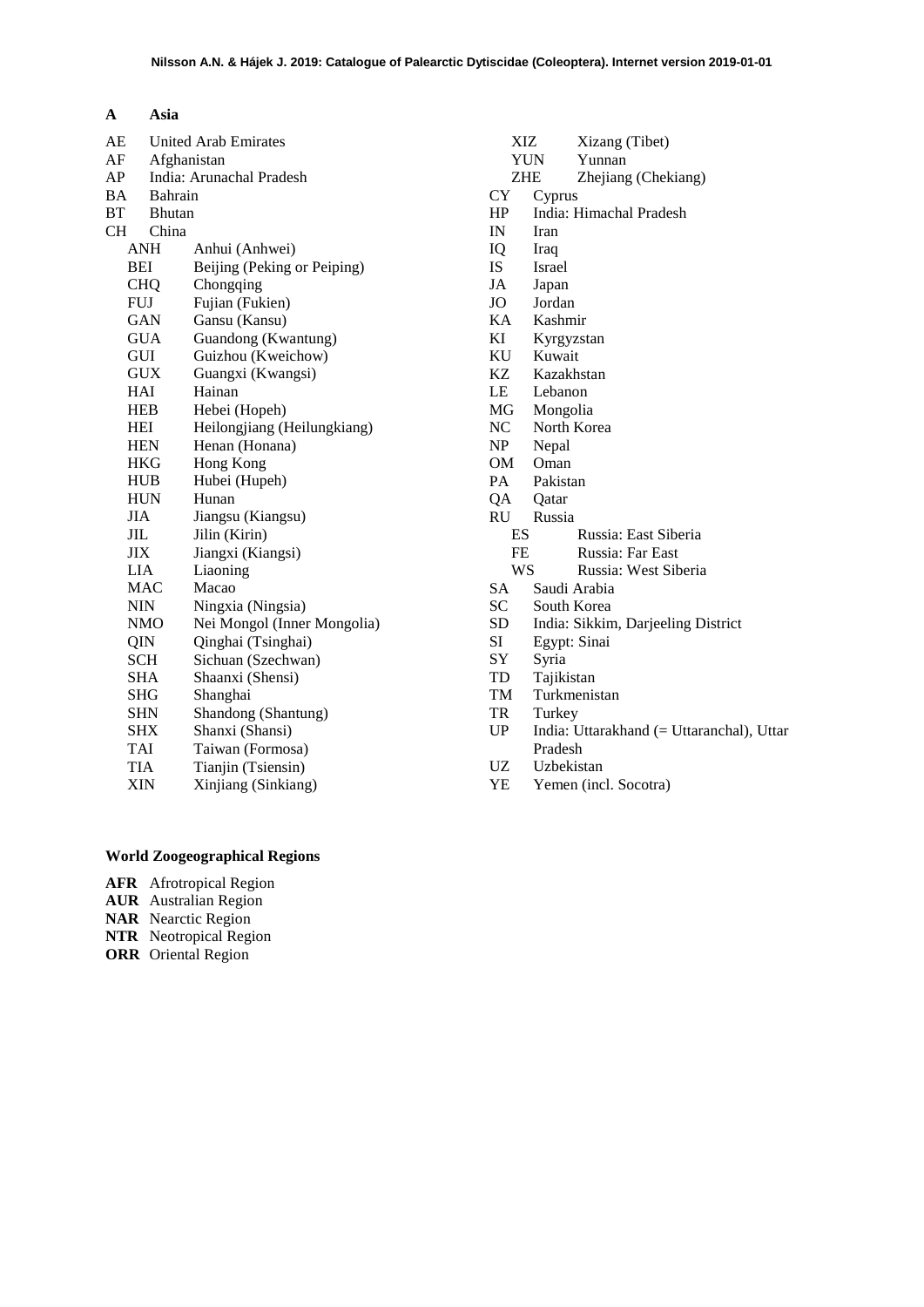**A Asia**

AE United Arab Emirates
AF Afghanistan
AP India: Arunachal Pradesh
BA Bahrain
BT Bhutan
CH China
- ANH Anhui (Anhwei)
- BEI Beijing (Peking or Peiping)
- CHQ Chongqing
- FUJ Fujian (Fukien)
- GAN Gansu (Kansu)
- GUA Guandong (Kwantung)
- GUI Guizhou (Kweichow)
- GUX Guangxi (Kwangsi)
- HAI Hainan
- HEB Hebei (Hopeh)
- HEI Heilongjiang (Heilungkiang)
- HEN Henan (Honana)
- HKG Hong Kong
- HUB Hubei (Hupeh)
- HUN Hunan
- JIA Jiangsu (Kiangsu)
- JIL Jilin (Kirin)
- JIX Jiangxi (Kiangsi)
- LIA Liaoning
- MAC Macao
- NIN Ningxia (Ningsia)
- NMO Nei Mongol (Inner Mongolia)
- QIN Qinghai (Tsinghai)
- SCH Sichuan (Szechwan)
- SHA Shaanxi (Shensi)
- SHG Shanghai
- SHN Shandong (Shantung)
- SHX Shanxi (Shansi)
- TAI Taiwan (Formosa)
- TIA Tianjin (Tsiensin)
- XIN Xinjiang (Sinkiang)
- XIZ Xizang (Tibet)
- YUN Yunnan
- ZHE Zhejiang (Chekiang)

CY Cyprus
HP India: Himachal Pradesh
IN Iran
IQ Iraq
IS Israel
JA Japan
JO Jordan
KA Kashmir
KI Kyrgyzstan
KU Kuwait
KZ Kazakhstan
LE Lebanon
MG Mongolia
NC North Korea
NP Nepal
OM Oman
PA Pakistan
QA Qatar
RU Russia
- ES Russia: East Siberia
- FE Russia: Far East
- WS Russia: West Siberia

SA Saudi Arabia
SC South Korea
SD India: Sikkim, Darjeeling District
SI Egypt: Sinai
SY Syria
TD Tajikistan
TM Turkmenistan
TR Turkey
UP India: Uttarakhand (= Uttaranchal), Uttar Pradesh
UZ Uzbekistan
YE Yemen (incl. Socotra)

**World Zoogeographical Regions**

**AFR** Afrotropical Region
**AUR** Australian Region
**NAR** Nearctic Region
**NTR** Neotropical Region
**ORR** Oriental Region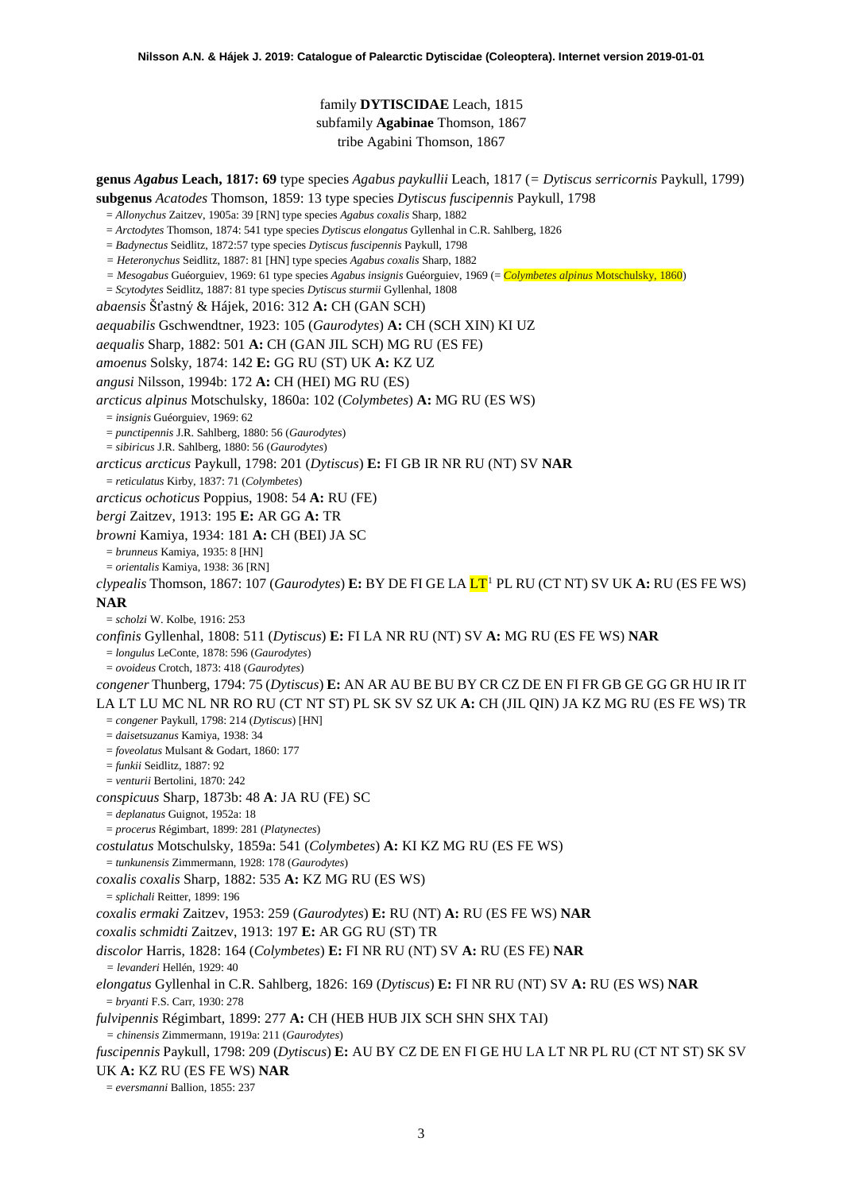family **DYTISCIDAE** Leach, 1815
subfamily **Agabinae** Thomson, 1867
tribe Agabini Thomson, 1867

**genus *Agabus* Leach, 1817: 69** type species *Agabus paykullii* Leach, 1817 (= *Dytiscus serricornis* Paykull, 1799)
**subgenus *Acatodes*** Thomson, 1859: 13 type species *Dytiscus fuscipennis* Paykull, 1798
= *Allonychus* Zaitzev, 1905a: 39 [RN] type species *Agabus coxalis* Sharp, 1882
= *Arctodytes* Thomson, 1874: 541 type species *Dytiscus elongatus* Gyllenhal in C.R. Sahlberg, 1826
= *Badynectus* Seidlitz, 1872:57 type species *Dytiscus fuscipennis* Paykull, 1798
= *Heteronychus* Seidlitz, 1887: 81 [HN] type species *Agabus coxalis* Sharp, 1882
= *Mesogabus* Guéorguiev, 1969: 61 type species *Agabus insignis* Guéorguiev, 1969 (= *Colymbetes alpinus* Motschulsky, 1860)
= *Scytodytes* Seidlitz, 1887: 81 type species *Dytiscus sturmii* Gyllenhal, 1808

*abaensis* Šťastný & Hájek, 2016: 312 **A:** CH (GAN SCH)
*aequabilis* Gschwendtner, 1923: 105 (*Gaurodytes*) **A:** CH (SCH XIN) KI UZ
*aequalis* Sharp, 1882: 501 **A:** CH (GAN JIL SCH) MG RU (ES FE)
*amoenus* Solsky, 1874: 142 **E:** GG RU (ST) UK **A:** KZ UZ
*angusi* Nilsson, 1994b: 172 **A:** CH (HEI) MG RU (ES)
*arcticus alpinus* Motschulsky, 1860a: 102 (*Colymbetes*) **A:** MG RU (ES WS)
= *insignis* Guéorguiev, 1969: 62
= *punctipennis* J.R. Sahlberg, 1880: 56 (*Gaurodytes*)
= *sibiricus* J.R. Sahlberg, 1880: 56 (*Gaurodytes*)
*arcticus arcticus* Paykull, 1798: 201 (*Dytiscus*) **E:** FI GB IR NR RU (NT) SV **NAR**
= *reticulatus* Kirby, 1837: 71 (*Colymbetes*)
*arcticus ochoticus* Poppius, 1908: 54 **A:** RU (FE)
*bergi* Zaitzev, 1913: 195 **E:** AR GG **A:** TR
*browni* Kamiya, 1934: 181 **A:** CH (BEI) JA SC
= *brunneus* Kamiya, 1935: 8 [HN]
= *orientalis* Kamiya, 1938: 36 [RN]
*clypealis* Thomson, 1867: 107 (*Gaurodytes*) **E:** BY DE FI GE LA LT[1] PL RU (CT NT) SV UK **A:** RU (ES FE WS) **NAR**
= *scholzi* W. Kolbe, 1916: 253
*confinis* Gyllenhal, 1808: 511 (*Dytiscus*) **E:** FI LA NR RU (NT) SV **A:** MG RU (ES FE WS) **NAR**
= *longulus* LeConte, 1878: 596 (*Gaurodytes*)
= *ovoideus* Crotch, 1873: 418 (*Gaurodytes*)
*congener* Thunberg, 1794: 75 (*Dytiscus*) **E:** AN AR AU BE BU BY CR CZ DE EN FI FR GB GE GG GR HU IR IT LA LT LU MC NL NR RO RU (CT NT ST) PL SK SV SZ UK **A:** CH (JIL QIN) JA KZ MG RU (ES FE WS) TR
= *congener* Paykull, 1798: 214 (*Dytiscus*) [HN]
= *daisetsuzanus* Kamiya, 1938: 34
= *foveolatus* Mulsant & Godart, 1860: 177
= *funkii* Seidlitz, 1887: 92
= *venturii* Bertolini, 1870: 242
*conspicuus* Sharp, 1873b: 48 **A**: JA RU (FE) SC
= *deplanatus* Guignot, 1952a: 18
= *procerus* Régimbart, 1899: 281 (*Platynectes*)
*costulatus* Motschulsky, 1859a: 541 (*Colymbetes*) **A:** KI KZ MG RU (ES FE WS)
= *tunkunensis* Zimmermann, 1928: 178 (*Gaurodytes*)
*coxalis coxalis* Sharp, 1882: 535 **A:** KZ MG RU (ES WS)
= *splichali* Reitter, 1899: 196
*coxalis ermaki* Zaitzev, 1953: 259 (*Gaurodytes*) **E:** RU (NT) **A:** RU (ES FE WS) **NAR**
*coxalis schmidti* Zaitzev, 1913: 197 **E:** AR GG RU (ST) TR
*discolor* Harris, 1828: 164 (*Colymbetes*) **E:** FI NR RU (NT) SV **A:** RU (ES FE) **NAR**
= *levanderi* Hellén, 1929: 40
*elongatus* Gyllenhal in C.R. Sahlberg, 1826: 169 (*Dytiscus*) **E:** FI NR RU (NT) SV **A:** RU (ES WS) **NAR**
= *bryanti* F.S. Carr, 1930: 278
*fulvipennis* Régimbart, 1899: 277 **A:** CH (HEB HUB JIX SCH SHN SHX TAI)
= *chinensis* Zimmermann, 1919a: 211 (*Gaurodytes*)
*fuscipennis* Paykull, 1798: 209 (*Dytiscus*) **E:** AU BY CZ DE EN FI GE HU LA LT NR PL RU (CT NT ST) SK SV UK **A:** KZ RU (ES FE WS) **NAR**
= *eversmanni* Ballion, 1855: 237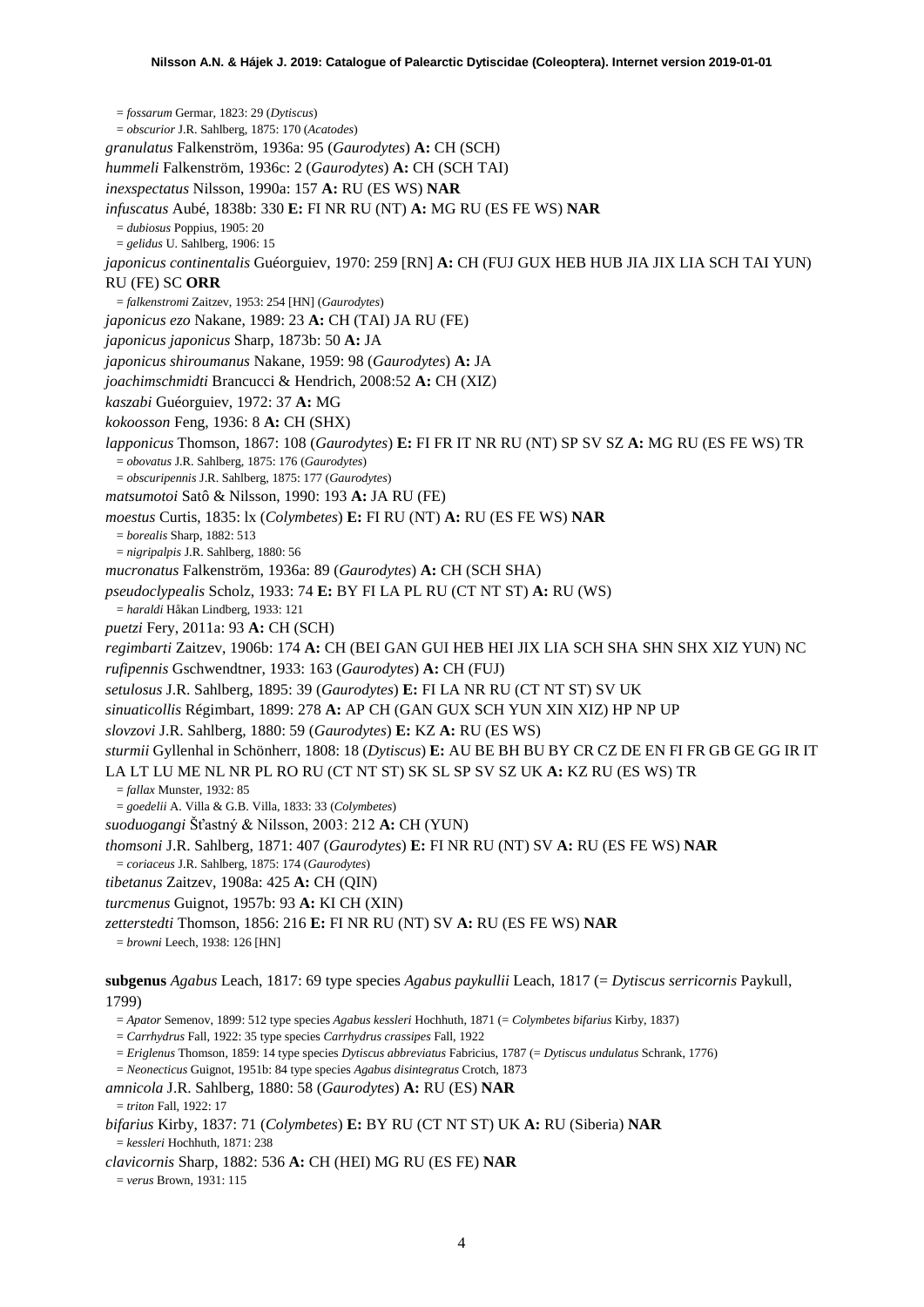= *fossarum* Germar, 1823: 29 (*Dytiscus*)
= *obscurior* J.R. Sahlberg, 1875: 170 (*Acatodes*)

*granulatus* Falkenström, 1936a: 95 (*Gaurodytes*) **A:** CH (SCH)

*hummeli* Falkenström, 1936c: 2 (*Gaurodytes*) **A:** CH (SCH TAI)

*inexspectatus* Nilsson, 1990a: 157 **A:** RU (ES WS) **NAR**

*infuscatus* Aubé, 1838b: 330 **E:** FI NR RU (NT) **A:** MG RU (ES FE WS) **NAR**
= *dubiosus* Poppius, 1905: 20
= *gelidus* U. Sahlberg, 1906: 15

*japonicus continentalis* Guéorguiev, 1970: 259 [RN] **A:** CH (FUJ GUX HEB HUB JIA JIX LIA SCH TAI YUN) RU (FE) SC **ORR**
= *falkenstromi* Zaitzev, 1953: 254 [HN] (*Gaurodytes*)

*japonicus ezo* Nakane, 1989: 23 **A:** CH (TAI) JA RU (FE)

*japonicus japonicus* Sharp, 1873b: 50 **A:** JA

*japonicus shiroumanus* Nakane, 1959: 98 (*Gaurodytes*) **A:** JA

*joachimschmidti* Brancucci & Hendrich, 2008:52 **A:** CH (XIZ)

*kaszabi* Guéorguiev, 1972: 37 **A:** MG

*kokoosson* Feng, 1936: 8 **A:** CH (SHX)

*lapponicus* Thomson, 1867: 108 (*Gaurodytes*) **E:** FI FR IT NR RU (NT) SP SV SZ **A:** MG RU (ES FE WS) TR
= *obovatus* J.R. Sahlberg, 1875: 176 (*Gaurodytes*)
= *obscuripennis* J.R. Sahlberg, 1875: 177 (*Gaurodytes*)

*matsumotoi* Satô & Nilsson, 1990: 193 **A:** JA RU (FE)

*moestus* Curtis, 1835: lx (*Colymbetes*) **E:** FI RU (NT) **A:** RU (ES FE WS) **NAR**
= *borealis* Sharp, 1882: 513
= *nigripalpis* J.R. Sahlberg, 1880: 56

*mucronatus* Falkenström, 1936a: 89 (*Gaurodytes*) **A:** CH (SCH SHA)

*pseudoclypealis* Scholz, 1933: 74 **E:** BY FI LA PL RU (CT NT ST) **A:** RU (WS)
= *haraldi* Håkan Lindberg, 1933: 121

*puetzi* Fery, 2011a: 93 **A:** CH (SCH)

*regimbarti* Zaitzev, 1906b: 174 **A:** CH (BEI GAN GUI HEB HEI JIX LIA SCH SHA SHN SHX XIZ YUN) NC

*rufipennis* Gschwendtner, 1933: 163 (*Gaurodytes*) **A:** CH (FUJ)

*setulosus* J.R. Sahlberg, 1895: 39 (*Gaurodytes*) **E:** FI LA NR RU (CT NT ST) SV UK

*sinuaticollis* Régimbart, 1899: 278 **A:** AP CH (GAN GUX SCH YUN XIN XIZ) HP NP UP

*slovzovi* J.R. Sahlberg, 1880: 59 (*Gaurodytes*) **E:** KZ **A:** RU (ES WS)

*sturmii* Gyllenhal in Schönherr, 1808: 18 (*Dytiscus*) **E:** AU BE BH BU BY CR CZ DE EN FI FR GB GE GG IR IT LA LT LU ME NL NR PL RO RU (CT NT ST) SK SL SP SV SZ UK **A:** KZ RU (ES WS) TR
= *fallax* Munster, 1932: 85
= *goedelii* A. Villa & G.B. Villa, 1833: 33 (*Colymbetes*)

*suoduogangi* Šťastný & Nilsson, 2003: 212 **A:** CH (YUN)

*thomsoni* J.R. Sahlberg, 1871: 407 (*Gaurodytes*) **E:** FI NR RU (NT) SV **A:** RU (ES FE WS) **NAR**
= *coriaceus* J.R. Sahlberg, 1875: 174 (*Gaurodytes*)

*tibetanus* Zaitzev, 1908a: 425 **A:** CH (QIN)

*turcmenus* Guignot, 1957b: 93 **A:** KI CH (XIN)

*zetterstedti* Thomson, 1856: 216 **E:** FI NR RU (NT) SV **A:** RU (ES FE WS) **NAR**
= *browni* Leech, 1938: 126 [HN]

**subgenus** *Agabus* Leach, 1817: 69 type species *Agabus paykullii* Leach, 1817 (= *Dytiscus serricornis* Paykull, 1799)
= *Apator* Semenov, 1899: 512 type species *Agabus kessleri* Hochhuth, 1871 (= *Colymbetes bifarius* Kirby, 1837)
= *Carrhydrus* Fall, 1922: 35 type species *Carrhydrus crassipes* Fall, 1922
= *Eriglenus* Thomson, 1859: 14 type species *Dytiscus abbreviatus* Fabricius, 1787 (= *Dytiscus undulatus* Schrank, 1776)
= *Neonecticus* Guignot, 1951b: 84 type species *Agabus disintegratus* Crotch, 1873

*amnicola* J.R. Sahlberg, 1880: 58 (*Gaurodytes*) **A:** RU (ES) **NAR**
= *triton* Fall, 1922: 17

*bifarius* Kirby, 1837: 71 (*Colymbetes*) **E:** BY RU (CT NT ST) UK **A:** RU (Siberia) **NAR**
= *kessleri* Hochhuth, 1871: 238

*clavicornis* Sharp, 1882: 536 **A:** CH (HEI) MG RU (ES FE) **NAR**
= *verus* Brown, 1931: 115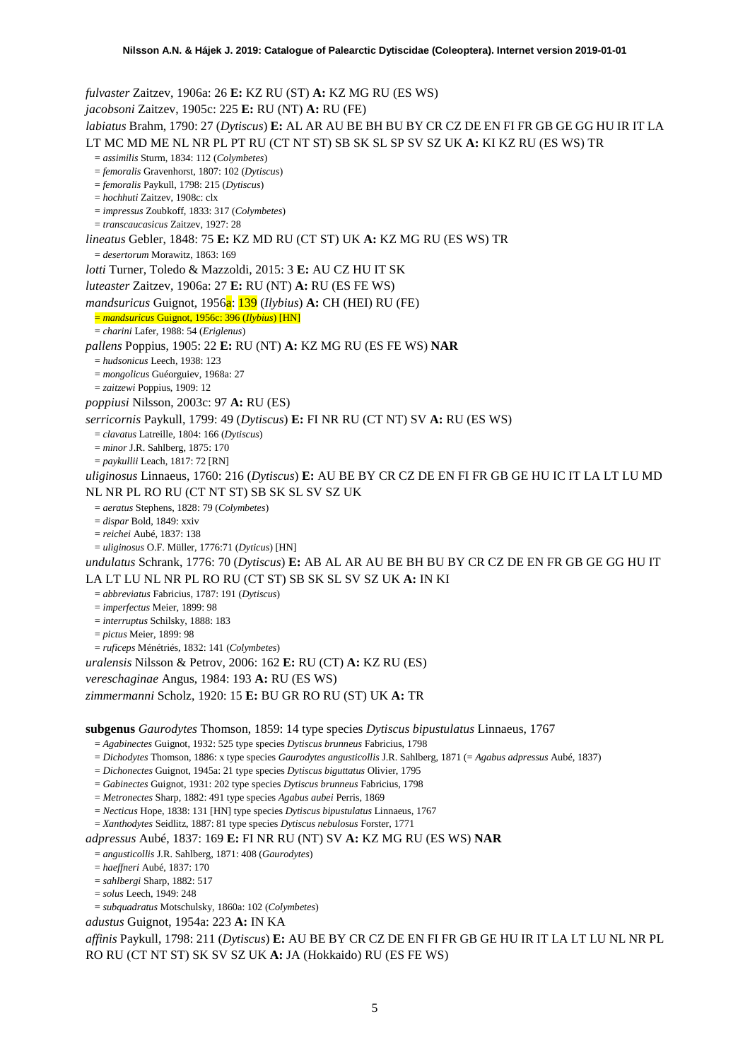*fulvaster* Zaitzev, 1906a: 26 **E:** KZ RU (ST) **A:** KZ MG RU (ES WS)

*jacobsoni* Zaitzev, 1905c: 225 **E:** RU (NT) **A:** RU (FE)

*labiatus* Brahm, 1790: 27 (*Dytiscus*) **E:** AL AR AU BE BH BU BY CR CZ DE EN FI FR GB GE GG HU IR IT LA LT MC MD ME NL NR PL PT RU (CT NT ST) SB SK SL SP SV SZ UK **A:** KI KZ RU (ES WS) TR

= *assimilis* Sturm, 1834: 112 (*Colymbetes*)
= *femoralis* Gravenhorst, 1807: 102 (*Dytiscus*)
= *femoralis* Paykull, 1798: 215 (*Dytiscus*)
= *hochhuti* Zaitzev, 1908c: clx
= *impressus* Zoubkoff, 1833: 317 (*Colymbetes*)
= *transcaucasicus* Zaitzev, 1927: 28

*lineatus* Gebler, 1848: 75 **E:** KZ MD RU (CT ST) UK **A:** KZ MG RU (ES WS) TR

= *desertorum* Morawitz, 1863: 169

*lotti* Turner, Toledo & Mazzoldi, 2015: 3 **E:** AU CZ HU IT SK

*luteaster* Zaitzev, 1906a: 27 **E:** RU (NT) **A:** RU (ES FE WS)

*mandsuricus* Guignot, 1956a: 139 (*Ilybius*) **A:** CH (HEI) RU (FE)

= *mandsuricus* Guignot, 1956c: 396 (*Ilybius*) [HN]
= *charini* Lafer, 1988: 54 (*Eriglenus*)

*pallens* Poppius, 1905: 22 **E:** RU (NT) **A:** KZ MG RU (ES FE WS) **NAR**

= *hudsonicus* Leech, 1938: 123
= *mongolicus* Guéorguiev, 1968a: 27
= *zaitzewi* Poppius, 1909: 12

*poppiusi* Nilsson, 2003c: 97 **A:** RU (ES)

*serricornis* Paykull, 1799: 49 (*Dytiscus*) **E:** FI NR RU (CT NT) SV **A:** RU (ES WS)

= *clavatus* Latreille, 1804: 166 (*Dytiscus*)
= *minor* J.R. Sahlberg, 1875: 170
= *paykullii* Leach, 1817: 72 [RN]

*uliginosus* Linnaeus, 1760: 216 (*Dytiscus*) **E:** AU BE BY CR CZ DE EN FI FR GB GE HU IC IT LA LT LU MD NL NR PL RO RU (CT NT ST) SB SK SL SV SZ UK

= *aeratus* Stephens, 1828: 79 (*Colymbetes*)
= *dispar* Bold, 1849: xxiv
= *reichei* Aubé, 1837: 138
= *uliginosus* O.F. Müller, 1776:71 (*Dyticus*) [HN]

*undulatus* Schrank, 1776: 70 (*Dytiscus*) **E:** AB AL AR AU BE BH BU BY CR CZ DE EN FR GB GE GG HU IT LA LT LU NL NR PL RO RU (CT ST) SB SK SL SV SZ UK **A:** IN KI

= *abbreviatus* Fabricius, 1787: 191 (*Dytiscus*)
= *imperfectus* Meier, 1899: 98
= *interruptus* Schilsky, 1888: 183
= *pictus* Meier, 1899: 98
= *ruficeps* Ménétriés, 1832: 141 (*Colymbetes*)

*uralensis* Nilsson & Petrov, 2006: 162 **E:** RU (CT) **A:** KZ RU (ES)

*vereschaginae* Angus, 1984: 193 **A:** RU (ES WS)

*zimmermanni* Scholz, 1920: 15 **E:** BU GR RO RU (ST) UK **A:** TR

**subgenus** *Gaurodytes* Thomson, 1859: 14 type species *Dytiscus bipustulatus* Linnaeus, 1767

= *Agabinectes* Guignot, 1932: 525 type species *Dytiscus brunneus* Fabricius, 1798
= *Dichodytes* Thomson, 1886: x type species *Gaurodytes angusticollis* J.R. Sahlberg, 1871 (= *Agabus adpressus* Aubé, 1837)
= *Dichonectes* Guignot, 1945a: 21 type species *Dytiscus biguttatus* Olivier, 1795
= *Gabinectes* Guignot, 1931: 202 type species *Dytiscus brunneus* Fabricius, 1798
= *Metronectes* Sharp, 1882: 491 type species *Agabus aubei* Perris, 1869
= *Necticus* Hope, 1838: 131 [HN] type species *Dytiscus bipustulatus* Linnaeus, 1767
= *Xanthodytes* Seidlitz, 1887: 81 type species *Dytiscus nebulosus* Forster, 1771

*adpressus* Aubé, 1837: 169 **E:** FI NR RU (NT) SV **A:** KZ MG RU (ES WS) **NAR**

= *angusticollis* J.R. Sahlberg, 1871: 408 (*Gaurodytes*)
= *haeffneri* Aubé, 1837: 170
= *sahlbergi* Sharp, 1882: 517
= *solus* Leech, 1949: 248
= *subquadratus* Motschulsky, 1860a: 102 (*Colymbetes*)

*adustus* Guignot, 1954a: 223 **A:** IN KA

*affinis* Paykull, 1798: 211 (*Dytiscus*) **E:** AU BE BY CR CZ DE EN FI FR GB GE HU IR IT LA LT LU NL NR PL RO RU (CT NT ST) SK SV SZ UK **A:** JA (Hokkaido) RU (ES FE WS)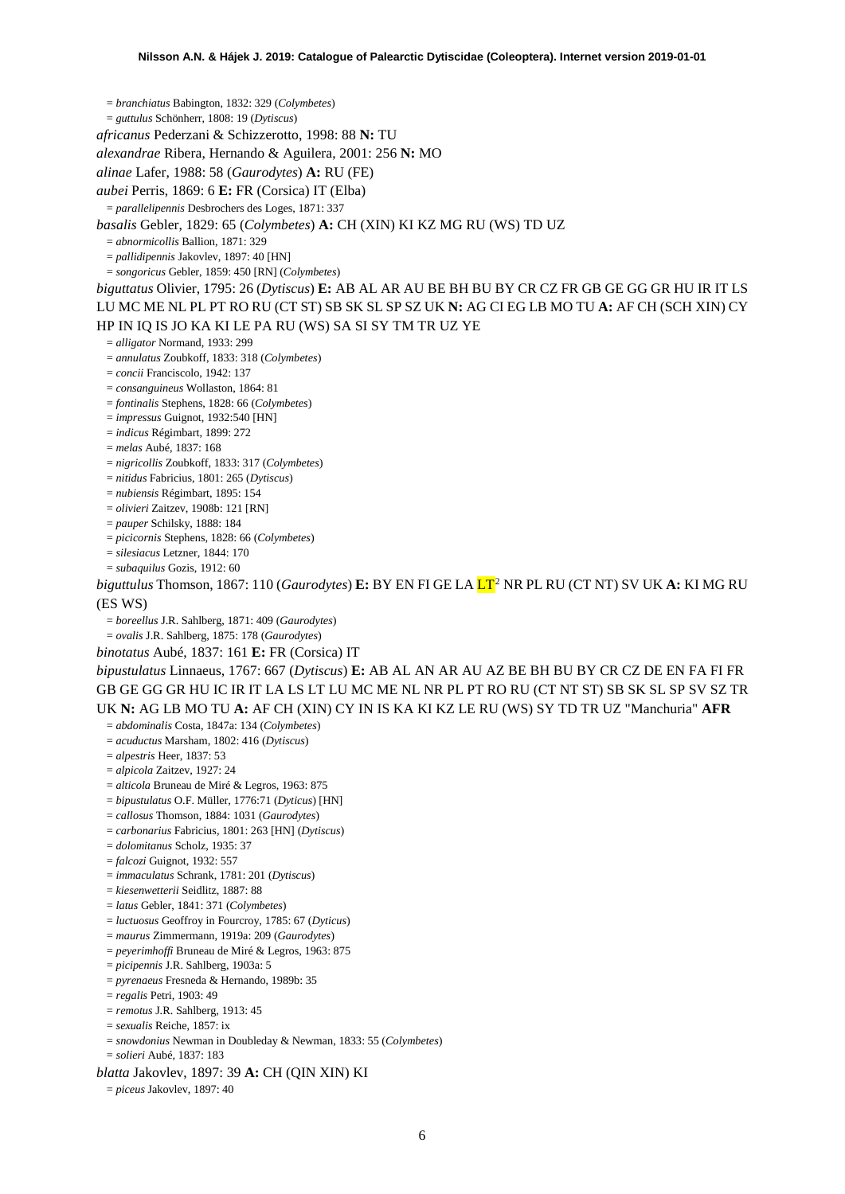= *branchiatus* Babington, 1832: 329 (*Colymbetes*)
= *guttulus* Schönherr, 1808: 19 (*Dytiscus*)

*africanus* Pederzani & Schizzerotto, 1998: 88 **N:** TU

*alexandrae* Ribera, Hernando & Aguilera, 2001: 256 **N:** MO

*alinae* Lafer, 1988: 58 (*Gaurodytes*) **A:** RU (FE)

*aubei* Perris, 1869: 6 **E:** FR (Corsica) IT (Elba)

= *parallelipennis* Desbrochers des Loges, 1871: 337

*basalis* Gebler, 1829: 65 (*Colymbetes*) **A:** CH (XIN) KI KZ MG RU (WS) TD UZ

= *abnormicollis* Ballion, 1871: 329
= *pallidipennis* Jakovlev, 1897: 40 [HN]
= *songoricus* Gebler, 1859: 450 [RN] (*Colymbetes*)

*biguttatus* Olivier, 1795: 26 (*Dytiscus*) **E:** AB AL AR AU BE BH BU BY CR CZ FR GB GE GG GR HU IR IT LS LU MC ME NL PL PT RO RU (CT ST) SB SK SL SP SZ UK **N:** AG CI EG LB MO TU **A:** AF CH (SCH XIN) CY HP IN IQ IS JO KA KI LE PA RU (WS) SA SI SY TM TR UZ YE

= *alligator* Normand, 1933: 299
= *annulatus* Zoubkoff, 1833: 318 (*Colymbetes*)
= *concii* Franciscolo, 1942: 137
= *consanguineus* Wollaston, 1864: 81
= *fontinalis* Stephens, 1828: 66 (*Colymbetes*)
= *impressus* Guignot, 1932:540 [HN]
= *indicus* Régimbart, 1899: 272
= *melas* Aubé, 1837: 168
= *nigricollis* Zoubkoff, 1833: 317 (*Colymbetes*)
= *nitidus* Fabricius, 1801: 265 (*Dytiscus*)
= *nubiensis* Régimbart, 1895: 154
= *olivieri* Zaitzev, 1908b: 121 [RN]
= *pauper* Schilsky, 1888: 184
= *picicornis* Stephens, 1828: 66 (*Colymbetes*)
= *silesiacus* Letzner, 1844: 170
= *subaquilus* Gozis, 1912: 60

*biguttulus* Thomson, 1867: 110 (*Gaurodytes*) **E:** BY EN FI GE LA LT[2] NR PL RU (CT NT) SV UK **A:** KI MG RU (ES WS)

= *boreellus* J.R. Sahlberg, 1871: 409 (*Gaurodytes*)
= *ovalis* J.R. Sahlberg, 1875: 178 (*Gaurodytes*)

*binotatus* Aubé, 1837: 161 **E:** FR (Corsica) IT

*bipustulatus* Linnaeus, 1767: 667 (*Dytiscus*) **E:** AB AL AN AR AU AZ BE BH BU BY CR CZ DE EN FA FI FR GB GE GG GR HU IC IR IT LA LS LT LU MC ME NL NR PL PT RO RU (CT NT ST) SB SK SL SP SV SZ TR UK **N:** AG LB MO TU **A:** AF CH (XIN) CY IN IS KA KI KZ LE RU (WS) SY TD TR UZ "Manchuria" **AFR**

= *abdominalis* Costa, 1847a: 134 (*Colymbetes*)
= *acuductus* Marsham, 1802: 416 (*Dytiscus*)
= *alpestris* Heer, 1837: 53
= *alpicola* Zaitzev, 1927: 24
= *alticola* Bruneau de Miré & Legros, 1963: 875
= *bipustulatus* O.F. Müller, 1776:71 (*Dyticus*) [HN]
= *callosus* Thomson, 1884: 1031 (*Gaurodytes*)
= *carbonarius* Fabricius, 1801: 263 [HN] (*Dytiscus*)
= *dolomitanus* Scholz, 1935: 37
= *falcozi* Guignot, 1932: 557
= *immaculatus* Schrank, 1781: 201 (*Dytiscus*)
= *kiesenwetterii* Seidlitz, 1887: 88
= *latus* Gebler, 1841: 371 (*Colymbetes*)
= *luctuosus* Geoffroy in Fourcroy, 1785: 67 (*Dyticus*)
= *maurus* Zimmermann, 1919a: 209 (*Gaurodytes*)
= *peyerimhoffi* Bruneau de Miré & Legros, 1963: 875
= *picipennis* J.R. Sahlberg, 1903a: 5
= *pyrenaeus* Fresneda & Hernando, 1989b: 35
= *regalis* Petri, 1903: 49
= *remotus* J.R. Sahlberg, 1913: 45
= *sexualis* Reiche, 1857: ix
= *snowdonius* Newman in Doubleday & Newman, 1833: 55 (*Colymbetes*)
= *solieri* Aubé, 1837: 183

*blatta* Jakovlev, 1897: 39 **A:** CH (QIN XIN) KI

= *piceus* Jakovlev, 1897: 40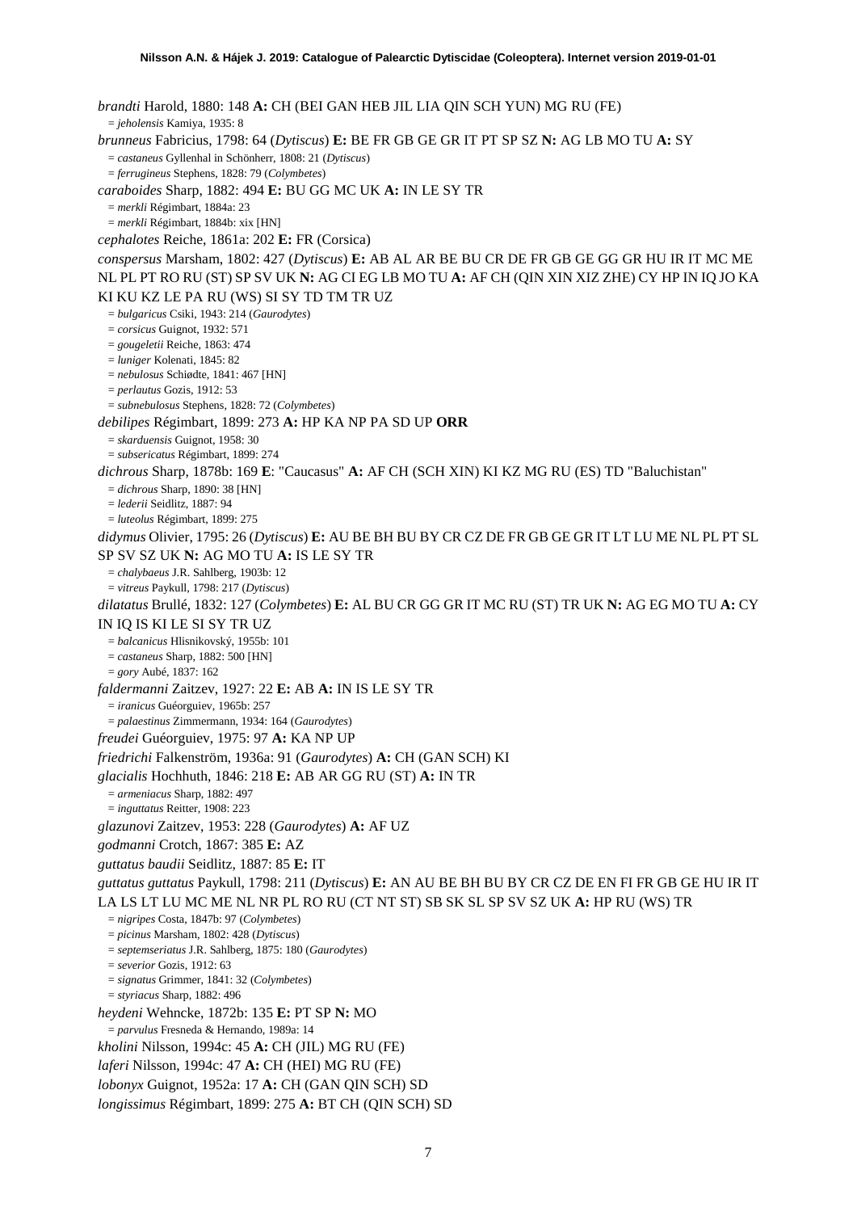*brandti* Harold, 1880: 148 **A:** CH (BEI GAN HEB JIL LIA QIN SCH YUN) MG RU (FE)
= *jeholensis* Kamiya, 1935: 8

*brunneus* Fabricius, 1798: 64 (*Dytiscus*) **E:** BE FR GB GE GR IT PT SP SZ **N:** AG LB MO TU **A:** SY
= *castaneus* Gyllenhal in Schönherr, 1808: 21 (*Dytiscus*)
= *ferrugineus* Stephens, 1828: 79 (*Colymbetes*)

*caraboides* Sharp, 1882: 494 **E:** BU GG MC UK **A:** IN LE SY TR
= *merkli* Régimbart, 1884a: 23
= *merkli* Régimbart, 1884b: xix [HN]

*cephalotes* Reiche, 1861a: 202 **E:** FR (Corsica)

*conspersus* Marsham, 1802: 427 (*Dytiscus*) **E:** AB AL AR BE BU CR DE FR GB GE GG GR HU IR IT MC ME NL PL PT RO RU (ST) SP SV UK **N:** AG CI EG LB MO TU **A:** AF CH (QIN XIN XIZ ZHE) CY HP IN IQ JO KA KI KU KZ LE PA RU (WS) SI SY TD TM TR UZ
= *bulgaricus* Csiki, 1943: 214 (*Gaurodytes*)
= *corsicus* Guignot, 1932: 571
= *gougeletii* Reiche, 1863: 474
= *luniger* Kolenati, 1845: 82
= *nebulosus* Schiødte, 1841: 467 [HN]
= *perlautus* Gozis, 1912: 53
= *subnebulosus* Stephens, 1828: 72 (*Colymbetes*)

*debilipes* Régimbart, 1899: 273 **A:** HP KA NP PA SD UP **ORR**
= *skarduensis* Guignot, 1958: 30
= *subsericatus* Régimbart, 1899: 274

*dichrous* Sharp, 1878b: 169 **E**: "Caucasus" **A:** AF CH (SCH XIN) KI KZ MG RU (ES) TD "Baluchistan"
= *dichrous* Sharp, 1890: 38 [HN]
= *lederii* Seidlitz, 1887: 94
= *luteolus* Régimbart, 1899: 275

*didymus* Olivier, 1795: 26 (*Dytiscus*) **E:** AU BE BH BU BY CR CZ DE FR GB GE GR IT LT LU ME NL PL PT SL SP SV SZ UK **N:** AG MO TU **A:** IS LE SY TR
= *chalybaeus* J.R. Sahlberg, 1903b: 12
= *vitreus* Paykull, 1798: 217 (*Dytiscus*)

*dilatatus* Brullé, 1832: 127 (*Colymbetes*) **E:** AL BU CR GG GR IT MC RU (ST) TR UK **N:** AG EG MO TU **A:** CY IN IQ IS KI LE SI SY TR UZ
= *balcanicus* Hlisnikovský, 1955b: 101
= *castaneus* Sharp, 1882: 500 [HN]
= *gory* Aubé, 1837: 162

*faldermanni* Zaitzev, 1927: 22 **E:** AB **A:** IN IS LE SY TR
= *iranicus* Guéorguiev, 1965b: 257
= *palaestinus* Zimmermann, 1934: 164 (*Gaurodytes*)

*freudei* Guéorguiev, 1975: 97 **A:** KA NP UP

*friedrichi* Falkenström, 1936a: 91 (*Gaurodytes*) **A:** CH (GAN SCH) KI

*glacialis* Hochhuth, 1846: 218 **E:** AB AR GG RU (ST) **A:** IN TR
= *armeniacus* Sharp, 1882: 497
= *inguttatus* Reitter, 1908: 223

*glazunovi* Zaitzev, 1953: 228 (*Gaurodytes*) **A:** AF UZ

*godmanni* Crotch, 1867: 385 **E:** AZ

*guttatus baudii* Seidlitz, 1887: 85 **E:** IT

*guttatus guttatus* Paykull, 1798: 211 (*Dytiscus*) **E:** AN AU BE BH BU BY CR CZ DE EN FI FR GB GE HU IR IT LA LS LT LU MC ME NL NR PL RO RU (CT NT ST) SB SK SL SP SV SZ UK **A:** HP RU (WS) TR
= *nigripes* Costa, 1847b: 97 (*Colymbetes*)
= *picinus* Marsham, 1802: 428 (*Dytiscus*)
= *septemseriatus* J.R. Sahlberg, 1875: 180 (*Gaurodytes*)
= *severior* Gozis, 1912: 63
= *signatus* Grimmer, 1841: 32 (*Colymbetes*)
= *styriacus* Sharp, 1882: 496

*heydeni* Wehncke, 1872b: 135 **E:** PT SP **N:** MO
= *parvulus* Fresneda & Hernando, 1989a: 14

*kholini* Nilsson, 1994c: 45 **A:** CH (JIL) MG RU (FE)

*laferi* Nilsson, 1994c: 47 **A:** CH (HEI) MG RU (FE)

*lobonyx* Guignot, 1952a: 17 **A:** CH (GAN QIN SCH) SD

*longissimus* Régimbart, 1899: 275 **A:** BT CH (QIN SCH) SD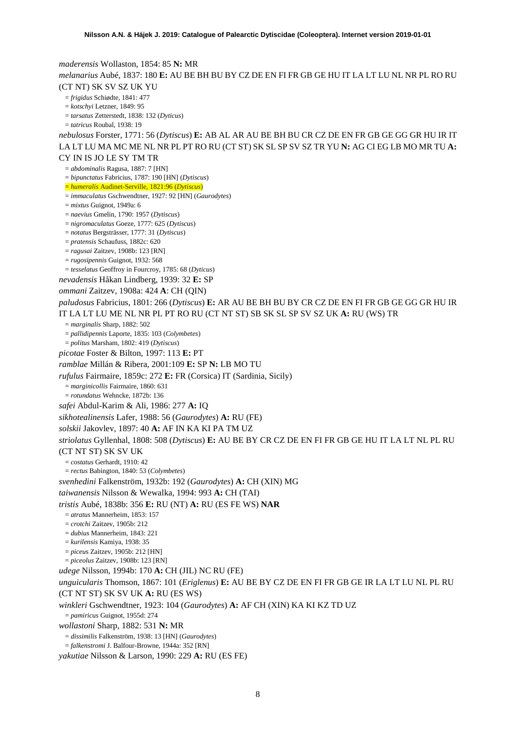*maderensis* Wollaston, 1854: 85 **N:** MR

*melanarius* Aubé, 1837: 180 **E:** AU BE BH BU BY CZ DE EN FI FR GB GE HU IT LA LT LU NL NR PL RO RU (CT NT) SK SV SZ UK YU

= *frigidus* Schiødte, 1841: 477
= *kotschyi* Letzner, 1849: 95
= *tarsatus* Zetterstedt, 1838: 132 (*Dyticus*)
= *tatricus* Roubal, 1938: 19

*nebulosus* Forster, 1771: 56 (*Dytiscus*) **E:** AB AL AR AU BE BH BU CR CZ DE EN FR GB GE GG GR HU IR IT LA LT LU MA MC ME NL NR PL PT RO RU (CT ST) SK SL SP SV SZ TR YU **N:** AG CI EG LB MO MR TU **A:** CY IN IS JO LE SY TM TR

= *abdominalis* Ragusa, 1887: 7 [HN]
= *bipunctatus* Fabricius, 1787: 190 [HN] (*Dytiscus*)
= *humeralis* Audinet-Serville, 1821:96 (*Dytiscus*)
= *immaculatus* Gschwendtner, 1927: 92 [HN] (*Gaurodytes*)
= *mixtus* Guignot, 1949a: 6
= *naevius* Gmelin, 1790: 1957 (*Dytiscus*)
= *nigromaculatus* Goeze, 1777: 625 (*Dytiscus*)
= *notatus* Bergsträsser, 1777: 31 (*Dytiscus*)
= *pratensis* Schaufuss, 1882c: 620
= *ragusai* Zaitzev, 1908b: 123 [RN]
= *rugosipennis* Guignot, 1932: 568
= *tesselatus* Geoffroy in Fourcroy, 1785: 68 (*Dyticus*)

*nevadensis* Håkan Lindberg, 1939: 32 **E:** SP

*ommani* Zaitzev, 1908a: 424 **A**: CH (QIN)

*paludosus* Fabricius, 1801: 266 (*Dytiscus*) **E:** AR AU BE BH BU BY CR CZ DE EN FI FR GB GE GG GR HU IR IT LA LT LU ME NL NR PL PT RO RU (CT NT ST) SB SK SL SP SV SZ UK **A:** RU (WS) TR

= *marginalis* Sharp, 1882: 502
= *pallidipennis* Laporte, 1835: 103 (*Colymbetes*)
= *politus* Marsham, 1802: 419 (*Dytiscus*)

*picotae* Foster & Bilton, 1997: 113 **E:** PT

*ramblae* Millán & Ribera, 2001:109 **E:** SP **N:** LB MO TU

*rufulus* Fairmaire, 1859c: 272 **E:** FR (Corsica) IT (Sardinia, Sicily)

= *marginicollis* Fairmaire, 1860: 631
= *rotundatus* Wehncke, 1872b: 136

*safei* Abdul-Karim & Ali, 1986: 277 **A:** IQ

*sikhotealinensis* Lafer, 1988: 56 (*Gaurodytes*) **A:** RU (FE)

*solskii* Jakovlev, 1897: 40 **A:** AF IN KA KI PA TM UZ

*striolatus* Gyllenhal, 1808: 508 (*Dytiscus*) **E:** AU BE BY CR CZ DE EN FI FR GB GE HU IT LA LT NL PL RU (CT NT ST) SK SV UK

= *costatus* Gerhardt, 1910: 42
= *rectus* Babington, 1840: 53 (*Colymbetes*)

*svenhedini* Falkenström, 1932b: 192 (*Gaurodytes*) **A:** CH (XIN) MG

*taiwanensis* Nilsson & Wewalka, 1994: 993 **A:** CH (TAI)

*tristis* Aubé, 1838b: 356 **E:** RU (NT) **A:** RU (ES FE WS) **NAR**

= *atratus* Mannerheim, 1853: 157
= *crotchi* Zaitzev, 1905b: 212
= *dubius* Mannerheim, 1843: 221
= *kurilensis* Kamiya, 1938: 35
= *piceus* Zaitzev, 1905b: 212 [HN]
= *piceolus* Zaitzev, 1908b: 123 [RN]

*udege* Nilsson, 1994b: 170 **A:** CH (JIL) NC RU (FE)

*unguicularis* Thomson, 1867: 101 (*Eriglenus*) **E:** AU BE BY CZ DE EN FI FR GB GE IR LA LT LU NL PL RU (CT NT ST) SK SV UK **A:** RU (ES WS)

*winkleri* Gschwendtner, 1923: 104 (*Gaurodytes*) **A:** AF CH (XIN) KA KI KZ TD UZ

= *pamiricus* Guignot, 1955d: 274

*wollastoni* Sharp, 1882: 531 **N:** MR

= *dissimilis* Falkenström, 1938: 13 [HN] (*Gaurodytes*)
= *falkenstromi* J. Balfour-Browne, 1944a: 352 [RN]

*yakutiae* Nilsson & Larson, 1990: 229 **A:** RU (ES FE)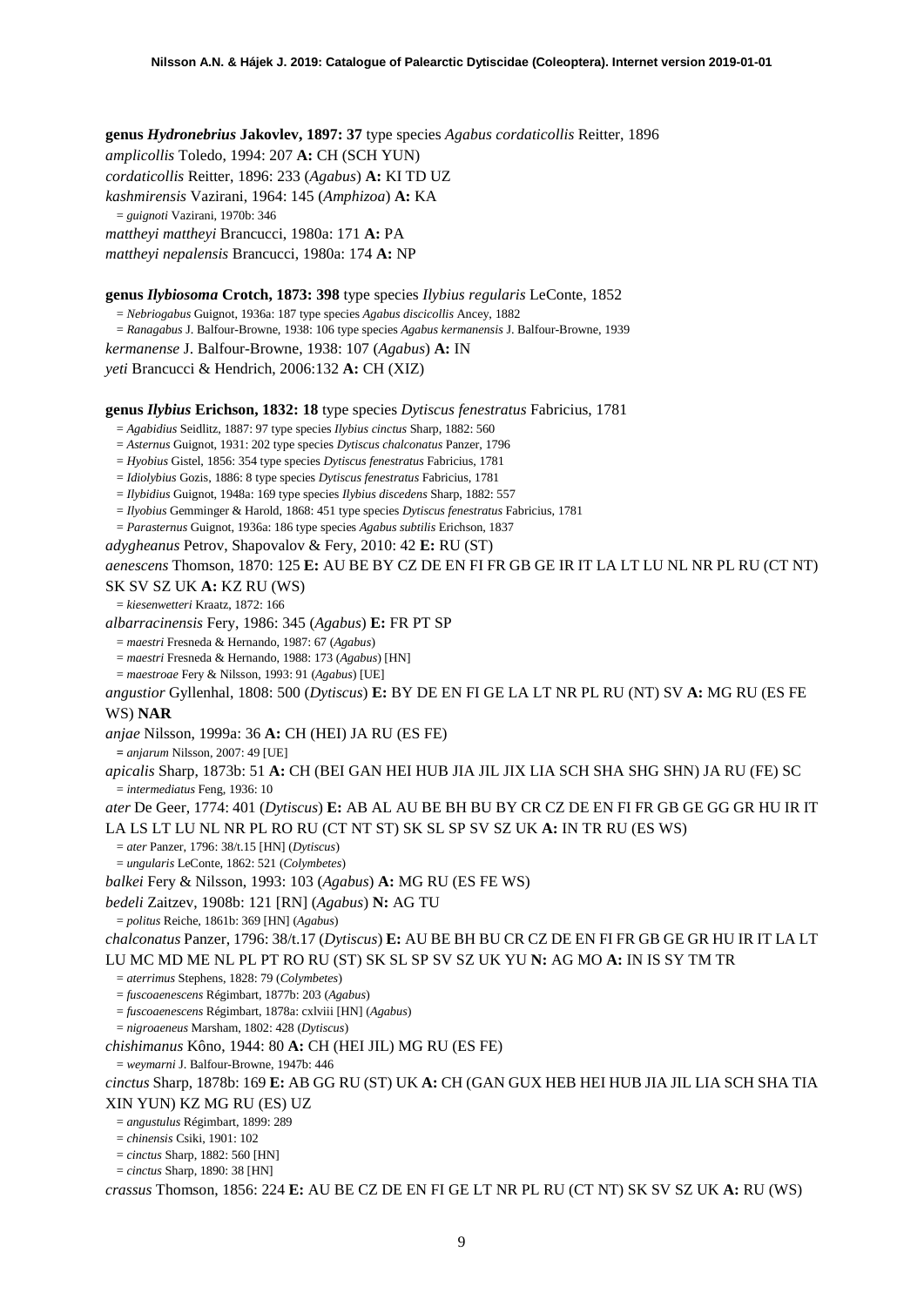**genus *Hydronebrius* Jakovlev, 1897: 37** type species *Agabus cordaticollis* Reitter, 1896

*amplicollis* Toledo, 1994: 207 **A:** CH (SCH YUN)

*cordaticollis* Reitter, 1896: 233 (*Agabus*) **A:** KI TD UZ

*kashmirensis* Vazirani, 1964: 145 (*Amphizoa*) **A:** KA

= *guignoti* Vazirani, 1970b: 346

*mattheyi mattheyi* Brancucci, 1980a: 171 **A:** PA

*mattheyi nepalensis* Brancucci, 1980a: 174 **A:** NP

**genus *Ilybiosoma* Crotch, 1873: 398** type species *Ilybius regularis* LeConte, 1852

= *Nebriogabus* Guignot, 1936a: 187 type species *Agabus discicollis* Ancey, 1882

= *Ranagabus* J. Balfour-Browne, 1938: 106 type species *Agabus kermanensis* J. Balfour-Browne, 1939

*kermanense* J. Balfour-Browne, 1938: 107 (*Agabus*) **A:** IN

*yeti* Brancucci & Hendrich, 2006:132 **A:** CH (XIZ)

**genus *Ilybius* Erichson, 1832: 18** type species *Dytiscus fenestratus* Fabricius, 1781

= *Agabidius* Seidlitz, 1887: 97 type species *Ilybius cinctus* Sharp, 1882: 560

= *Asternus* Guignot, 1931: 202 type species *Dytiscus chalconatus* Panzer, 1796

= *Hyobius* Gistel, 1856: 354 type species *Dytiscus fenestratus* Fabricius, 1781

= *Idiolybius* Gozis, 1886: 8 type species *Dytiscus fenestratus* Fabricius, 1781

= *Ilybidius* Guignot, 1948a: 169 type species *Ilybius discedens* Sharp, 1882: 557

= *Ilyobius* Gemminger & Harold, 1868: 451 type species *Dytiscus fenestratus* Fabricius, 1781

= *Parasternus* Guignot, 1936a: 186 type species *Agabus subtilis* Erichson, 1837

*adygheanus* Petrov, Shapovalov & Fery, 2010: 42 **E:** RU (ST)

*aenescens* Thomson, 1870: 125 **E:** AU BE BY CZ DE EN FI FR GB GE IR IT LA LT LU NL NR PL RU (CT NT) SK SV SZ UK **A:** KZ RU (WS)

= *kiesenwetteri* Kraatz, 1872: 166

*albarracinensis* Fery, 1986: 345 (*Agabus*) **E:** FR PT SP

= *maestri* Fresneda & Hernando, 1987: 67 (*Agabus*)

= *maestri* Fresneda & Hernando, 1988: 173 (*Agabus*) [HN]

= *maestroae* Fery & Nilsson, 1993: 91 (*Agabus*) [UE]

*angustior* Gyllenhal, 1808: 500 (*Dytiscus*) **E:** BY DE EN FI GE LA LT NR PL RU (NT) SV **A:** MG RU (ES FE WS) **NAR**

*anjae* Nilsson, 1999a: 36 **A:** CH (HEI) JA RU (ES FE)

= *anjarum* Nilsson, 2007: 49 [UE]

*apicalis* Sharp, 1873b: 51 **A:** CH (BEI GAN HEI HUB JIA JIL JIX LIA SCH SHA SHG SHN) JA RU (FE) SC

= *intermediatus* Feng, 1936: 10

*ater* De Geer, 1774: 401 (*Dytiscus*) **E:** AB AL AU BE BH BU BY CR CZ DE EN FI FR GB GE GG GR HU IR IT LA LS LT LU NL NR PL RO RU (CT NT ST) SK SL SP SV SZ UK **A:** IN TR RU (ES WS)

= *ater* Panzer, 1796: 38/t.15 [HN] (*Dytiscus*)

= *ungularis* LeConte, 1862: 521 (*Colymbetes*)

*balkei* Fery & Nilsson, 1993: 103 (*Agabus*) **A:** MG RU (ES FE WS)

*bedeli* Zaitzev, 1908b: 121 [RN] (*Agabus*) **N:** AG TU

= *politus* Reiche, 1861b: 369 [HN] (*Agabus*)

*chalconatus* Panzer, 1796: 38/t.17 (*Dytiscus*) **E:** AU BE BH BU CR CZ DE EN FI FR GB GE GR HU IR IT LA LT LU MC MD ME NL PL PT RO RU (ST) SK SL SP SV SZ UK YU **N:** AG MO **A:** IN IS SY TM TR

= *aterrimus* Stephens, 1828: 79 (*Colymbetes*)

= *fuscoaenescens* Régimbart, 1877b: 203 (*Agabus*)

= *fuscoaenescens* Régimbart, 1878a: cxlviii [HN] (*Agabus*)

= *nigroaeneus* Marsham, 1802: 428 (*Dytiscus*)

*chishimanus* Kôno, 1944: 80 **A:** CH (HEI JIL) MG RU (ES FE)

= *weymarni* J. Balfour-Browne, 1947b: 446

*cinctus* Sharp, 1878b: 169 **E:** AB GG RU (ST) UK **A:** CH (GAN GUX HEB HEI HUB JIA JIL LIA SCH SHA TIA XIN YUN) KZ MG RU (ES) UZ

= *angustulus* Régimbart, 1899: 289

= *chinensis* Csiki, 1901: 102

= *cinctus* Sharp, 1882: 560 [HN]

= *cinctus* Sharp, 1890: 38 [HN]

*crassus* Thomson, 1856: 224 **E:** AU BE CZ DE EN FI GE LT NR PL RU (CT NT) SK SV SZ UK **A:** RU (WS)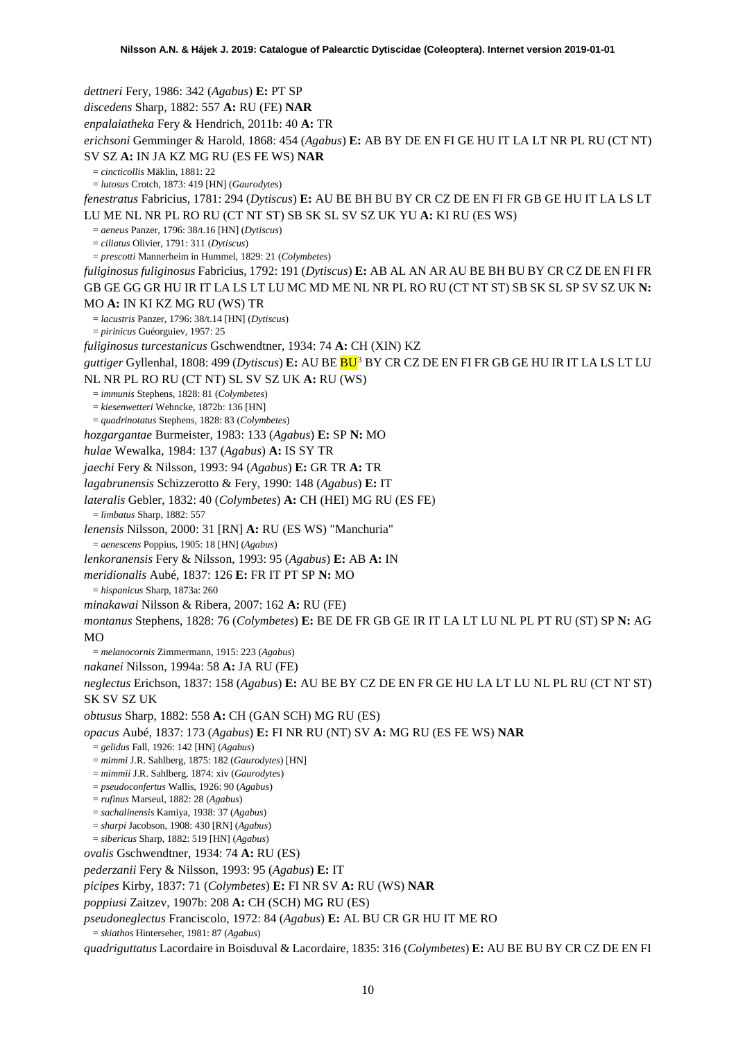*dettneri* Fery, 1986: 342 (*Agabus*) **E:** PT SP

*discedens* Sharp, 1882: 557 **A:** RU (FE) **NAR**

*enpalaiatheka* Fery & Hendrich, 2011b: 40 **A:** TR

*erichsoni* Gemminger & Harold, 1868: 454 (*Agabus*) **E:** AB BY DE EN FI GE HU IT LA LT NR PL RU (CT NT) SV SZ **A:** IN JA KZ MG RU (ES FE WS) **NAR**

= *cincticollis* Mäklin, 1881: 22

= *lutosus* Crotch, 1873: 419 [HN] (*Gaurodytes*)

*fenestratus* Fabricius, 1781: 294 (*Dytiscus*) **E:** AU BE BH BU BY CR CZ DE EN FI FR GB GE HU IT LA LS LT LU ME NL NR PL RO RU (CT NT ST) SB SK SL SV SZ UK YU **A:** KI RU (ES WS)

= *aeneus* Panzer, 1796: 38/t.16 [HN] (*Dytiscus*)

= *ciliatus* Olivier, 1791: 311 (*Dytiscus*)

= *prescotti* Mannerheim in Hummel, 1829: 21 (*Colymbetes*)

*fuliginosus fuliginosus* Fabricius, 1792: 191 (*Dytiscus*) **E:** AB AL AN AR AU BE BH BU BY CR CZ DE EN FI FR GB GE GG GR HU IR IT LA LS LT LU MC MD ME NL NR PL RO RU (CT NT ST) SB SK SL SP SV SZ UK **N:** MO **A:** IN KI KZ MG RU (WS) TR

= *lacustris* Panzer, 1796: 38/t.14 [HN] (*Dytiscus*)

= *pirinicus* Guéorguiev, 1957: 25

*fuliginosus turcestanicus* Gschwendtner, 1934: 74 **A:** CH (XIN) KZ

*guttiger* Gyllenhal, 1808: 499 (*Dytiscus*) **E:** AU BE BU[3] BY CR CZ DE EN FI FR GB GE HU IR IT LA LS LT LU NL NR PL RO RU (CT NT) SL SV SZ UK **A:** RU (WS)

= *immunis* Stephens, 1828: 81 (*Colymbetes*)

= *kiesenwetteri* Wehncke, 1872b: 136 [HN]

= *quadrinotatus* Stephens, 1828: 83 (*Colymbetes*)

*hozgargantae* Burmeister, 1983: 133 (*Agabus*) **E:** SP **N:** MO

*hulae* Wewalka, 1984: 137 (*Agabus*) **A:** IS SY TR

*jaechi* Fery & Nilsson, 1993: 94 (*Agabus*) **E:** GR TR **A:** TR

*lagabrunensis* Schizzerotto & Fery, 1990: 148 (*Agabus*) **E:** IT

*lateralis* Gebler, 1832: 40 (*Colymbetes*) **A:** CH (HEI) MG RU (ES FE)

= *limbatus* Sharp, 1882: 557

*lenensis* Nilsson, 2000: 31 [RN] **A:** RU (ES WS) "Manchuria"

= *aenescens* Poppius, 1905: 18 [HN] (*Agabus*)

*lenkoranensis* Fery & Nilsson, 1993: 95 (*Agabus*) **E:** AB **A:** IN

*meridionalis* Aubé, 1837: 126 **E:** FR IT PT SP **N:** MO

= *hispanicus* Sharp, 1873a: 260

*minakawai* Nilsson & Ribera, 2007: 162 **A:** RU (FE)

*montanus* Stephens, 1828: 76 (*Colymbetes*) **E:** BE DE FR GB GE IR IT LA LT LU NL PL PT RU (ST) SP **N:** AG MO

= *melanocornis* Zimmermann, 1915: 223 (*Agabus*)

*nakanei* Nilsson, 1994a: 58 **A:** JA RU (FE)

*neglectus* Erichson, 1837: 158 (*Agabus*) **E:** AU BE BY CZ DE EN FR GE HU LA LT LU NL PL RU (CT NT ST) SK SV SZ UK

*obtusus* Sharp, 1882: 558 **A:** CH (GAN SCH) MG RU (ES)

*opacus* Aubé, 1837: 173 (*Agabus*) **E:** FI NR RU (NT) SV **A:** MG RU (ES FE WS) **NAR**

= *gelidus* Fall, 1926: 142 [HN] (*Agabus*)

= *mimmi* J.R. Sahlberg, 1875: 182 (*Gaurodytes*) [HN]

= *mimmii* J.R. Sahlberg, 1874: xiv (*Gaurodytes*)

= *pseudoconfertus* Wallis, 1926: 90 (*Agabus*)

= *rufinus* Marseul, 1882: 28 (*Agabus*)

= *sachalinensis* Kamiya, 1938: 37 (*Agabus*)

= *sharpi* Jacobson, 1908: 430 [RN] (*Agabus*)

= *sibericus* Sharp, 1882: 519 [HN] (*Agabus*)

*ovalis* Gschwendtner, 1934: 74 **A:** RU (ES)

*pederzanii* Fery & Nilsson, 1993: 95 (*Agabus*) **E:** IT

*picipes* Kirby, 1837: 71 (*Colymbetes*) **E:** FI NR SV **A:** RU (WS) **NAR**

*poppiusi* Zaitzev, 1907b: 208 **A:** CH (SCH) MG RU (ES)

*pseudoneglectus* Franciscolo, 1972: 84 (*Agabus*) **E:** AL BU CR GR HU IT ME RO

= *skiathos* Hinterseher, 1981: 87 (*Agabus*)

*quadriguttatus* Lacordaire in Boisduval & Lacordaire, 1835: 316 (*Colymbetes*) **E:** AU BE BU BY CR CZ DE EN FI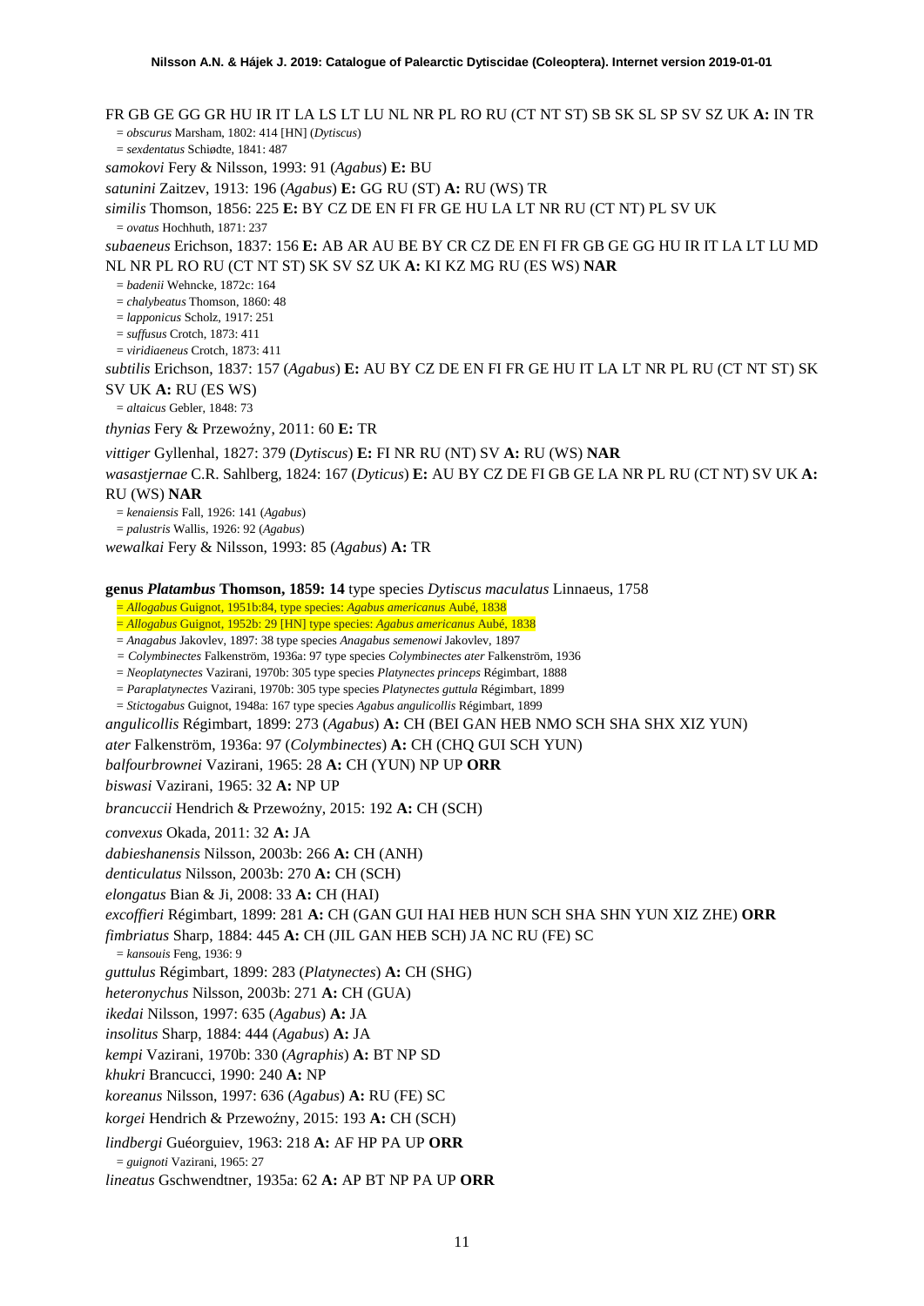FR GB GE GG GR HU IR IT LA LS LT LU NL NR PL RO RU (CT NT ST) SB SK SL SP SV SZ UK **A:** IN TR

= *obscurus* Marsham, 1802: 414 [HN] (*Dytiscus*)

= *sexdentatus* Schiødte, 1841: 487

*samokovi* Fery & Nilsson, 1993: 91 (*Agabus*) **E:** BU

*satunini* Zaitzev, 1913: 196 (*Agabus*) **E:** GG RU (ST) **A:** RU (WS) TR

*similis* Thomson, 1856: 225 **E:** BY CZ DE EN FI FR GE HU LA LT NR RU (CT NT) PL SV UK

= *ovatus* Hochhuth, 1871: 237

*subaeneus* Erichson, 1837: 156 **E:** AB AR AU BE BY CR CZ DE EN FI FR GB GE GG HU IR IT LA LT LU MD NL NR PL RO RU (CT NT ST) SK SV SZ UK **A:** KI KZ MG RU (ES WS) **NAR**

= *badenii* Wehncke, 1872c: 164

= *chalybeatus* Thomson, 1860: 48

= *lapponicus* Scholz, 1917: 251

= *suffusus* Crotch, 1873: 411

= *viridiaeneus* Crotch, 1873: 411

*subtilis* Erichson, 1837: 157 (*Agabus*) **E:** AU BY CZ DE EN FI FR GE HU IT LA LT NR PL RU (CT NT ST) SK SV UK **A:** RU (ES WS)

= *altaicus* Gebler, 1848: 73

*thynias* Fery & Przewoźny, 2011: 60 **E:** TR

*vittiger* Gyllenhal, 1827: 379 (*Dytiscus*) **E:** FI NR RU (NT) SV **A:** RU (WS) **NAR**

*wasastjernae* C.R. Sahlberg, 1824: 167 (*Dyticus*) **E:** AU BY CZ DE FI GB GE LA NR PL RU (CT NT) SV UK **A:** RU (WS) **NAR**

= *kenaiensis* Fall, 1926: 141 (*Agabus*)

= *palustris* Wallis, 1926: 92 (*Agabus*)

*wewalkai* Fery & Nilsson, 1993: 85 (*Agabus*) **A:** TR

**genus *Platambus* Thomson, 1859: 14** type species *Dytiscus maculatus* Linnaeus, 1758

= *Allogabus* Guignot, 1951b:84, type species: *Agabus americanus* Aubé, 1838

= *Allogabus* Guignot, 1952b: 29 [HN] type species: *Agabus americanus* Aubé, 1838

= *Anagabus* Jakovlev, 1897: 38 type species *Anagabus semenowi* Jakovlev, 1897

= *Colymbinectes* Falkenström, 1936a: 97 type species *Colymbinectes ater* Falkenström, 1936

= *Neoplatynectes* Vazirani, 1970b: 305 type species *Platynectes princeps* Régimbart, 1888

= *Paraplatynectes* Vazirani, 1970b: 305 type species *Platynectes guttula* Régimbart, 1899

= *Stictogabus* Guignot, 1948a: 167 type species *Agabus angulicollis* Régimbart, 1899

*angulicollis* Régimbart, 1899: 273 (*Agabus*) **A:** CH (BEI GAN HEB NMO SCH SHA SHX XIZ YUN)

*ater* Falkenström, 1936a: 97 (*Colymbinectes*) **A:** CH (CHQ GUI SCH YUN)

*balfourbrownei* Vazirani, 1965: 28 **A:** CH (YUN) NP UP **ORR**

*biswasi* Vazirani, 1965: 32 **A:** NP UP

*brancuccii* Hendrich & Przewoźny, 2015: 192 **A:** CH (SCH)

*convexus* Okada, 2011: 32 **A:** JA

*dabieshanensis* Nilsson, 2003b: 266 **A:** CH (ANH)

*denticulatus* Nilsson, 2003b: 270 **A:** CH (SCH)

*elongatus* Bian & Ji, 2008: 33 **A:** CH (HAI)

*excoffieri* Régimbart, 1899: 281 **A:** CH (GAN GUI HAI HEB HUN SCH SHA SHN YUN XIZ ZHE) **ORR**

*fimbriatus* Sharp, 1884: 445 **A:** CH (JIL GAN HEB SCH) JA NC RU (FE) SC

= *kansouis* Feng, 1936: 9

*guttulus* Régimbart, 1899: 283 (*Platynectes*) **A:** CH (SHG)

*heteronychus* Nilsson, 2003b: 271 **A:** CH (GUA)

*ikedai* Nilsson, 1997: 635 (*Agabus*) **A:** JA

*insolitus* Sharp, 1884: 444 (*Agabus*) **A:** JA

*kempi* Vazirani, 1970b: 330 (*Agraphis*) **A:** BT NP SD

*khukri* Brancucci, 1990: 240 **A:** NP

*koreanus* Nilsson, 1997: 636 (*Agabus*) **A:** RU (FE) SC

*korgei* Hendrich & Przewoźny, 2015: 193 **A:** CH (SCH)

*lindbergi* Guéorguiev, 1963: 218 **A:** AF HP PA UP **ORR**

= *guignoti* Vazirani, 1965: 27

*lineatus* Gschwendtner, 1935a: 62 **A:** AP BT NP PA UP **ORR**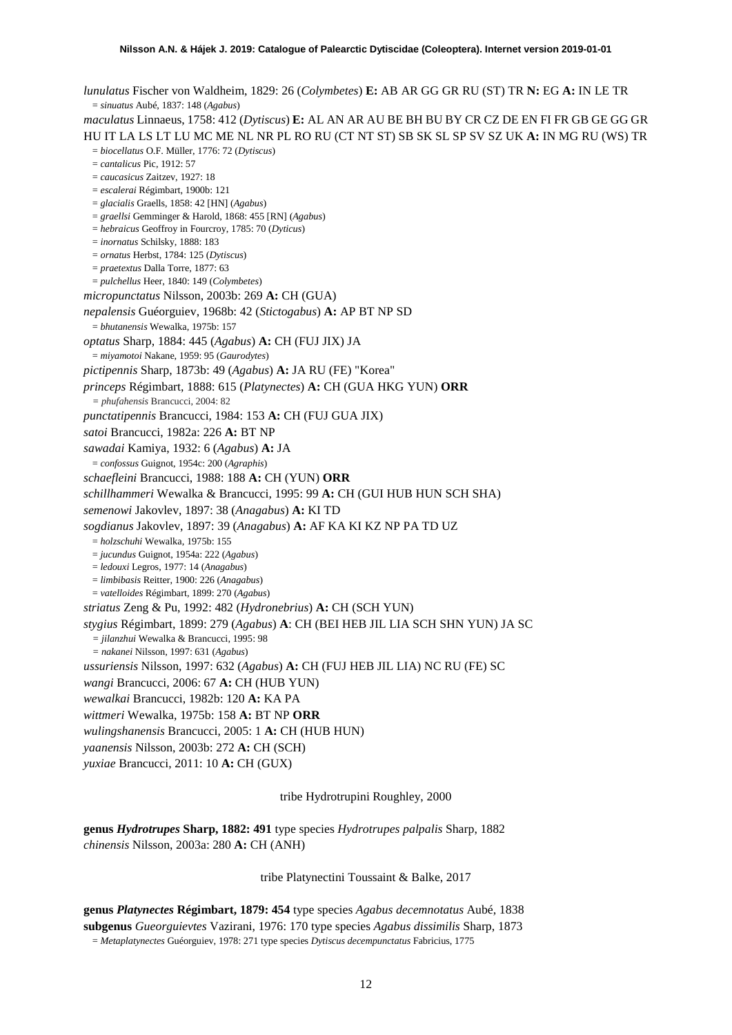*lunulatus* Fischer von Waldheim, 1829: 26 (*Colymbetes*) **E:** AB AR GG GR RU (ST) TR **N:** EG **A:** IN LE TR
= *sinuatus* Aubé, 1837: 148 (*Agabus*)

*maculatus* Linnaeus, 1758: 412 (*Dytiscus*) **E:** AL AN AR AU BE BH BU BY CR CZ DE EN FI FR GB GE GG GR HU IT LA LS LT LU MC ME NL NR PL RO RU (CT NT ST) SB SK SL SP SV SZ UK **A:** IN MG RU (WS) TR
= *biocellatus* O.F. Müller, 1776: 72 (*Dytiscus*)
= *cantalicus* Pic, 1912: 57
= *caucasicus* Zaitzev, 1927: 18
= *escalerai* Régimbart, 1900b: 121
= *glacialis* Graells, 1858: 42 [HN] (*Agabus*)
= *graellsi* Gemminger & Harold, 1868: 455 [RN] (*Agabus*)
= *hebraicus* Geoffroy in Fourcroy, 1785: 70 (*Dyticus*)
= *inornatus* Schilsky, 1888: 183
= *ornatus* Herbst, 1784: 125 (*Dytiscus*)
= *praetextus* Dalla Torre, 1877: 63
= *pulchellus* Heer, 1840: 149 (*Colymbetes*)

*micropunctatus* Nilsson, 2003b: 269 **A:** CH (GUA)

*nepalensis* Guéorguiev, 1968b: 42 (*Stictogabus*) **A:** AP BT NP SD
= *bhutanensis* Wewalka, 1975b: 157

*optatus* Sharp, 1884: 445 (*Agabus*) **A:** CH (FUJ JIX) JA
= *miyamotoi* Nakane, 1959: 95 (*Gaurodytes*)

*pictipennis* Sharp, 1873b: 49 (*Agabus*) **A:** JA RU (FE) "Korea"

*princeps* Régimbart, 1888: 615 (*Platynectes*) **A:** CH (GUA HKG YUN) **ORR**
= *phufahensis* Brancucci, 2004: 82

*punctatipennis* Brancucci, 1984: 153 **A:** CH (FUJ GUA JIX)

*satoi* Brancucci, 1982a: 226 **A:** BT NP

*sawadai* Kamiya, 1932: 6 (*Agabus*) **A:** JA
= *confossus* Guignot, 1954c: 200 (*Agraphis*)

*schaefleini* Brancucci, 1988: 188 **A:** CH (YUN) **ORR**

*schillhammeri* Wewalka & Brancucci, 1995: 99 **A:** CH (GUI HUB HUN SCH SHA)

*semenowi* Jakovlev, 1897: 38 (*Anagabus*) **A:** KI TD

*sogdianus* Jakovlev, 1897: 39 (*Anagabus*) **A:** AF KA KI KZ NP PA TD UZ
= *holzschuhi* Wewalka, 1975b: 155
= *jucundus* Guignot, 1954a: 222 (*Agabus*)
= *ledouxi* Legros, 1977: 14 (*Anagabus*)
= *limbibasis* Reitter, 1900: 226 (*Anagabus*)
= *vatelloides* Régimbart, 1899: 270 (*Agabus*)

*striatus* Zeng & Pu, 1992: 482 (*Hydronebrius*) **A:** CH (SCH YUN)

*stygius* Régimbart, 1899: 279 (*Agabus*) **A**: CH (BEI HEB JIL LIA SCH SHN YUN) JA SC
= *jilanzhui* Wewalka & Brancucci, 1995: 98
= *nakanei* Nilsson, 1997: 631 (*Agabus*)

*ussuriensis* Nilsson, 1997: 632 (*Agabus*) **A:** CH (FUJ HEB JIL LIA) NC RU (FE) SC

*wangi* Brancucci, 2006: 67 **A:** CH (HUB YUN)

*wewalkai* Brancucci, 1982b: 120 **A:** KA PA

*wittmeri* Wewalka, 1975b: 158 **A:** BT NP **ORR**

*wulingshanensis* Brancucci, 2005: 1 **A:** CH (HUB HUN)

*yaanensis* Nilsson, 2003b: 272 **A:** CH (SCH)

*yuxiae* Brancucci, 2011: 10 **A:** CH (GUX)

tribe Hydrotrupini Roughley, 2000

**genus *Hydrotrupes* Sharp, 1882: 491** type species *Hydrotrupes palpalis* Sharp, 1882

*chinensis* Nilsson, 2003a: 280 **A:** CH (ANH)

tribe Platynectini Toussaint & Balke, 2017

**genus *Platynectes* Régimbart, 1879: 454** type species *Agabus decemnotatus* Aubé, 1838

**subgenus *Gueorguievtes* Vazirani, 1976: 170** type species *Agabus dissimilis* Sharp, 1873
= *Metaplatynectes* Guéorguiev, 1978: 271 type species *Dytiscus decempunctatus* Fabricius, 1775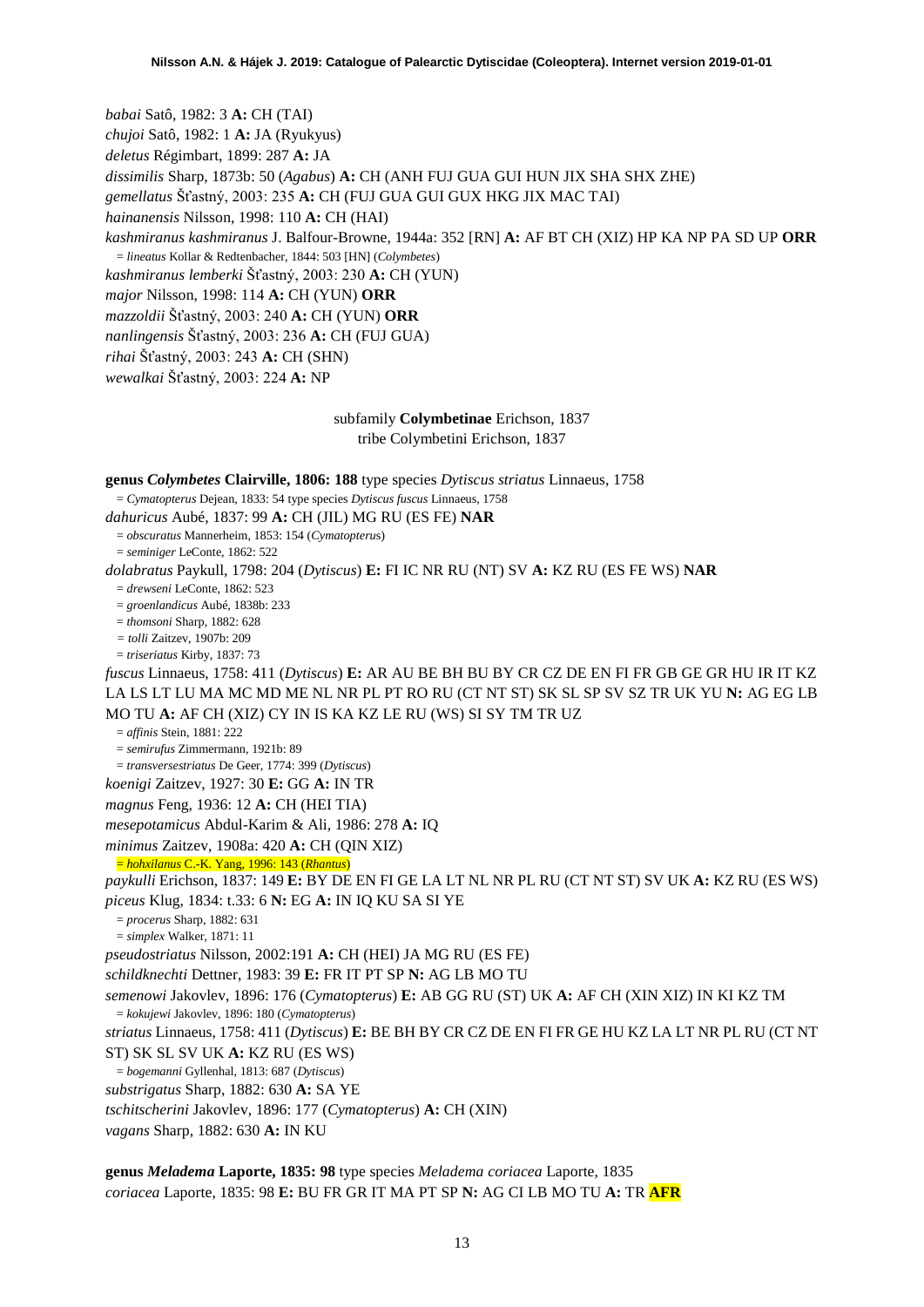*babai* Satô, 1982: 3 **A:** CH (TAI)
*chujoi* Satô, 1982: 1 **A:** JA (Ryukyus)
*deletus* Régimbart, 1899: 287 **A:** JA
*dissimilis* Sharp, 1873b: 50 (*Agabus*) **A:** CH (ANH FUJ GUA GUI HUN JIX SHA SHX ZHE)
*gemellatus* Šťastný, 2003: 235 **A:** CH (FUJ GUA GUI GUX HKG JIX MAC TAI)
*hainanensis* Nilsson, 1998: 110 **A:** CH (HAI)
*kashmiranus kashmiranus* J. Balfour-Browne, 1944a: 352 [RN] **A:** AF BT CH (XIZ) HP KA NP PA SD UP **ORR**
= *lineatus* Kollar & Redtenbacher, 1844: 503 [HN] (*Colymbetes*)
*kashmiranus lemberki* Šťastný, 2003: 230 **A:** CH (YUN)
*major* Nilsson, 1998: 114 **A:** CH (YUN) **ORR**
*mazzoldii* Šťastný, 2003: 240 **A:** CH (YUN) **ORR**
*nanlingensis* Šťastný, 2003: 236 **A:** CH (FUJ GUA)
*rihai* Šťastný, 2003: 243 **A:** CH (SHN)
*wewalkai* Šťastný, 2003: 224 **A:** NP

subfamily **Colymbetinae** Erichson, 1837
tribe Colymbetini Erichson, 1837

**genus *Colymbetes* Clairville, 1806: 188** type species *Dytiscus striatus* Linnaeus, 1758
= *Cymatopterus* Dejean, 1833: 54 type species *Dytiscus fuscus* Linnaeus, 1758
*dahuricus* Aubé, 1837: 99 **A:** CH (JIL) MG RU (ES FE) **NAR**
= *obscuratus* Mannerheim, 1853: 154 (*Cymatopterus*)
= *seminiger* LeConte, 1862: 522
*dolabratus* Paykull, 1798: 204 (*Dytiscus*) **E:** FI IC NR RU (NT) SV **A:** KZ RU (ES FE WS) **NAR**
= *drewseni* LeConte, 1862: 523
= *groenlandicus* Aubé, 1838b: 233
= *thomsoni* Sharp, 1882: 628
= *tolli* Zaitzev, 1907b: 209
= *triseriatus* Kirby, 1837: 73
*fuscus* Linnaeus, 1758: 411 (*Dytiscus*) **E:** AR AU BE BH BU BY CR CZ DE EN FI FR GB GE GR HU IR IT KZ LA LS LT LU MA MC MD ME NL NR PL PT RO RU (CT NT ST) SK SL SP SV SZ TR UK YU **N:** AG EG LB MO TU **A:** AF CH (XIZ) CY IN IS KA KZ LE RU (WS) SI SY TM TR UZ
= *affinis* Stein, 1881: 222
= *semirufus* Zimmermann, 1921b: 89
= *transversestriatus* De Geer, 1774: 399 (*Dytiscus*)
*koenigi* Zaitzev, 1927: 30 **E:** GG **A:** IN TR
*magnus* Feng, 1936: 12 **A:** CH (HEI TIA)
*mesepotamicus* Abdul-Karim & Ali, 1986: 278 **A:** IQ
*minimus* Zaitzev, 1908a: 420 **A:** CH (QIN XIZ)
= *hohxilanus* C.-K. Yang, 1996: 143 (*Rhantus*)
*paykulli* Erichson, 1837: 149 **E:** BY DE EN FI GE LA LT NL NR PL RU (CT NT ST) SV UK **A:** KZ RU (ES WS)
*piceus* Klug, 1834: t.33: 6 **N:** EG **A:** IN IQ KU SA SI YE
= *procerus* Sharp, 1882: 631
= *simplex* Walker, 1871: 11
*pseudostriatus* Nilsson, 2002:191 **A:** CH (HEI) JA MG RU (ES FE)
*schildknechti* Dettner, 1983: 39 **E:** FR IT PT SP **N:** AG LB MO TU
*semenowi* Jakovlev, 1896: 176 (*Cymatopterus*) **E:** AB GG RU (ST) UK **A:** AF CH (XIN XIZ) IN KI KZ TM
= *kokujewi* Jakovlev, 1896: 180 (*Cymatopterus*)
*striatus* Linnaeus, 1758: 411 (*Dytiscus*) **E:** BE BH BY CR CZ DE EN FI FR GE HU KZ LA LT NL NR PL RU (CT NT ST) SK SL SV UK **A:** KZ RU (ES WS)
= *bogemanni* Gyllenhal, 1813: 687 (*Dytiscus*)
*substrigatus* Sharp, 1882: 630 **A:** SA YE
*tschitscherini* Jakovlev, 1896: 177 (*Cymatopterus*) **A:** CH (XIN)
*vagans* Sharp, 1882: 630 **A:** IN KU

**genus *Meladema* Laporte, 1835: 98** type species *Meladema coriacea* Laporte, 1835
*coriacea* Laporte, 1835: 98 **E:** BU FR GR IT MA PT SP **N:** AG CI LB MO TU **A:** TR **AFR**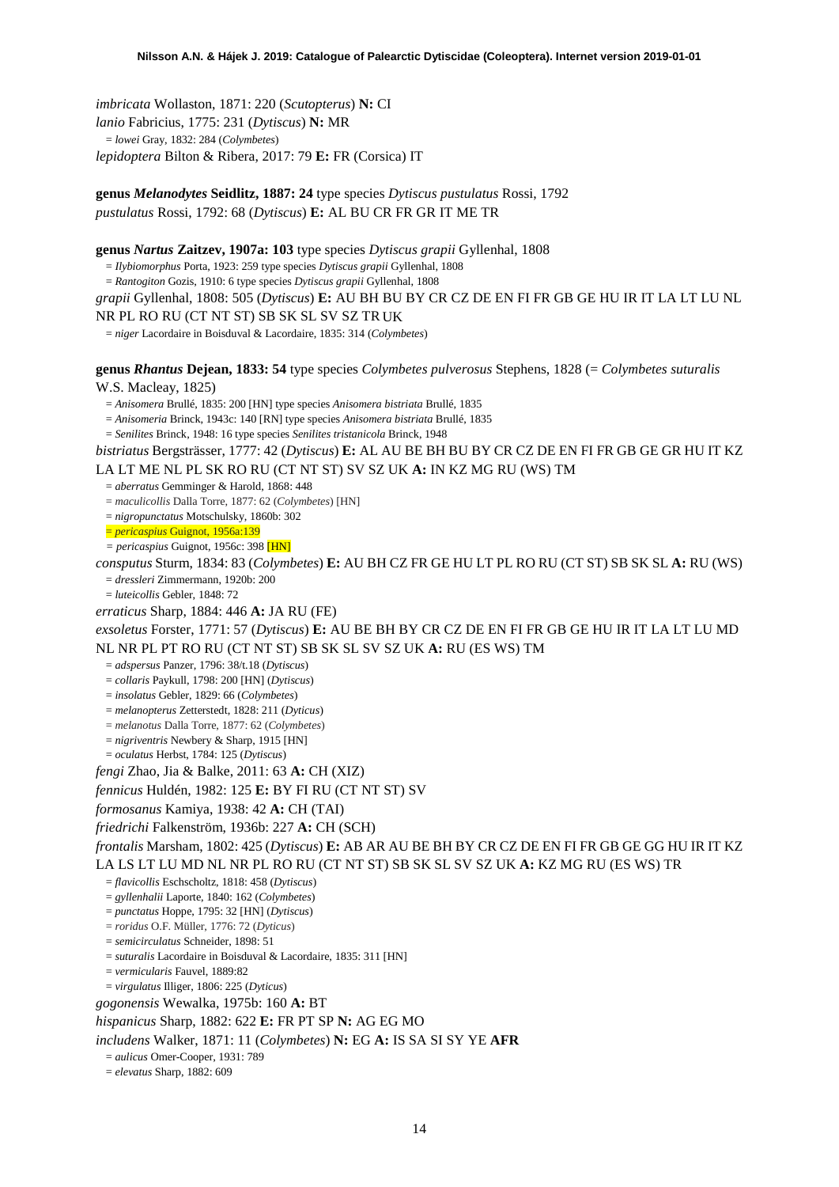*imbricata* Wollaston, 1871: 220 (*Scutopterus*) **N:** CI
*lanio* Fabricius, 1775: 231 (*Dytiscus*) **N:** MR
= *lowei* Gray, 1832: 284 (*Colymbetes*)
*lepidoptera* Bilton & Ribera, 2017: 79 **E:** FR (Corsica) IT

**genus *Melanodytes* Seidlitz, 1887: 24** type species *Dytiscus pustulatus* Rossi, 1792
*pustulatus* Rossi, 1792: 68 (*Dytiscus*) **E:** AL BU CR FR GR IT ME TR

**genus *Nartus* Zaitzev, 1907a: 103** type species *Dytiscus grapii* Gyllenhal, 1808
= *Ilybiomorphus* Porta, 1923: 259 type species *Dytiscus grapii* Gyllenhal, 1808
= *Rantogiton* Gozis, 1910: 6 type species *Dytiscus grapii* Gyllenhal, 1808
*grapii* Gyllenhal, 1808: 505 (*Dytiscus*) **E:** AU BH BU BY CR CZ DE EN FI FR GB GE HU IR IT LA LT LU NL NR PL RO RU (CT NT ST) SB SK SL SV SZ TR UK
= *niger* Lacordaire in Boisduval & Lacordaire, 1835: 314 (*Colymbetes*)

**genus *Rhantus* Dejean, 1833: 54** type species *Colymbetes pulverosus* Stephens, 1828 (= *Colymbetes suturalis* W.S. Macleay, 1825)
= *Anisomera* Brullé, 1835: 200 [HN] type species *Anisomera bistriata* Brullé, 1835
= *Anisomeria* Brinck, 1943c: 140 [RN] type species *Anisomera bistriata* Brullé, 1835
= *Senilites* Brinck, 1948: 16 type species *Senilites tristanicola* Brinck, 1948
*bistriatus* Bergsträsser, 1777: 42 (*Dytiscus*) **E:** AL AU BE BH BU BY CR CZ DE EN FI FR GB GE GR HU IT KZ LA LT ME NL PL SK RO RU (CT NT ST) SV SZ UK **A:** IN KZ MG RU (WS) TM
= *aberratus* Gemminger & Harold, 1868: 448
= *maculicollis* Dalla Torre, 1877: 62 (*Colymbetes*) [HN]
= *nigropunctatus* Motschulsky, 1860b: 302
= *pericaspius* Guignot, 1956a:139
= *pericaspius* Guignot, 1956c: 398 [HN]
*consputus* Sturm, 1834: 83 (*Colymbetes*) **E:** AU BH CZ FR GE HU LT PL RO RU (CT ST) SB SK SL **A:** RU (WS)
= *dressleri* Zimmermann, 1920b: 200
= *luteicollis* Gebler, 1848: 72
*erraticus* Sharp, 1884: 446 **A:** JA RU (FE)
*exsoletus* Forster, 1771: 57 (*Dytiscus*) **E:** AU BE BH BY CR CZ DE EN FI FR GB GE HU IR IT LA LT LU MD NL NR PL PT RO RU (CT NT ST) SB SK SL SV SZ UK **A:** RU (ES WS) TM
= *adspersus* Panzer, 1796: 38/t.18 (*Dytiscus*)
= *collaris* Paykull, 1798: 200 [HN] (*Dytiscus*)
= *insolatus* Gebler, 1829: 66 (*Colymbetes*)
= *melanopterus* Zetterstedt, 1828: 211 (*Dyticus*)
= *melanotus* Dalla Torre, 1877: 62 (*Colymbetes*)
= *nigriventris* Newbery & Sharp, 1915 [HN]
= *oculatus* Herbst, 1784: 125 (*Dytiscus*)
*fengi* Zhao, Jia & Balke, 2011: 63 **A:** CH (XIZ)
*fennicus* Huldén, 1982: 125 **E:** BY FI RU (CT NT ST) SV
*formosanus* Kamiya, 1938: 42 **A:** CH (TAI)
*friedrichi* Falkenström, 1936b: 227 **A:** CH (SCH)
*frontalis* Marsham, 1802: 425 (*Dytiscus*) **E:** AB AR AU BE BH BY CR CZ DE EN FI FR GB GE GG HU IR IT KZ LA LS LT LU MD NL NR PL RO RU (CT NT ST) SB SK SL SV SZ UK **A:** KZ MG RU (ES WS) TR
= *flavicollis* Eschscholtz, 1818: 458 (*Dytiscus*)
= *gyllenhalii* Laporte, 1840: 162 (*Colymbetes*)
= *punctatus* Hoppe, 1795: 32 [HN] (*Dytiscus*)
= *roridus* O.F. Müller, 1776: 72 (*Dyticus*)
= *semicirculatus* Schneider, 1898: 51
= *suturalis* Lacordaire in Boisduval & Lacordaire, 1835: 311 [HN]
= *vermicularis* Fauvel, 1889:82
= *virgulatus* Illiger, 1806: 225 (*Dyticus*)
*gogonensis* Wewalka, 1975b: 160 **A:** BT
*hispanicus* Sharp, 1882: 622 **E:** FR PT SP **N:** AG EG MO
*includens* Walker, 1871: 11 (*Colymbetes*) **N:** EG **A:** IS SA SI SY YE **AFR**
= *aulicus* Omer-Cooper, 1931: 789
= *elevatus* Sharp, 1882: 609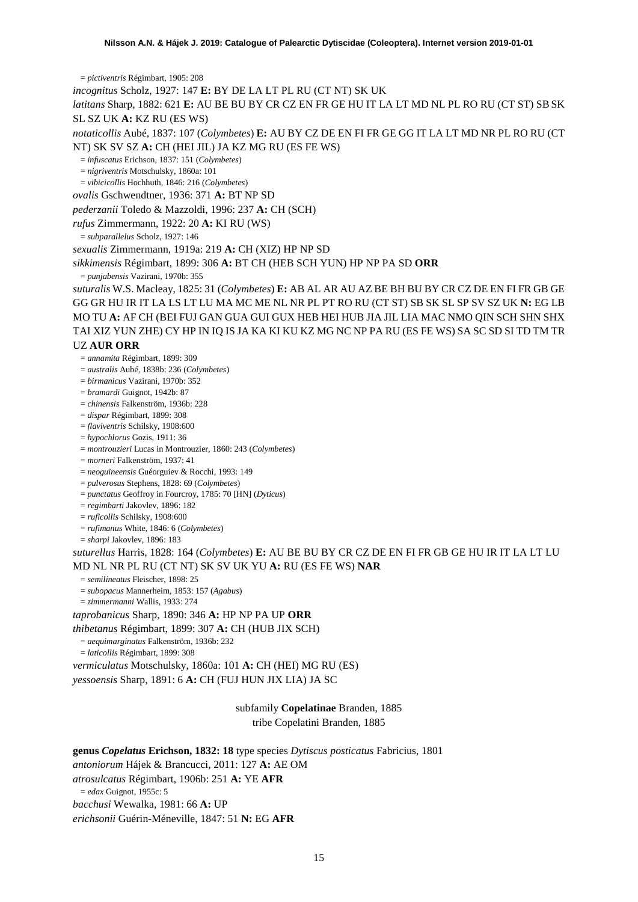= *pictiventris* Régimbart, 1905: 208

*incognitus* Scholz, 1927: 147 **E:** BY DE LA LT PL RU (CT NT) SK UK

*latitans* Sharp, 1882: 621 **E:** AU BE BU BY CR CZ EN FR GE HU IT LA LT MD NL PL RO RU (CT ST) SB SK SL SZ UK **A:** KZ RU (ES WS)

*notaticollis* Aubé, 1837: 107 (*Colymbetes*) **E:** AU BY CZ DE EN FI FR GE GG IT LA LT MD NR PL RO RU (CT NT) SK SV SZ **A:** CH (HEI JIL) JA KZ MG RU (ES FE WS)

= *infuscatus* Erichson, 1837: 151 (*Colymbetes*)

= *nigriventris* Motschulsky, 1860a: 101

= *vibicicollis* Hochhuth, 1846: 216 (*Colymbetes*)

*ovalis* Gschwendtner, 1936: 371 **A:** BT NP SD

*pederzanii* Toledo & Mazzoldi, 1996: 237 **A:** CH (SCH)

*rufus* Zimmermann, 1922: 20 **A:** KI RU (WS)

= *subparallelus* Scholz, 1927: 146

*sexualis* Zimmermann, 1919a: 219 **A:** CH (XIZ) HP NP SD

*sikkimensis* Régimbart, 1899: 306 **A:** BT CH (HEB SCH YUN) HP NP PA SD **ORR**

= *punjabensis* Vazirani, 1970b: 355

*suturalis* W.S. Macleay, 1825: 31 (*Colymbetes*) **E:** AB AL AR AU AZ BE BH BU BY CR CZ DE EN FI FR GB GE GG GR HU IR IT LA LS LT LU MA MC ME NL NR PL PT RO RU (CT ST) SB SK SL SP SV SZ UK **N:** EG LB MO TU **A:** AF CH (BEI FUJ GAN GUA GUI GUX HEB HEI HUB JIA JIL LIA MAC NMO QIN SCH SHN SHX TAI XIZ YUN ZHE) CY HP IN IQ IS JA KA KI KU KZ MG NC NP PA RU (ES FE WS) SA SC SD SI TD TM TR UZ **AUR ORR**

= *annamita* Régimbart, 1899: 309

= *australis* Aubé, 1838b: 236 (*Colymbetes*)

= *birmanicus* Vazirani, 1970b: 352

= *bramardi* Guignot, 1942b: 87

= *chinensis* Falkenström, 1936b: 228

= *dispar* Régimbart, 1899: 308

= *flaviventris* Schilsky, 1908:600

= *hypochlorus* Gozis, 1911: 36

= *montrouzieri* Lucas in Montrouzier, 1860: 243 (*Colymbetes*)

= *morneri* Falkenström, 1937: 41

= *neoguineensis* Guéorguiev & Rocchi, 1993: 149

= *pulverosus* Stephens, 1828: 69 (*Colymbetes*)

= *punctatus* Geoffroy in Fourcroy, 1785: 70 [HN] (*Dyticus*)

= *regimbarti* Jakovlev, 1896: 182

= *ruficollis* Schilsky, 1908:600

= *rufimanus* White, 1846: 6 (*Colymbetes*)

= *sharpi* Jakovlev, 1896: 183

*suturellus* Harris, 1828: 164 (*Colymbetes*) **E:** AU BE BU BY CR CZ DE EN FI FR GB GE HU IR IT LA LT LU MD NL NR PL RU (CT NT) SK SV UK YU **A:** RU (ES FE WS) **NAR**

= *semilineatus* Fleischer, 1898: 25

= *subopacus* Mannerheim, 1853: 157 (*Agabus*)

= *zimmermanni* Wallis, 1933: 274

*taprobanicus* Sharp, 1890: 346 **A:** HP NP PA UP **ORR**

*thibetanus* Régimbart, 1899: 307 **A:** CH (HUB JIX SCH)

= *aequimarginatus* Falkenström, 1936b: 232

= *laticollis* Régimbart, 1899: 308

*vermiculatus* Motschulsky, 1860a: 101 **A:** CH (HEI) MG RU (ES)

*yessoensis* Sharp, 1891: 6 **A:** CH (FUJ HUN JIX LIA) JA SC

subfamily **Copelatinae** Branden, 1885

tribe Copelatini Branden, 1885

**genus *Copelatus* Erichson, 1832: 18** type species *Dytiscus posticatus* Fabricius, 1801

*antoniorum* Hájek & Brancucci, 2011: 127 **A:** AE OM

*atrosulcatus* Régimbart, 1906b: 251 **A:** YE **AFR**

= *edax* Guignot, 1955c: 5

*bacchusi* Wewalka, 1981: 66 **A:** UP

*erichsonii* Guérin-Méneville, 1847: 51 **N:** EG **AFR**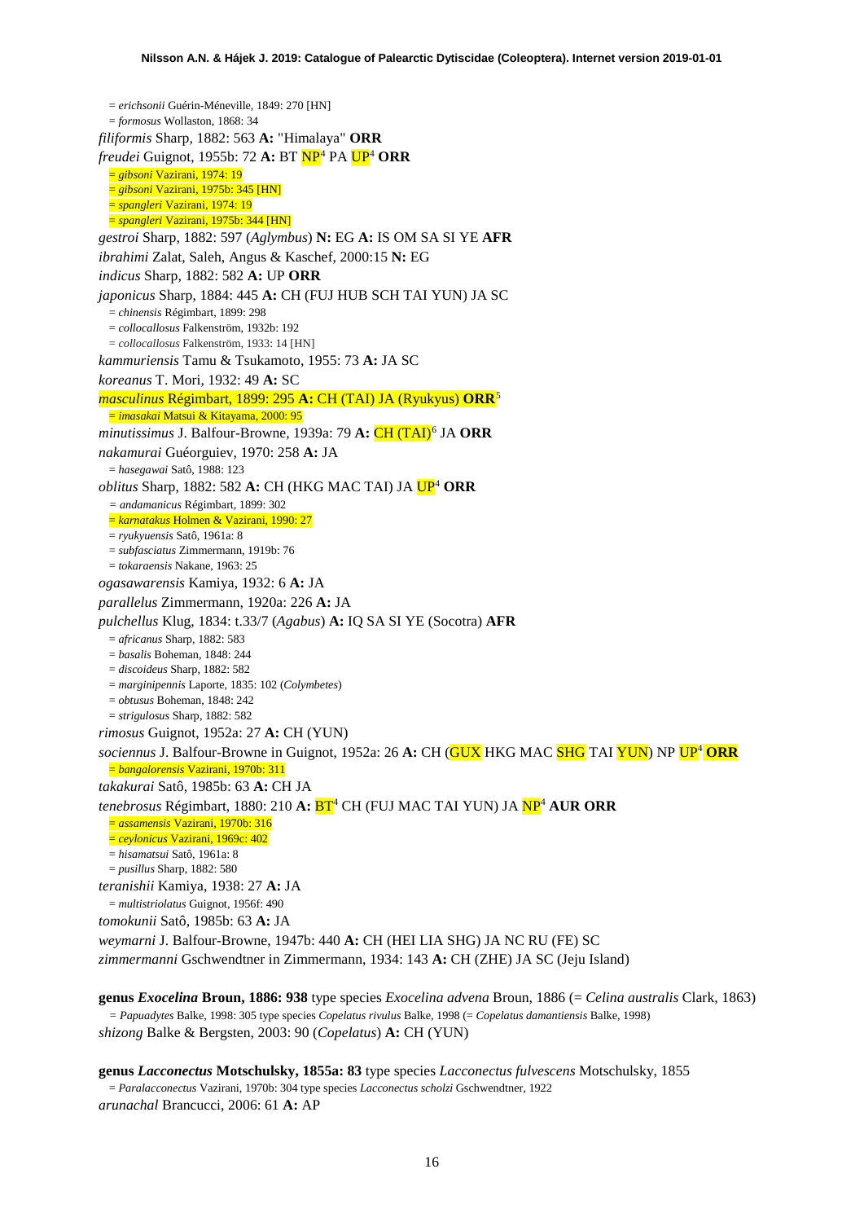= *erichsonii* Guérin-Méneville, 1849: 270 [HN]
= *formosus* Wollaston, 1868: 34
*filiformis* Sharp, 1882: 563 **A:** "Himalaya" **ORR**
*freudei* Guignot, 1955b: 72 **A:** BT NP[4] PA UP[4] **ORR**
= *gibsoni* Vazirani, 1974: 19
= *gibsoni* Vazirani, 1975b: 345 [HN]
= *spangleri* Vazirani, 1974: 19
= *spangleri* Vazirani, 1975b: 344 [HN]
*gestroi* Sharp, 1882: 597 (*Aglymbus*) **N:** EG **A:** IS OM SA SI YE **AFR**
*ibrahimi* Zalat, Saleh, Angus & Kaschef, 2000:15 **N:** EG
*indicus* Sharp, 1882: 582 **A:** UP **ORR**
*japonicus* Sharp, 1884: 445 **A:** CH (FUJ HUB SCH TAI YUN) JA SC
= *chinensis* Régimbart, 1899: 298
= *collocallosus* Falkenström, 1932b: 192
= *collocallosus* Falkenström, 1933: 14 [HN]
*kammuriensis* Tamu & Tsukamoto, 1955: 73 **A:** JA SC
*koreanus* T. Mori, 1932: 49 **A:** SC
*masculinus* Régimbart, 1899: 295 **A:** CH (TAI) JA (Ryukyus) **ORR**[5]
= *imasakai* Matsui & Kitayama, 2000: 95
*minutissimus* J. Balfour-Browne, 1939a: 79 **A:** CH (TAI)[6] JA **ORR**
*nakamurai* Guéorguiev, 1970: 258 **A:** JA
= *hasegawai* Satô, 1988: 123
*oblitus* Sharp, 1882: 582 **A:** CH (HKG MAC TAI) JA UP[4] **ORR**
= *andamanicus* Régimbart, 1899: 302
= *karnatakus* Holmen & Vazirani, 1990: 27
= *ryukyuensis* Satô, 1961a: 8
= *subfasciatus* Zimmermann, 1919b: 76
= *tokaraensis* Nakane, 1963: 25
*ogasawarensis* Kamiya, 1932: 6 **A:** JA
*parallelus* Zimmermann, 1920a: 226 **A:** JA
*pulchellus* Klug, 1834: t.33/7 (*Agabus*) **A:** IQ SA SI YE (Socotra) **AFR**
= *africanus* Sharp, 1882: 583
= *basalis* Boheman, 1848: 244
= *discoideus* Sharp, 1882: 582
= *marginipennis* Laporte, 1835: 102 (*Colymbetes*)
= *obtusus* Boheman, 1848: 242
= *strigulosus* Sharp, 1882: 582
*rimosus* Guignot, 1952a: 27 **A:** CH (YUN)
*sociennus* J. Balfour-Browne in Guignot, 1952a: 26 **A:** CH (GUX HKG MAC SHG TAI YUN) NP UP[4] **ORR**
= *bangalorensis* Vazirani, 1970b: 311
*takakurai* Satô, 1985b: 63 **A:** CH JA
*tenebrosus* Régimbart, 1880: 210 **A:** BT[4] CH (FUJ MAC TAI YUN) JA NP[4] **AUR ORR**
= *assamensis* Vazirani, 1970b: 316
= *ceylonicus* Vazirani, 1969c: 402
= *hisamatsui* Satô, 1961a: 8
= *pusillus* Sharp, 1882: 580
*teranishii* Kamiya, 1938: 27 **A:** JA
= *multistriolatus* Guignot, 1956f: 490
*tomokunii* Satô, 1985b: 63 **A:** JA
*weymarni* J. Balfour-Browne, 1947b: 440 **A:** CH (HEI LIA SHG) JA NC RU (FE) SC
*zimmermanni* Gschwendtner in Zimmermann, 1934: 143 **A:** CH (ZHE) JA SC (Jeju Island)

**genus *Exocelina* Broun, 1886: 938** type species *Exocelina advena* Broun, 1886 (= *Celina australis* Clark, 1863)
= *Papuadytes* Balke, 1998: 305 type species *Copelatus rivulus* Balke, 1998 (= *Copelatus damantiensis* Balke, 1998)
*shizong* Balke & Bergsten, 2003: 90 (*Copelatus*) **A:** CH (YUN)

**genus *Lacconectus* Motschulsky, 1855a: 83** type species *Lacconectus fulvescens* Motschulsky, 1855
= *Paralacconectus* Vazirani, 1970b: 304 type species *Lacconectus scholzi* Gschwendtner, 1922
*arunachal* Brancucci, 2006: 61 **A:** AP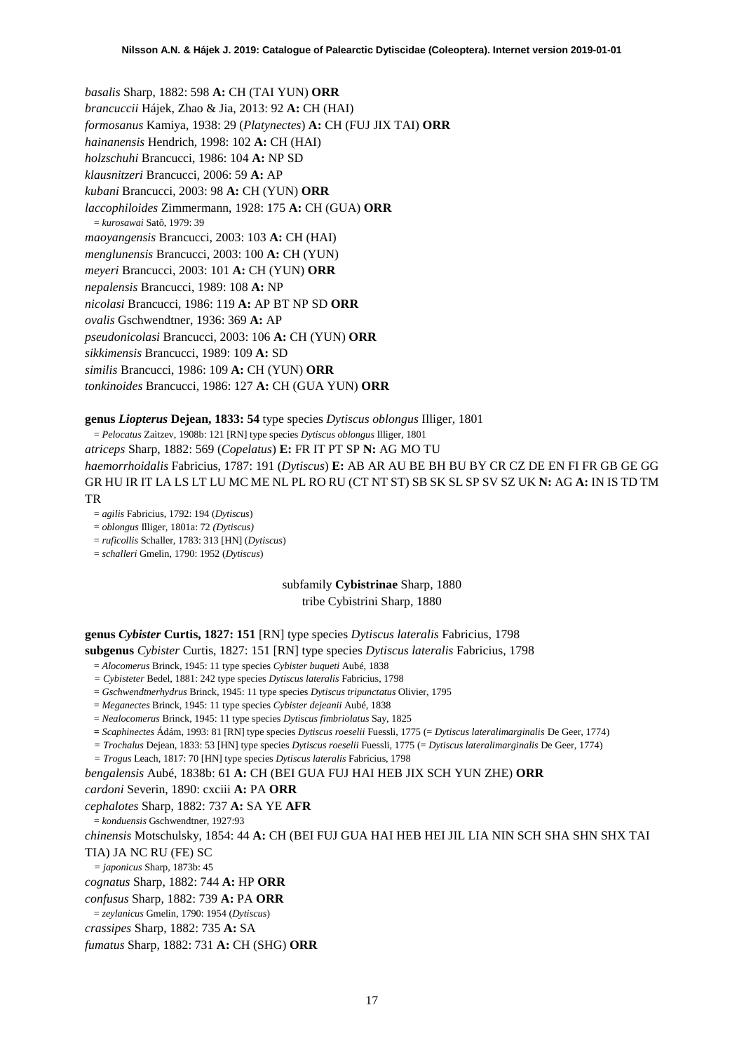*basalis* Sharp, 1882: 598 **A:** CH (TAI YUN) **ORR**
*brancuccii* Hájek, Zhao & Jia, 2013: 92 **A:** CH (HAI)
*formosanus* Kamiya, 1938: 29 (*Platynectes*) **A:** CH (FUJ JIX TAI) **ORR**
*hainanensis* Hendrich, 1998: 102 **A:** CH (HAI)
*holzschuhi* Brancucci, 1986: 104 **A:** NP SD
*klausnitzeri* Brancucci, 2006: 59 **A:** AP
*kubani* Brancucci, 2003: 98 **A:** CH (YUN) **ORR**
*laccophiloides* Zimmermann, 1928: 175 **A:** CH (GUA) **ORR**
= *kurosawai* Satô, 1979: 39
*maoyangensis* Brancucci, 2003: 103 **A:** CH (HAI)
*menglunensis* Brancucci, 2003: 100 **A:** CH (YUN)
*meyeri* Brancucci, 2003: 101 **A:** CH (YUN) **ORR**
*nepalensis* Brancucci, 1989: 108 **A:** NP
*nicolasi* Brancucci, 1986: 119 **A:** AP BT NP SD **ORR**
*ovalis* Gschwendtner, 1936: 369 **A:** AP
*pseudonicolasi* Brancucci, 2003: 106 **A:** CH (YUN) **ORR**
*sikkimensis* Brancucci, 1989: 109 **A:** SD
*similis* Brancucci, 1986: 109 **A:** CH (YUN) **ORR**
*tonkinoides* Brancucci, 1986: 127 **A:** CH (GUA YUN) **ORR**

**genus *Liopterus* Dejean, 1833: 54** type species *Dytiscus oblongus* Illiger, 1801
= *Pelocatus* Zaitzev, 1908b: 121 [RN] type species *Dytiscus oblongus* Illiger, 1801
*atriceps* Sharp, 1882: 569 (*Copelatus*) **E:** FR IT PT SP **N:** AG MO TU
*haemorrhoidalis* Fabricius, 1787: 191 (*Dytiscus*) **E:** AB AR AU BE BH BU BY CR CZ DE EN FI FR GB GE GG GR HU IR IT LA LS LT LU MC ME NL PL RO RU (CT NT ST) SB SK SL SP SV SZ UK **N:** AG **A:** IN IS TD TM TR
= *agilis* Fabricius, 1792: 194 (*Dytiscus*)
= *oblongus* Illiger, 1801a: 72 *(Dytiscus)*
= *ruficollis* Schaller, 1783: 313 [HN] (*Dytiscus*)
= *schalleri* Gmelin, 1790: 1952 (*Dytiscus*)

subfamily **Cybistrinae** Sharp, 1880
tribe Cybistrini Sharp, 1880

**genus *Cybister* Curtis, 1827: 151** [RN] type species *Dytiscus lateralis* Fabricius, 1798
**subgenus** *Cybister* Curtis, 1827: 151 [RN] type species *Dytiscus lateralis* Fabricius, 1798
= *Alocomerus* Brinck, 1945: 11 type species *Cybister buqueti* Aubé, 1838
= *Cybisteter* Bedel, 1881: 242 type species *Dytiscus lateralis* Fabricius, 1798
= *Gschwendtnerhydrus* Brinck, 1945: 11 type species *Dytiscus tripunctatus* Olivier, 1795
= *Meganectes* Brinck, 1945: 11 type species *Cybister dejeanii* Aubé, 1838
= *Nealocomerus* Brinck, 1945: 11 type species *Dytiscus fimbriolatus* Say, 1825
= *Scaphinectes* Ádám, 1993: 81 [RN] type species *Dytiscus roeselii* Fuessli, 1775 (= *Dytiscus lateralimarginalis* De Geer, 1774)
= *Trochalus* Dejean, 1833: 53 [HN] type species *Dytiscus roeselii* Fuessli, 1775 (= *Dytiscus lateralimarginalis* De Geer, 1774)
= *Trogus* Leach, 1817: 70 [HN] type species *Dytiscus lateralis* Fabricius, 1798
*bengalensis* Aubé, 1838b: 61 **A:** CH (BEI GUA FUJ HAI HEB JIX SCH YUN ZHE) **ORR**
*cardoni* Severin, 1890: cxciii **A:** PA **ORR**
*cephalotes* Sharp, 1882: 737 **A:** SA YE **AFR**
= *konduensis* Gschwendtner, 1927:93
*chinensis* Motschulsky, 1854: 44 **A:** CH (BEI FUJ GUA HAI HEB HEI JIL LIA NIN SCH SHA SHN SHX TAI TIA) JA NC RU (FE) SC
= *japonicus* Sharp, 1873b: 45
*cognatus* Sharp, 1882: 744 **A:** HP **ORR**
*confusus* Sharp, 1882: 739 **A:** PA **ORR**
= *zeylanicus* Gmelin, 1790: 1954 (*Dytiscus*)
*crassipes* Sharp, 1882: 735 **A:** SA
*fumatus* Sharp, 1882: 731 **A:** CH (SHG) **ORR**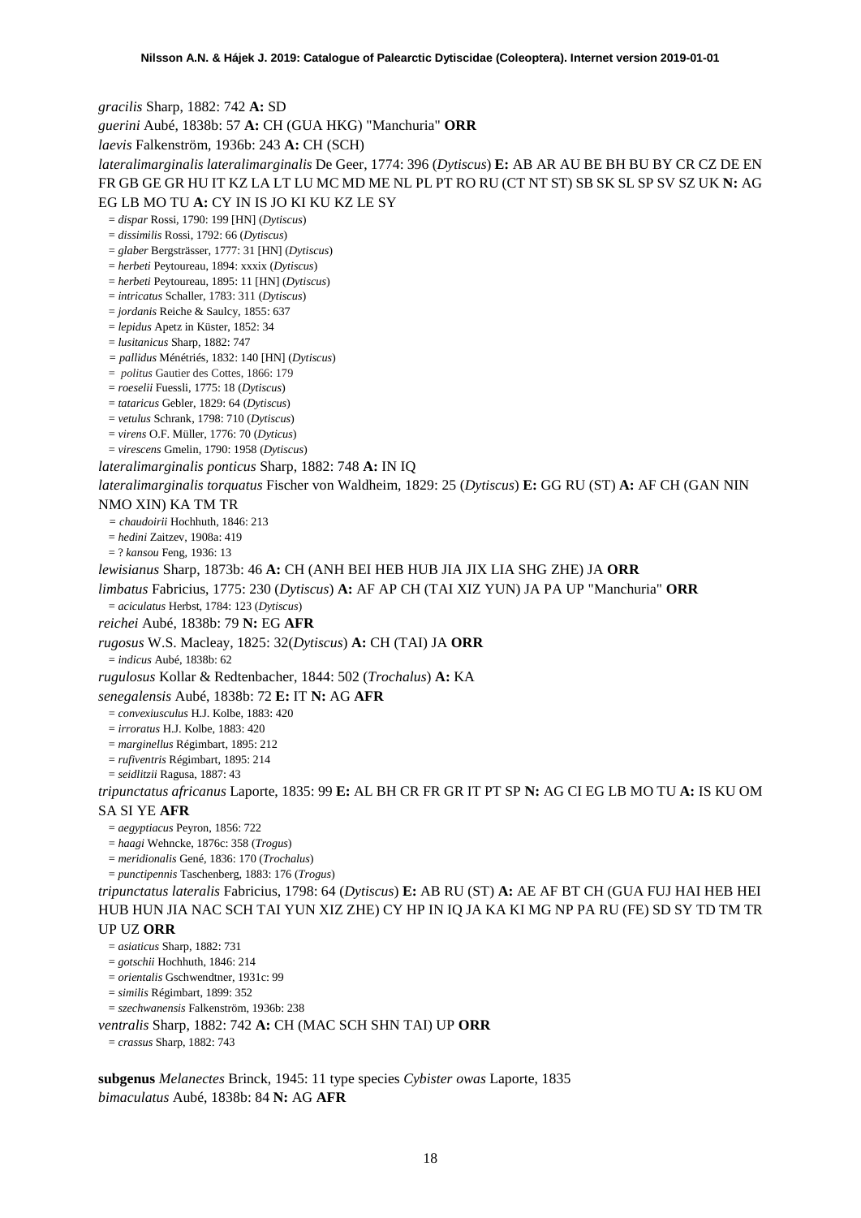*gracilis* Sharp, 1882: 742 **A:** SD

*guerini* Aubé, 1838b: 57 **A:** CH (GUA HKG) "Manchuria" **ORR**

*laevis* Falkenström, 1936b: 243 **A:** CH (SCH)

*lateralimarginalis lateralimarginalis* De Geer, 1774: 396 (*Dytiscus*) **E:** AB AR AU BE BH BU BY CR CZ DE EN FR GB GE GR HU IT KZ LA LT LU MC MD ME NL PL PT RO RU (CT NT ST) SB SK SL SP SV SZ UK **N:** AG EG LB MO TU **A:** CY IN IS JO KI KU KZ LE SY

= *dispar* Rossi, 1790: 199 [HN] (*Dytiscus*)
= *dissimilis* Rossi, 1792: 66 (*Dytiscus*)
= *glaber* Bergsträsser, 1777: 31 [HN] (*Dytiscus*)
= *herbeti* Peytoureau, 1894: xxxix (*Dytiscus*)
= *herbeti* Peytoureau, 1895: 11 [HN] (*Dytiscus*)
= *intricatus* Schaller, 1783: 311 (*Dytiscus*)
= *jordanis* Reiche & Saulcy, 1855: 637
= *lepidus* Apetz in Küster, 1852: 34
= *lusitanicus* Sharp, 1882: 747
= *pallidus* Ménétriés, 1832: 140 [HN] (*Dytiscus*)
= *politus* Gautier des Cottes, 1866: 179
= *roeselii* Fuessli, 1775: 18 (*Dytiscus*)
= *tataricus* Gebler, 1829: 64 (*Dytiscus*)
= *vetulus* Schrank, 1798: 710 (*Dytiscus*)
= *virens* O.F. Müller, 1776: 70 (*Dyticus*)
= *virescens* Gmelin, 1790: 1958 (*Dytiscus*)

*lateralimarginalis ponticus* Sharp, 1882: 748 **A:** IN IQ

*lateralimarginalis torquatus* Fischer von Waldheim, 1829: 25 (*Dytiscus*) **E:** GG RU (ST) **A:** AF CH (GAN NIN NMO XIN) KA TM TR

= *chaudoirii* Hochhuth, 1846: 213
= *hedini* Zaitzev, 1908a: 419
= ? *kansou* Feng, 1936: 13

*lewisianus* Sharp, 1873b: 46 **A:** CH (ANH BEI HEB HUB JIA JIX LIA SHG ZHE) JA **ORR**

*limbatus* Fabricius, 1775: 230 (*Dytiscus*) **A:** AF AP CH (TAI XIZ YUN) JA PA UP "Manchuria" **ORR**

= *aciculatus* Herbst, 1784: 123 (*Dytiscus*)

*reichei* Aubé, 1838b: 79 **N:** EG **AFR**

*rugosus* W.S. Macleay, 1825: 32(*Dytiscus*) **A:** CH (TAI) JA **ORR**

= *indicus* Aubé, 1838b: 62

*rugulosus* Kollar & Redtenbacher, 1844: 502 (*Trochalus*) **A:** KA

*senegalensis* Aubé, 1838b: 72 **E:** IT **N:** AG **AFR**

= *convexiusculus* H.J. Kolbe, 1883: 420
= *irroratus* H.J. Kolbe, 1883: 420
= *marginellus* Régimbart, 1895: 212
= *rufiventris* Régimbart, 1895: 214
= *seidlitzii* Ragusa, 1887: 43

*tripunctatus africanus* Laporte, 1835: 99 **E:** AL BH CR FR GR IT PT SP **N:** AG CI EG LB MO TU **A:** IS KU OM SA SI YE **AFR**

= *aegyptiacus* Peyron, 1856: 722
= *haagi* Wehncke, 1876c: 358 (*Trogus*)
= *meridionalis* Gené, 1836: 170 (*Trochalus*)
= *punctipennis* Taschenberg, 1883: 176 (*Trogus*)

*tripunctatus lateralis* Fabricius, 1798: 64 (*Dytiscus*) **E:** AB RU (ST) **A:** AE AF BT CH (GUA FUJ HAI HEB HEI HUB HUN JIA NAC SCH TAI YUN XIZ ZHE) CY HP IN IQ JA KA KI MG NP PA RU (FE) SD SY TD TM TR UP UZ **ORR**

= *asiaticus* Sharp, 1882: 731
= *gotschii* Hochhuth, 1846: 214
= *orientalis* Gschwendtner, 1931c: 99
= *similis* Régimbart, 1899: 352
= *szechwanensis* Falkenström, 1936b: 238

*ventralis* Sharp, 1882: 742 **A:** CH (MAC SCH SHN TAI) UP **ORR**

= *crassus* Sharp, 1882: 743

**subgenus** *Melanectes* Brinck, 1945: 11 type species *Cybister owas* Laporte, 1835

*bimaculatus* Aubé, 1838b: 84 **N:** AG **AFR**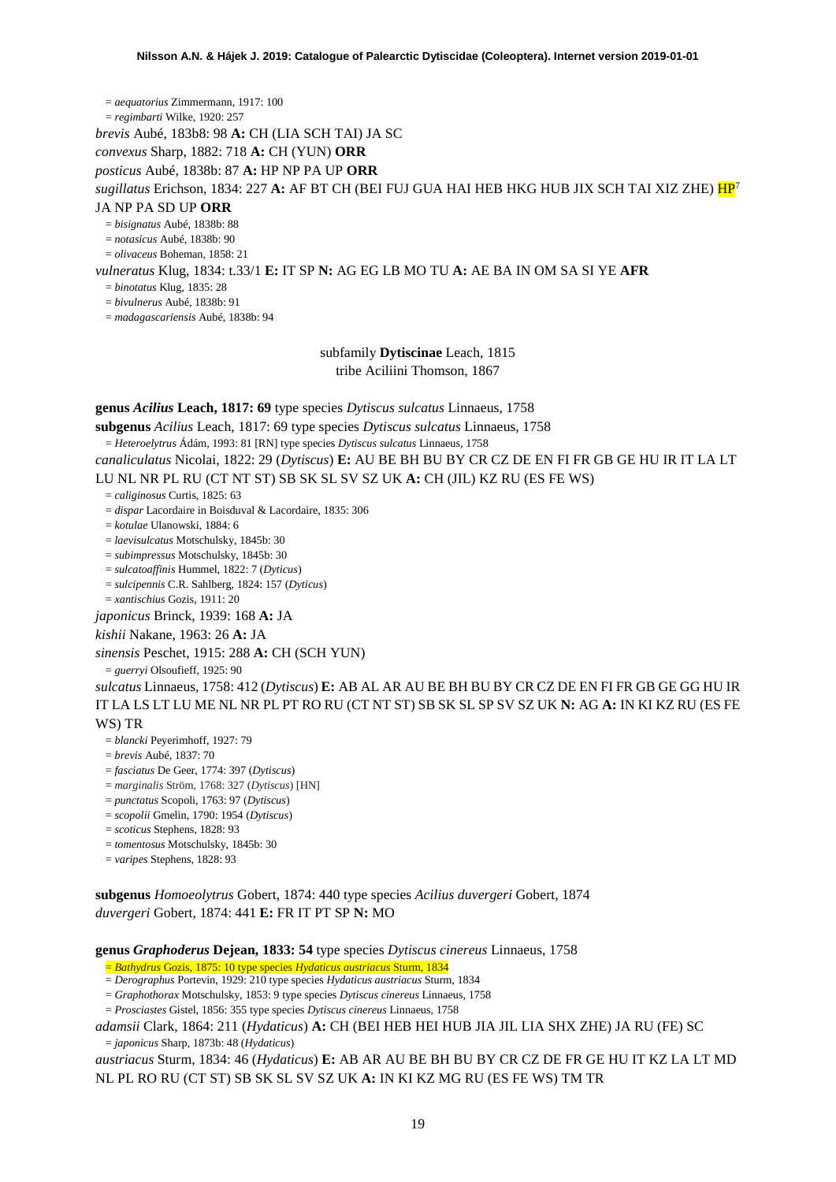= *aequatorius* Zimmermann, 1917: 100
= *regimbarti* Wilke, 1920: 257

*brevis* Aubé, 183b8: 98 **A:** CH (LIA SCH TAI) JA SC

*convexus* Sharp, 1882: 718 **A:** CH (YUN) **ORR**

*posticus* Aubé, 1838b: 87 **A:** HP NP PA UP **ORR**

*sugillatus* Erichson, 1834: 227 **A:** AF BT CH (BEI FUJ GUA HAI HEB HKG HUB JIX SCH TAI XIZ ZHE) HP[7] JA NP PA SD UP **ORR**

= *bisignatus* Aubé, 1838b: 88
= *notasicus* Aubé, 1838b: 90
= *olivaceus* Boheman, 1858: 21

*vulneratus* Klug, 1834: t.33/1 **E:** IT SP **N:** AG EG LB MO TU **A:** AE BA IN OM SA SI YE **AFR**

= *binotatus* Klug, 1835: 28
= *bivulnerus* Aubé, 1838b: 91
= *madagascariensis* Aubé, 1838b: 94

subfamily **Dytiscinae** Leach, 1815
tribe Aciliini Thomson, 1867

**genus *Acilius* Leach, 1817: 69** type species *Dytiscus sulcatus* Linnaeus, 1758

**subgenus** *Acilius* Leach, 1817: 69 type species *Dytiscus sulcatus* Linnaeus, 1758
= *Heteroelytrus* Ádám, 1993: 81 [RN] type species *Dytiscus sulcatus* Linnaeus, 1758

*canaliculatus* Nicolai, 1822: 29 (*Dytiscus*) **E:** AU BE BH BU BY CR CZ DE EN FI FR GB GE HU IR IT LA LT LU NL NR PL RU (CT NT ST) SB SK SL SV SZ UK **A:** CH (JIL) KZ RU (ES FE WS)

= *caliginosus* Curtis, 1825: 63
= *dispar* Lacordaire in Boisduval & Lacordaire, 1835: 306
= *kotulae* Ulanowski, 1884: 6
= *laevisulcatus* Motschulsky, 1845b: 30
= *subimpressus* Motschulsky, 1845b: 30
= *sulcatoaffinis* Hummel, 1822: 7 (*Dyticus*)
= *sulcipennis* C.R. Sahlberg, 1824: 157 (*Dyticus*)
= *xantischius* Gozis, 1911: 20

*japonicus* Brinck, 1939: 168 **A:** JA

*kishii* Nakane, 1963: 26 **A:** JA

*sinensis* Peschet, 1915: 288 **A:** CH (SCH YUN)

= *guerryi* Olsoufieff, 1925: 90

*sulcatus* Linnaeus, 1758: 412 (*Dytiscus*) **E:** AB AL AR AU BE BH BU BY CR CZ DE EN FI FR GB GE GG HU IR IT LA LS LT LU ME NL NR PL PT RO RU (CT NT ST) SB SK SL SP SV SZ UK **N:** AG **A:** IN KI KZ RU (ES FE WS) TR

= *blancki* Peyerimhoff, 1927: 79
= *brevis* Aubé, 1837: 70
= *fasciatus* De Geer, 1774: 397 (*Dytiscus*)
= *marginalis* Ström, 1768: 327 (*Dytiscus*) [HN]
= *punctatus* Scopoli, 1763: 97 (*Dytiscus*)
= *scopolii* Gmelin, 1790: 1954 (*Dytiscus*)
= *scoticus* Stephens, 1828: 93
= *tomentosus* Motschulsky, 1845b: 30
= *varipes* Stephens, 1828: 93

**subgenus** *Homoeolytrus* Gobert, 1874: 440 type species *Acilius duvergeri* Gobert, 1874

*duvergeri* Gobert, 1874: 441 **E:** FR IT PT SP **N:** MO

**genus *Graphoderus* Dejean, 1833: 54** type species *Dytiscus cinereus* Linnaeus, 1758

= *Bathydrus* Gozis, 1875: 10 type species *Hydaticus austriacus* Sturm, 1834
= *Derographus* Portevin, 1929: 210 type species *Hydaticus austriacus* Sturm, 1834
= *Graphothorax* Motschulsky, 1853: 9 type species *Dytiscus cinereus* Linnaeus, 1758
= *Prosciastes* Gistel, 1856: 355 type species *Dytiscus cinereus* Linnaeus, 1758

*adamsii* Clark, 1864: 211 (*Hydaticus*) **A:** CH (BEI HEB HEI HUB JIA JIL LIA SHX ZHE) JA RU (FE) SC

= *japonicus* Sharp, 1873b: 48 (*Hydaticus*)

*austriacus* Sturm, 1834: 46 (*Hydaticus*) **E:** AB AR AU BE BH BU BY CR CZ DE FR GE HU IT KZ LA LT MD NL PL RO RU (CT ST) SB SK SL SV SZ UK **A:** IN KI KZ MG RU (ES FE WS) TM TR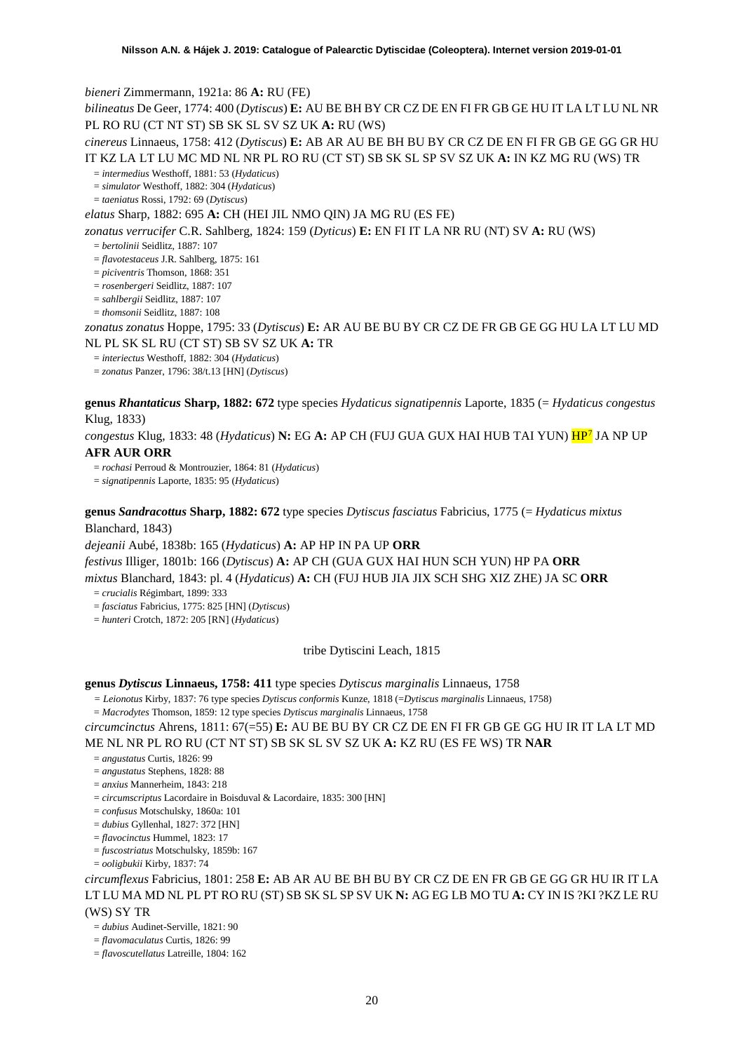*bieneri* Zimmermann, 1921a: 86 **A:** RU (FE)

*bilineatus* De Geer, 1774: 400 (*Dytiscus*) **E:** AU BE BH BY CR CZ DE EN FI FR GB GE HU IT LA LT LU NL NR PL RO RU (CT NT ST) SB SK SL SV SZ UK **A:** RU (WS)

*cinereus* Linnaeus, 1758: 412 (*Dytiscus*) **E:** AB AR AU BE BH BU BY CR CZ DE EN FI FR GB GE GG GR HU IT KZ LA LT LU MC MD NL NR PL RO RU (CT ST) SB SK SL SP SV SZ UK **A:** IN KZ MG RU (WS) TR

= *intermedius* Westhoff, 1881: 53 (*Hydaticus*)
= *simulator* Westhoff, 1882: 304 (*Hydaticus*)
= *taeniatus* Rossi, 1792: 69 (*Dytiscus*)

*elatus* Sharp, 1882: 695 **A:** CH (HEI JIL NMO QIN) JA MG RU (ES FE)

*zonatus verrucifer* C.R. Sahlberg, 1824: 159 (*Dyticus*) **E:** EN FI IT LA NR RU (NT) SV **A:** RU (WS)

= *bertolinii* Seidlitz, 1887: 107
= *flavotestaceus* J.R. Sahlberg, 1875: 161
= *piciventris* Thomson, 1868: 351
= *rosenbergeri* Seidlitz, 1887: 107
= *sahlbergii* Seidlitz, 1887: 107
= *thomsonii* Seidlitz, 1887: 108

*zonatus zonatus* Hoppe, 1795: 33 (*Dytiscus*) **E:** AR AU BE BU BY CR CZ DE FR GB GE GG HU LA LT LU MD NL PL SK SL RU (CT ST) SB SV SZ UK **A:** TR

= *interiectus* Westhoff, 1882: 304 (*Hydaticus*)
= *zonatus* Panzer, 1796: 38/t.13 [HN] (*Dytiscus*)

**genus *Rhantaticus* Sharp, 1882: 672** type species *Hydaticus signatipennis* Laporte, 1835 (= *Hydaticus congestus* Klug, 1833)

*congestus* Klug, 1833: 48 (*Hydaticus*) **N:** EG **A:** AP CH (FUJ GUA GUX HAI HUB TAI YUN) HP[7] JA NP UP **AFR AUR ORR**

= *rochasi* Perroud & Montrouzier, 1864: 81 (*Hydaticus*)
= *signatipennis* Laporte, 1835: 95 (*Hydaticus*)

**genus *Sandracottus* Sharp, 1882: 672** type species *Dytiscus fasciatus* Fabricius, 1775 (= *Hydaticus mixtus* Blanchard, 1843)

*dejeanii* Aubé, 1838b: 165 (*Hydaticus*) **A:** AP HP IN PA UP **ORR**

*festivus* Illiger, 1801b: 166 (*Dytiscus*) **A:** AP CH (GUA GUX HAI HUN SCH YUN) HP PA **ORR**

*mixtus* Blanchard, 1843: pl. 4 (*Hydaticus*) **A:** CH (FUJ HUB JIA JIX SCH SHG XIZ ZHE) JA SC **ORR**

= *crucialis* Régimbart, 1899: 333
= *fasciatus* Fabricius, 1775: 825 [HN] (*Dytiscus*)
= *hunteri* Crotch, 1872: 205 [RN] (*Hydaticus*)

tribe Dytiscini Leach, 1815

**genus *Dytiscus* Linnaeus, 1758: 411** type species *Dytiscus marginalis* Linnaeus, 1758

= *Leionotus* Kirby, 1837: 76 type species *Dytiscus conformis* Kunze, 1818 (=*Dytiscus marginalis* Linnaeus, 1758)
= *Macrodytes* Thomson, 1859: 12 type species *Dytiscus marginalis* Linnaeus, 1758

*circumcinctus* Ahrens, 1811: 67(=55) **E:** AU BE BU BY CR CZ DE EN FI FR GB GE GG HU IR IT LA LT MD ME NL NR PL RO RU (CT NT ST) SB SK SL SV SZ UK **A:** KZ RU (ES FE WS) TR **NAR**

= *angustatus* Curtis, 1826: 99
= *angustatus* Stephens, 1828: 88
= *anxius* Mannerheim, 1843: 218
= *circumscriptus* Lacordaire in Boisduval & Lacordaire, 1835: 300 [HN]
= *confusus* Motschulsky, 1860a: 101
= *dubius* Gyllenhal, 1827: 372 [HN]
= *flavocinctus* Hummel, 1823: 17
= *fuscostriatus* Motschulsky, 1859b: 167
= *ooligbukii* Kirby, 1837: 74

*circumflexus* Fabricius, 1801: 258 **E:** AB AR AU BE BH BU BY CR CZ DE EN FR GB GE GG GR HU IR IT LA LT LU MA MD NL PL PT RO RU (ST) SB SK SL SP SV UK **N:** AG EG LB MO TU **A:** CY IN IS ?KI ?KZ LE RU (WS) SY TR

= *dubius* Audinet-Serville, 1821: 90
= *flavomaculatus* Curtis, 1826: 99
= *flavoscutellatus* Latreille, 1804: 162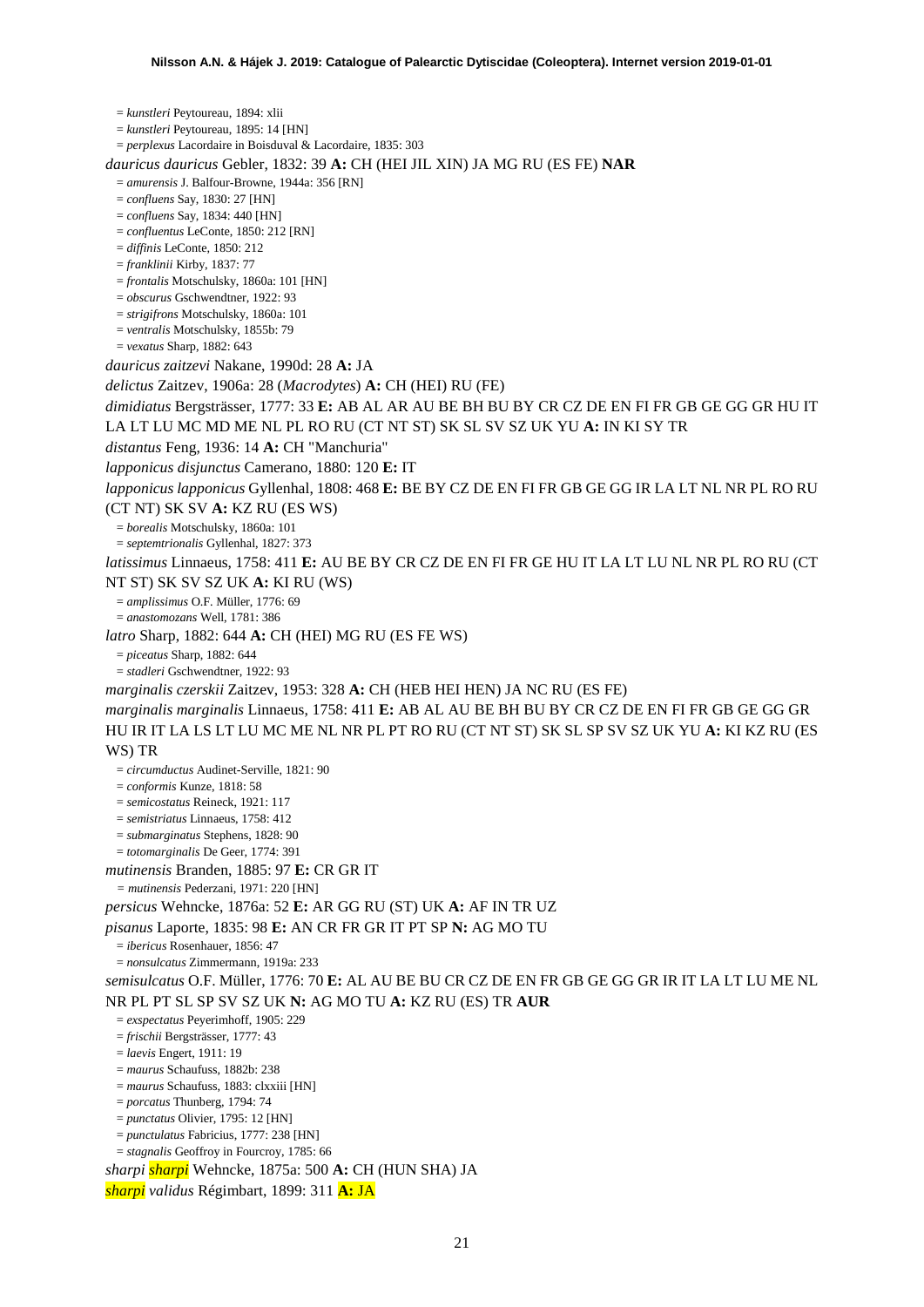= *kunstleri* Peytoureau, 1894: xlii
= *kunstleri* Peytoureau, 1895: 14 [HN]
= *perplexus* Lacordaire in Boisduval & Lacordaire, 1835: 303

*dauricus dauricus* Gebler, 1832: 39 **A:** CH (HEI JIL XIN) JA MG RU (ES FE) **NAR**
= *amurensis* J. Balfour-Browne, 1944a: 356 [RN]
= *confluens* Say, 1830: 27 [HN]
= *confluens* Say, 1834: 440 [HN]
= *confluentus* LeConte, 1850: 212 [RN]
= *diffinis* LeConte, 1850: 212
= *franklinii* Kirby, 1837: 77
= *frontalis* Motschulsky, 1860a: 101 [HN]
= *obscurus* Gschwendtner, 1922: 93
= *strigifrons* Motschulsky, 1860a: 101
= *ventralis* Motschulsky, 1855b: 79
= *vexatus* Sharp, 1882: 643

*dauricus zaitzevi* Nakane, 1990d: 28 **A:** JA

*delictus* Zaitzev, 1906a: 28 (*Macrodytes*) **A:** CH (HEI) RU (FE)

*dimidiatus* Bergsträsser, 1777: 33 **E:** AB AL AR AU BE BH BU BY CR CZ DE EN FI FR GB GE GG GR HU IT LA LT LU MC MD ME NL PL RO RU (CT NT ST) SK SL SV SZ UK YU **A:** IN KI SY TR

*distantus* Feng, 1936: 14 **A:** CH "Manchuria"

*lapponicus disjunctus* Camerano, 1880: 120 **E:** IT

*lapponicus lapponicus* Gyllenhal, 1808: 468 **E:** BE BY CZ DE EN FI FR GB GE GG IR LA LT NL NR PL RO RU (CT NT) SK SV **A:** KZ RU (ES WS)
= *borealis* Motschulsky, 1860a: 101
= *septemtrionalis* Gyllenhal, 1827: 373

*latissimus* Linnaeus, 1758: 411 **E:** AU BE BY CR CZ DE EN FI FR GE HU IT LA LT LU NL NR PL RO RU (CT NT ST) SK SV SZ UK **A:** KI RU (WS)
= *amplissimus* O.F. Müller, 1776: 69
= *anastomozans* Well, 1781: 386

*latro* Sharp, 1882: 644 **A:** CH (HEI) MG RU (ES FE WS)
= *piceatus* Sharp, 1882: 644
= *stadleri* Gschwendtner, 1922: 93

*marginalis czerskii* Zaitzev, 1953: 328 **A:** CH (HEB HEI HEN) JA NC RU (ES FE)

*marginalis marginalis* Linnaeus, 1758: 411 **E:** AB AL AU BE BH BU BY CR CZ DE EN FI FR GB GE GG GR HU IR IT LA LS LT LU MC ME NL NR PL PT RO RU (CT NT ST) SK SL SP SV SZ UK YU **A:** KI KZ RU (ES WS) TR
= *circumductus* Audinet-Serville, 1821: 90
= *conformis* Kunze, 1818: 58
= *semicostatus* Reineck, 1921: 117
= *semistriatus* Linnaeus, 1758: 412
= *submarginatus* Stephens, 1828: 90
= *totomarginalis* De Geer, 1774: 391

*mutinensis* Branden, 1885: 97 **E:** CR GR IT
= *mutinensis* Pederzani, 1971: 220 [HN]

*persicus* Wehncke, 1876a: 52 **E:** AR GG RU (ST) UK **A:** AF IN TR UZ

*pisanus* Laporte, 1835: 98 **E:** AN CR FR GR IT PT SP **N:** AG MO TU
= *ibericus* Rosenhauer, 1856: 47
= *nonsulcatus* Zimmermann, 1919a: 233

*semisulcatus* O.F. Müller, 1776: 70 **E:** AL AU BE BU CR CZ DE EN FR GB GE GG GR IR IT LA LT LU ME NL NR PL PT SL SP SV SZ UK **N:** AG MO TU **A:** KZ RU (ES) TR **AUR**
= *exspectatus* Peyerimhoff, 1905: 229
= *frischii* Bergsträsser, 1777: 43
= *laevis* Engert, 1911: 19
= *maurus* Schaufuss, 1882b: 238
= *maurus* Schaufuss, 1883: clxxiii [HN]
= *porcatus* Thunberg, 1794: 74
= *punctatus* Olivier, 1795: 12 [HN]
= *punctulatus* Fabricius, 1777: 238 [HN]
= *stagnalis* Geoffroy in Fourcroy, 1785: 66

*sharpi sharpi* Wehncke, 1875a: 500 **A:** CH (HUN SHA) JA

*sharpi validus* Régimbart, 1899: 311 **A:** JA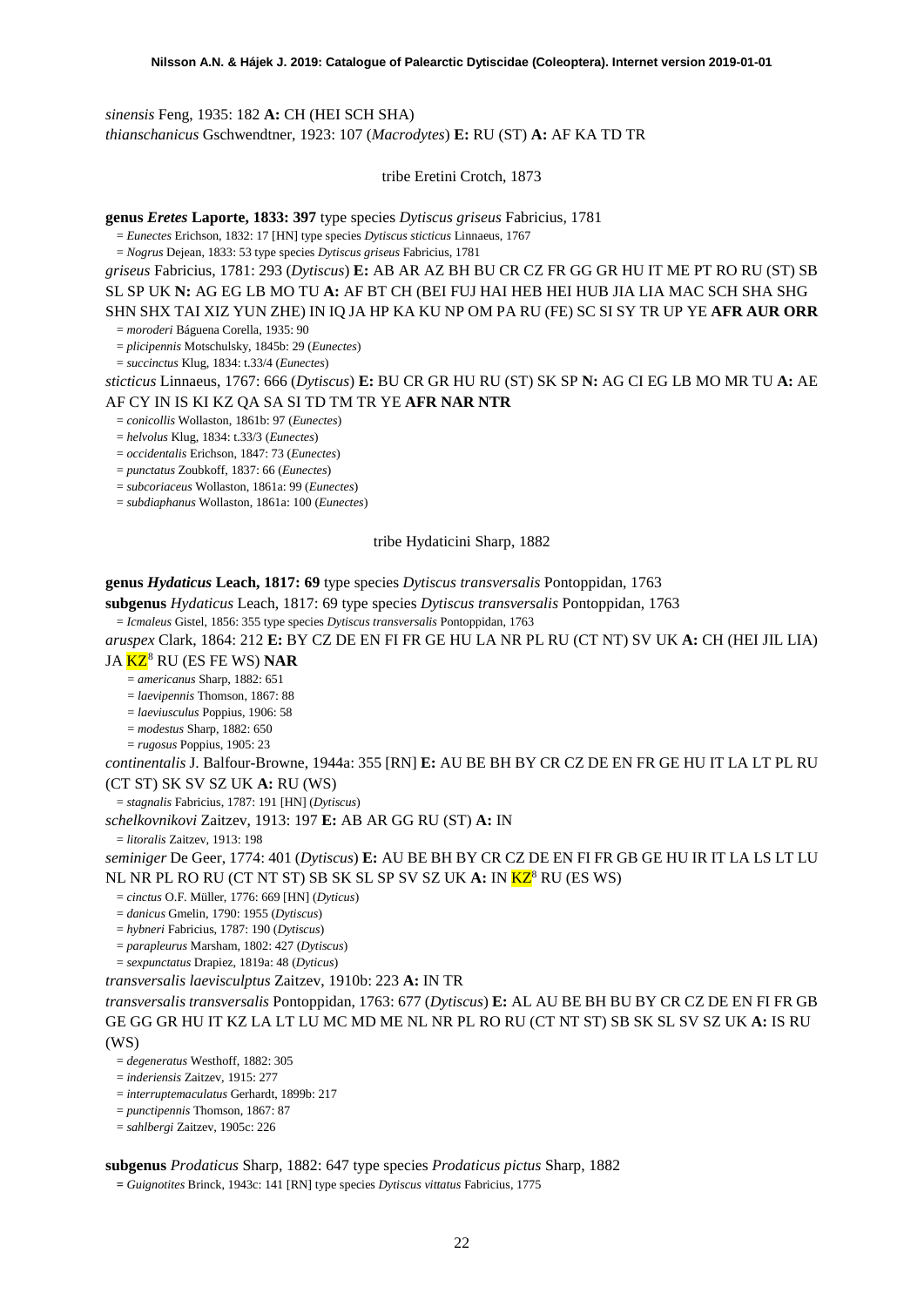*sinensis* Feng, 1935: 182 **A:** CH (HEI SCH SHA)
*thianschanicus* Gschwendtner, 1923: 107 (*Macrodytes*) **E:** RU (ST) **A:** AF KA TD TR

tribe Eretini Crotch, 1873

**genus *Eretes* Laporte, 1833: 397** type species *Dytiscus griseus* Fabricius, 1781
= *Eunectes* Erichson, 1832: 17 [HN] type species *Dytiscus sticticus* Linnaeus, 1767
= *Nogrus* Dejean, 1833: 53 type species *Dytiscus griseus* Fabricius, 1781

*griseus* Fabricius, 1781: 293 (*Dytiscus*) **E:** AB AR AZ BH BU CR CZ FR GG GR HU IT ME PT RO RU (ST) SB SL SP UK **N:** AG EG LB MO TU **A:** AF BT CH (BEI FUJ HAI HEB HEI HUB JIA LIA MAC SCH SHA SHG SHN SHX TAI XIZ YUN ZHE) IN IQ JA HP KA KU NP OM PA RU (FE) SC SI SY TR UP YE **AFR AUR ORR**
= *moroderi* Báguena Corella, 1935: 90
= *plicipennis* Motschulsky, 1845b: 29 (*Eunectes*)
= *succinctus* Klug, 1834: t.33/4 (*Eunectes*)

*sticticus* Linnaeus, 1767: 666 (*Dytiscus*) **E:** BU CR GR HU RU (ST) SK SP **N:** AG CI EG LB MO MR TU **A:** AE AF CY IN IS KI KZ QA SA SI TD TM TR YE **AFR NAR NTR**
= *conicollis* Wollaston, 1861b: 97 (*Eunectes*)
= *helvolus* Klug, 1834: t.33/3 (*Eunectes*)
= *occidentalis* Erichson, 1847: 73 (*Eunectes*)
= *punctatus* Zoubkoff, 1837: 66 (*Eunectes*)
= *subcoriaceus* Wollaston, 1861a: 99 (*Eunectes*)
= *subdiaphanus* Wollaston, 1861a: 100 (*Eunectes*)

tribe Hydaticini Sharp, 1882

**genus *Hydaticus* Leach, 1817: 69** type species *Dytiscus transversalis* Pontoppidan, 1763

**subgenus** *Hydaticus* Leach, 1817: 69 type species *Dytiscus transversalis* Pontoppidan, 1763
= *Icmaleus* Gistel, 1856: 355 type species *Dytiscus transversalis* Pontoppidan, 1763

*aruspex* Clark, 1864: 212 **E:** BY CZ DE EN FI FR GE HU LA NR PL RU (CT NT) SV UK **A:** CH (HEI JIL LIA) JA KZ[8] RU (ES FE WS) **NAR**
= *americanus* Sharp, 1882: 651
= *laevipennis* Thomson, 1867: 88
= *laeviusculus* Poppius, 1906: 58
= *modestus* Sharp, 1882: 650
= *rugosus* Poppius, 1905: 23

*continentalis* J. Balfour-Browne, 1944a: 355 [RN] **E:** AU BE BH BY CR CZ DE EN FR GE HU IT LA LT PL RU (CT ST) SK SV SZ UK **A:** RU (WS)
= *stagnalis* Fabricius, 1787: 191 [HN] (*Dytiscus*)

*schelkovnikovi* Zaitzev, 1913: 197 **E:** AB AR GG RU (ST) **A:** IN
= *litoralis* Zaitzev, 1913: 198

*seminiger* De Geer, 1774: 401 (*Dytiscus*) **E:** AU BE BH BY CR CZ DE EN FI FR GB GE HU IR IT LA LS LT LU NL NR PL RO RU (CT NT ST) SB SK SL SP SV SZ UK **A:** IN KZ[8] RU (ES WS)
= *cinctus* O.F. Müller, 1776: 669 [HN] (*Dyticus*)
= *danicus* Gmelin, 1790: 1955 (*Dytiscus*)
= *hybneri* Fabricius, 1787: 190 (*Dytiscus*)
= *parapleurus* Marsham, 1802: 427 (*Dytiscus*)
= *sexpunctatus* Drapiez, 1819a: 48 (*Dyticus*)

*transversalis laevisculptus* Zaitzev, 1910b: 223 **A:** IN TR

*transversalis transversalis* Pontoppidan, 1763: 677 (*Dytiscus*) **E:** AL AU BE BH BU BY CR CZ DE EN FI FR GB GE GG GR HU IT KZ LA LT LU MC MD ME NL NR PL RO RU (CT NT ST) SB SK SL SV SZ UK **A:** IS RU (WS)
= *degeneratus* Westhoff, 1882: 305
= *inderiensis* Zaitzev, 1915: 277
= *interruptemaculatus* Gerhardt, 1899b: 217
= *punctipennis* Thomson, 1867: 87
= *sahlbergi* Zaitzev, 1905c: 226

**subgenus** *Prodaticus* Sharp, 1882: 647 type species *Prodaticus pictus* Sharp, 1882
= *Guignotites* Brinck, 1943c: 141 [RN] type species *Dytiscus vittatus* Fabricius, 1775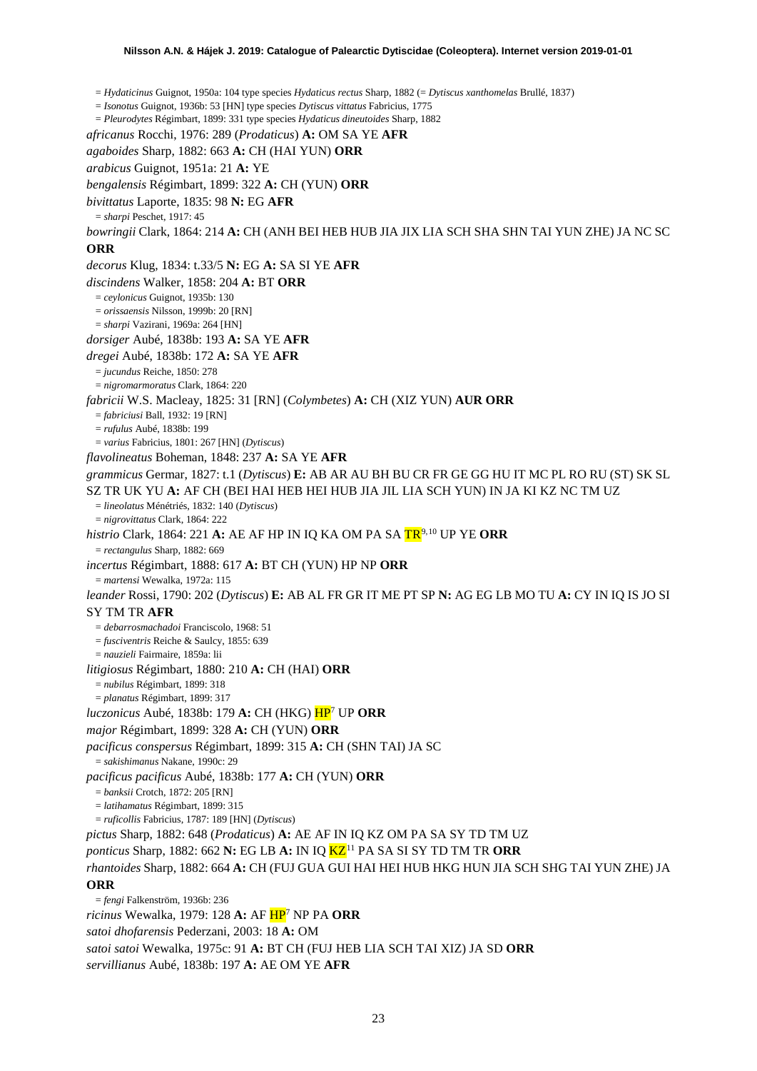= *Hydaticinus* Guignot, 1950a: 104 type species *Hydaticus rectus* Sharp, 1882 (= *Dytiscus xanthomelas* Brullé, 1837)
= *Isonotus* Guignot, 1936b: 53 [HN] type species *Dytiscus vittatus* Fabricius, 1775
= *Pleurodytes* Régimbart, 1899: 331 type species *Hydaticus dineutoides* Sharp, 1882

*africanus* Rocchi, 1976: 289 (*Prodaticus*) **A:** OM SA YE **AFR**

*agaboides* Sharp, 1882: 663 **A:** CH (HAI YUN) **ORR**

*arabicus* Guignot, 1951a: 21 **A:** YE

*bengalensis* Régimbart, 1899: 322 **A:** CH (YUN) **ORR**

*bivittatus* Laporte, 1835: 98 **N:** EG **AFR**
= *sharpi* Peschet, 1917: 45

*bowringii* Clark, 1864: 214 **A:** CH (ANH BEI HEB HUB JIA JIX LIA SCH SHA SHN TAI YUN ZHE) JA NC SC **ORR**

*decorus* Klug, 1834: t.33/5 **N:** EG **A:** SA SI YE **AFR**

*discindens* Walker, 1858: 204 **A:** BT **ORR**
= *ceylonicus* Guignot, 1935b: 130
= *orissaensis* Nilsson, 1999b: 20 [RN]
= *sharpi* Vazirani, 1969a: 264 [HN]

*dorsiger* Aubé, 1838b: 193 **A:** SA YE **AFR**

*dregei* Aubé, 1838b: 172 **A:** SA YE **AFR**
= *jucundus* Reiche, 1850: 278
= *nigromarmoratus* Clark, 1864: 220

*fabricii* W.S. Macleay, 1825: 31 [RN] (*Colymbetes*) **A:** CH (XIZ YUN) **AUR ORR**
= *fabriciusi* Ball, 1932: 19 [RN]
= *rufulus* Aubé, 1838b: 199
= *varius* Fabricius, 1801: 267 [HN] (*Dytiscus*)

*flavolineatus* Boheman, 1848: 237 **A:** SA YE **AFR**

*grammicus* Germar, 1827: t.1 (*Dytiscus*) **E:** AB AR AU BH BU CR FR GE GG HU IT MC PL RO RU (ST) SK SL SZ TR UK YU **A:** AF CH (BEI HAI HEB HEI HUB JIA JIL LIA SCH YUN) IN JA KI KZ NC TM UZ
= *lineolatus* Ménétriés, 1832: 140 (*Dytiscus*)
= *nigrovittatus* Clark, 1864: 222

*histrio* Clark, 1864: 221 **A:** AE AF HP IN IQ KA OM PA SA TR[9,10] UP YE **ORR**
= *rectangulus* Sharp, 1882: 669

*incertus* Régimbart, 1888: 617 **A:** BT CH (YUN) HP NP **ORR**
= *martensi* Wewalka, 1972a: 115

*leander* Rossi, 1790: 202 (*Dytiscus*) **E:** AB AL FR GR IT ME PT SP **N:** AG EG LB MO TU **A:** CY IN IQ IS JO SI SY TM TR **AFR**
= *debarrosmachadoi* Franciscolo, 1968: 51
= *fusciventris* Reiche & Saulcy, 1855: 639
= *nauzieli* Fairmaire, 1859a: lii

*litigiosus* Régimbart, 1880: 210 **A:** CH (HAI) **ORR**
= *nubilus* Régimbart, 1899: 318
= *planatus* Régimbart, 1899: 317

*luczonicus* Aubé, 1838b: 179 **A:** CH (HKG) HP[7] UP **ORR**

*major* Régimbart, 1899: 328 **A:** CH (YUN) **ORR**

*pacificus conspersus* Régimbart, 1899: 315 **A:** CH (SHN TAI) JA SC
= *sakishimanus* Nakane, 1990c: 29

*pacificus pacificus* Aubé, 1838b: 177 **A:** CH (YUN) **ORR**
= *banksii* Crotch, 1872: 205 [RN]
= *latihamatus* Régimbart, 1899: 315
= *ruficollis* Fabricius, 1787: 189 [HN] (*Dytiscus*)

*pictus* Sharp, 1882: 648 (*Prodaticus*) **A:** AE AF IN IQ KZ OM PA SA SY TD TM UZ

*ponticus* Sharp, 1882: 662 **N:** EG LB **A:** IN IQ KZ[11] PA SA SI SY TD TM TR **ORR**

*rhantoides* Sharp, 1882: 664 **A:** CH (FUJ GUA GUI HAI HEI HUB HKG HUN JIA SCH SHG TAI YUN ZHE) JA **ORR**
= *fengi* Falkenström, 1936b: 236

*ricinus* Wewalka, 1979: 128 **A:** AF HP[7] NP PA **ORR**

*satoi dhofarensis* Pederzani, 2003: 18 **A:** OM

*satoi satoi* Wewalka, 1975c: 91 **A:** BT CH (FUJ HEB LIA SCH TAI XIZ) JA SD **ORR**

*servillianus* Aubé, 1838b: 197 **A:** AE OM YE **AFR**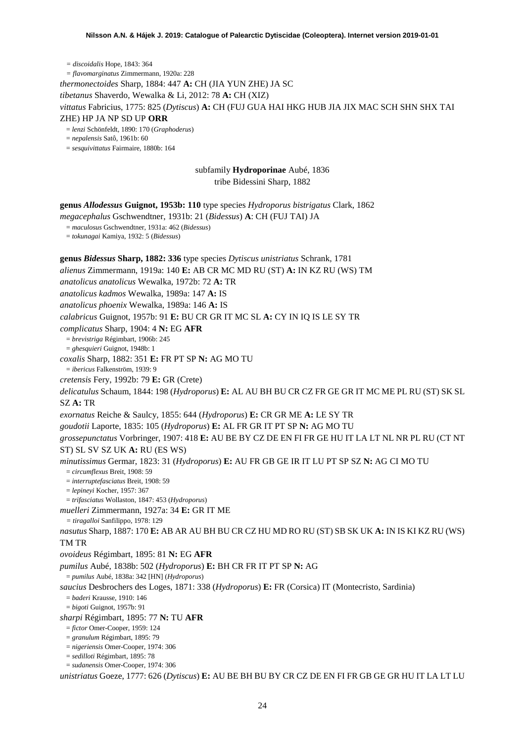= *discoidalis* Hope, 1843: 364
= *flavomarginatus* Zimmermann, 1920a: 228

*thermonectoides* Sharp, 1884: 447 **A:** CH (JIA YUN ZHE) JA SC

*tibetanus* Shaverdo, Wewalka & Li, 2012: 78 **A:** CH (XIZ)

*vittatus* Fabricius, 1775: 825 (*Dytiscus*) **A:** CH (FUJ GUA HAI HKG HUB JIA JIX MAC SCH SHN SHX TAI ZHE) HP JA NP SD UP **ORR**

= *lenzi* Schönfeldt, 1890: 170 (*Graphoderus*)
= *nepalensis* Satô, 1961b: 60
= *sesquivittatus* Fairmaire, 1880b: 164

subfamily **Hydroporinae** Aubé, 1836
tribe Bidessini Sharp, 1882

**genus *Allodessus* Guignot, 1953b: 110** type species *Hydroporus bistrigatus* Clark, 1862

*megacephalus* Gschwendtner, 1931b: 21 (*Bidessus*) **A**: CH (FUJ TAI) JA

= *maculosus* Gschwendtner, 1931a: 462 (*Bidessus*)
= *tokunagai* Kamiya, 1932: 5 (*Bidessus*)

**genus *Bidessus* Sharp, 1882: 336** type species *Dytiscus unistriatus* Schrank, 1781

*alienus* Zimmermann, 1919a: 140 **E:** AB CR MC MD RU (ST) **A:** IN KZ RU (WS) TM

*anatolicus anatolicus* Wewalka, 1972b: 72 **A:** TR

*anatolicus kadmos* Wewalka, 1989a: 147 **A:** IS

*anatolicus phoenix* Wewalka, 1989a: 146 **A:** IS

*calabricus* Guignot, 1957b: 91 **E:** BU CR GR IT MC SL **A:** CY IN IQ IS LE SY TR

*complicatus* Sharp, 1904: 4 **N:** EG **AFR**

= *brevistriga* Régimbart, 1906b: 245
= *ghesquieri* Guignot, 1948b: 1

*coxalis* Sharp, 1882: 351 **E:** FR PT SP **N:** AG MO TU

= *ibericus* Falkenström, 1939: 9

*cretensis* Fery, 1992b: 79 **E:** GR (Crete)

*delicatulus* Schaum, 1844: 198 (*Hydroporus*) **E:** AL AU BH BU CR CZ FR GE GR IT MC ME PL RU (ST) SK SL SZ **A:** TR

*exornatus* Reiche & Saulcy, 1855: 644 (*Hydroporus*) **E:** CR GR ME **A:** LE SY TR

*goudotii* Laporte, 1835: 105 (*Hydroporus*) **E:** AL FR GR IT PT SP **N:** AG MO TU

*grossepunctatus* Vorbringer, 1907: 418 **E:** AU BE BY CZ DE EN FI FR GE HU IT LA LT NL NR PL RU (CT NT ST) SL SV SZ UK **A:** RU (ES WS)

*minutissimus* Germar, 1823: 31 (*Hydroporus*) **E:** AU FR GB GE IR IT LU PT SP SZ **N:** AG CI MO TU

= *circumflexus* Breit, 1908: 59
= *interruptefasciatus* Breit, 1908: 59
= *lepineyi* Kocher, 1957: 367
= *trifasciatus* Wollaston, 1847: 453 (*Hydroporus*)

*muelleri* Zimmermann, 1927a: 34 **E:** GR IT ME

= *tiragalloi* Sanfilippo, 1978: 129

*nasutus* Sharp, 1887: 170 **E:** AB AR AU BH BU CR CZ HU MD RO RU (ST) SB SK UK **A:** IN IS KI KZ RU (WS) TM TR

*ovoideus* Régimbart, 1895: 81 **N:** EG **AFR**

*pumilus* Aubé, 1838b: 502 (*Hydroporus*) **E:** BH CR FR IT PT SP **N:** AG

= *pumilus* Aubé, 1838a: 342 [HN] (*Hydroporus*)

*saucius* Desbrochers des Loges, 1871: 338 (*Hydroporus*) **E:** FR (Corsica) IT (Montecristo, Sardinia)

= *baderi* Krausse, 1910: 146
= *bigoti* Guignot, 1957b: 91

*sharpi* Régimbart, 1895: 77 **N:** TU **AFR**

= *fictor* Omer-Cooper, 1959: 124
= *granulum* Régimbart, 1895: 79
= *nigeriensis* Omer-Cooper, 1974: 306
= *sedilloti* Régimbart, 1895: 78
= *sudanensis* Omer-Cooper, 1974: 306

*unistriatus* Goeze, 1777: 626 (*Dytiscus*) **E:** AU BE BH BU BY CR CZ DE EN FI FR GB GE GR HU IT LA LT LU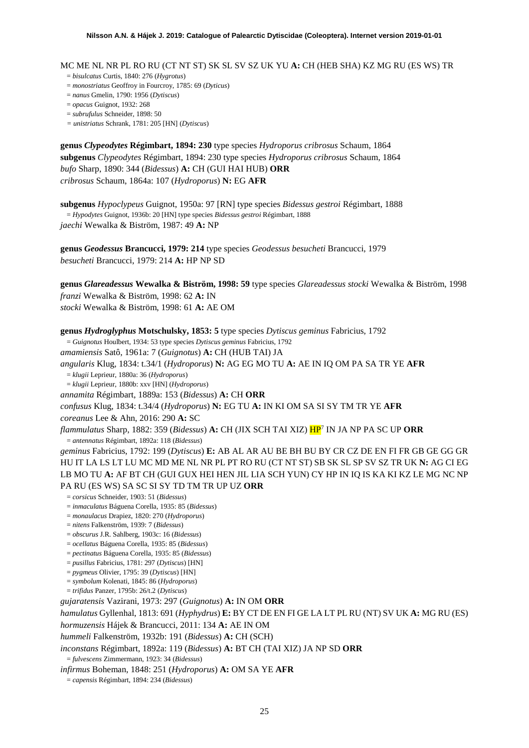MC ME NL NR PL RO RU (CT NT ST) SK SL SV SZ UK YU **A:** CH (HEB SHA) KZ MG RU (ES WS) TR

= *bisulcatus* Curtis, 1840: 276 (*Hygrotus*)
= *monostriatus* Geoffroy in Fourcroy, 1785: 69 (*Dyticus*)
= *nanus* Gmelin, 1790: 1956 (*Dytiscus*)
= *opacus* Guignot, 1932: 268
= *subrufulus* Schneider, 1898: 50
= *unistriatus* Schrank, 1781: 205 [HN] (*Dytiscus*)

**genus *Clypeodytes* Régimbart, 1894: 230** type species *Hydroporus cribrosus* Schaum, 1864
**subgenus** *Clypeodytes* Régimbart, 1894: 230 type species *Hydroporus cribrosus* Schaum, 1864
*bufo* Sharp, 1890: 344 (*Bidessus*) **A:** CH (GUI HAI HUB) **ORR**
*cribrosus* Schaum, 1864a: 107 (*Hydroporus*) **N:** EG **AFR**

**subgenus** *Hypoclypeus* Guignot, 1950a: 97 [RN] type species *Bidessus gestroi* Régimbart, 1888
= *Hypodytes* Guignot, 1936b: 20 [HN] type species *Bidessus gestroi* Régimbart, 1888
*jaechi* Wewalka & Biström, 1987: 49 **A:** NP

**genus *Geodessus* Brancucci, 1979: 214** type species *Geodessus besucheti* Brancucci, 1979
*besucheti* Brancucci, 1979: 214 **A:** HP NP SD

**genus *Glareadessus* Wewalka & Biström, 1998: 59** type species *Glareadessus stocki* Wewalka & Biström, 1998
*franzi* Wewalka & Biström, 1998: 62 **A:** IN
*stocki* Wewalka & Biström, 1998: 61 **A:** AE OM

**genus *Hydroglyphus* Motschulsky, 1853: 5** type species *Dytiscus geminus* Fabricius, 1792
= *Guignotus* Houlbert, 1934: 53 type species *Dytiscus geminus* Fabricius, 1792
*amamiensis* Satô, 1961a: 7 (*Guignotus*) **A:** CH (HUB TAI) JA
*angularis* Klug, 1834: t.34/1 (*Hydroporus*) **N:** AG EG MO TU **A:** AE IN IQ OM PA SA TR YE **AFR**
= *klugii* Leprieur, 1880a: 36 (*Hydroporus*)
= *klugii* Leprieur, 1880b: xxv [HN] (*Hydroporus*)
*annamita* Régimbart, 1889a: 153 (*Bidessus*) **A:** CH **ORR**
*confusus* Klug, 1834: t.34/4 (*Hydroporus*) **N:** EG TU **A:** IN KI OM SA SI SY TM TR YE **AFR**
*coreanus* Lee & Ahn, 2016: 290 **A:** SC
*flammulatus* Sharp, 1882: 359 (*Bidessus*) **A:** CH (JIX SCH TAI XIZ) HP[7] IN JA NP PA SC UP **ORR**
= *antennatus* Régimbart, 1892a: 118 (*Bidessus*)
*geminus* Fabricius, 1792: 199 (*Dytiscus*) **E:** AB AL AR AU BE BH BU BY CR CZ DE EN FI FR GB GE GG GR HU IT LA LS LT LU MC MD ME NL NR PL PT RO RU (CT NT ST) SB SK SL SP SV SZ TR UK **N:** AG CI EG LB MO TU **A:** AF BT CH (GUI GUX HEI HEN JIL LIA SCH YUN) CY HP IN IQ IS KA KI KZ LE MG NC NP PA RU (ES WS) SA SC SI SY TD TM TR UP UZ **ORR**
= *corsicus* Schneider, 1903: 51 (*Bidessus*)
= *inmaculatus* Báguena Corella, 1935: 85 (*Bidessus*)
= *monaulacus* Drapiez, 1820: 270 (*Hydroporus*)
= *nitens* Falkenström, 1939: 7 (*Bidessus*)
= *obscurus* J.R. Sahlberg, 1903c: 16 (*Bidessus*)
= *ocellatus* Báguena Corella, 1935: 85 (*Bidessus*)
= *pectinatus* Báguena Corella, 1935: 85 (*Bidessus*)
= *pusillus* Fabricius, 1781: 297 (*Dytiscus*) [HN]
= *pygmeus* Olivier, 1795: 39 (*Dytiscus*) [HN]
= *symbolum* Kolenati, 1845: 86 (*Hydroporus*)
= *trifidus* Panzer, 1795b: 26/t.2 (*Dytiscus*)
*gujaratensis* Vazirani, 1973: 297 (*Guignotus*) **A:** IN OM **ORR**
*hamulatus* Gyllenhal, 1813: 691 (*Hyphydrus*) **E:** BY CT DE EN FI GE LA LT PL RU (NT) SV UK **A:** MG RU (ES)
*hormuzensis* Hájek & Brancucci, 2011: 134 **A:** AE IN OM
*hummeli* Falkenström, 1932b: 191 (*Bidessus*) **A:** CH (SCH)
*inconstans* Régimbart, 1892a: 119 (*Bidessus*) **A:** BT CH (TAI XIZ) JA NP SD **ORR**
= *fulvescens* Zimmermann, 1923: 34 (*Bidessus*)
*infirmus* Boheman, 1848: 251 (*Hydroporus*) **A:** OM SA YE **AFR**
= *capensis* Régimbart, 1894: 234 (*Bidessus*)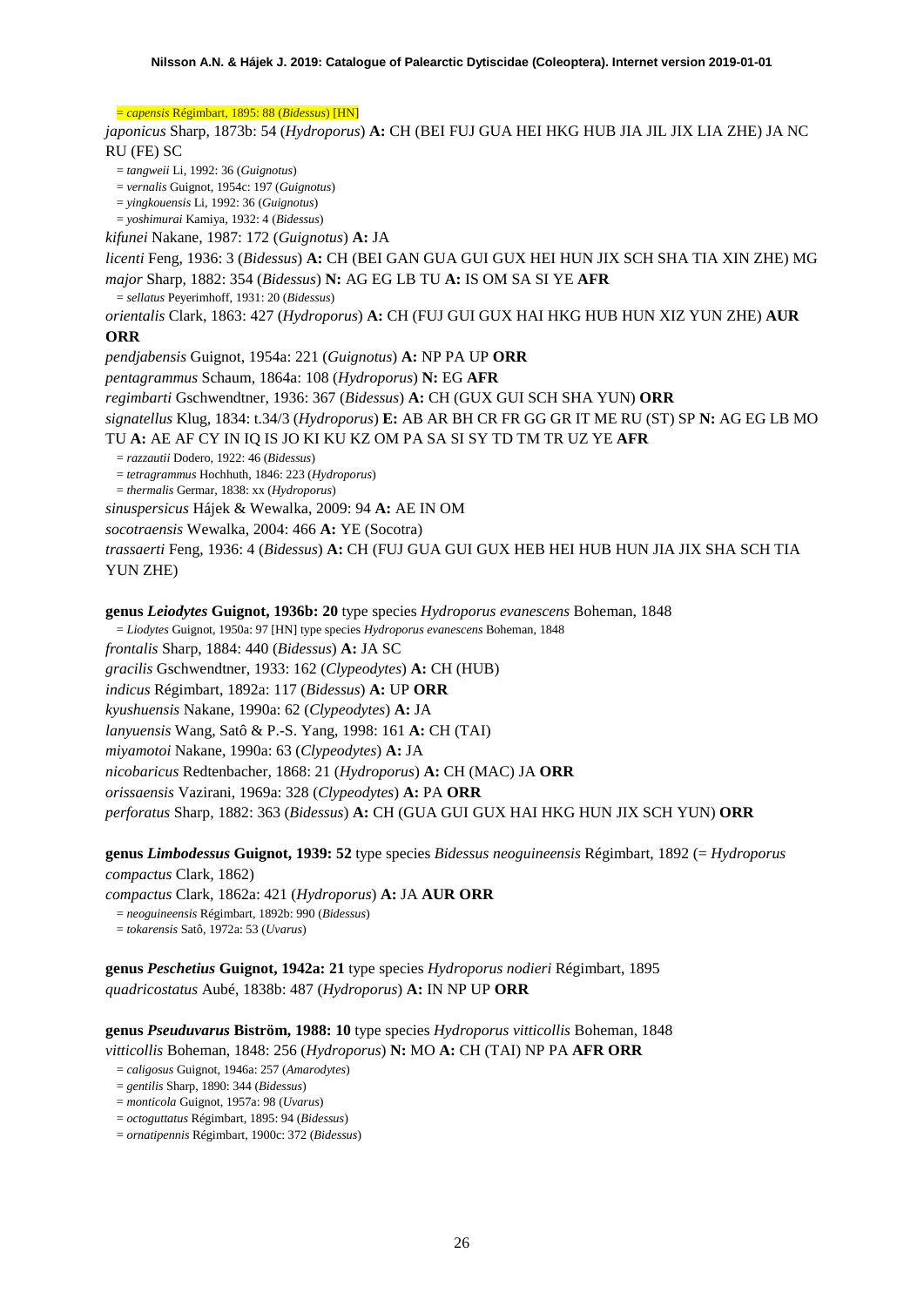= *capensis* Régimbart, 1895: 88 (*Bidessus*) [HN]

*japonicus* Sharp, 1873b: 54 (*Hydroporus*) **A:** CH (BEI FUJ GUA HEI HKG HUB JIA JIL JIX LIA ZHE) JA NC RU (FE) SC

= *tangweii* Li, 1992: 36 (*Guignotus*)
= *vernalis* Guignot, 1954c: 197 (*Guignotus*)
= *yingkouensis* Li, 1992: 36 (*Guignotus*)
= *yoshimurai* Kamiya, 1932: 4 (*Bidessus*)

*kifunei* Nakane, 1987: 172 (*Guignotus*) **A:** JA

*licenti* Feng, 1936: 3 (*Bidessus*) **A:** CH (BEI GAN GUA GUI GUX HEI HUN JIX SCH SHA TIA XIN ZHE) MG

*major* Sharp, 1882: 354 (*Bidessus*) **N:** AG EG LB TU **A:** IS OM SA SI YE **AFR**

= *sellatus* Peyerimhoff, 1931: 20 (*Bidessus*)

*orientalis* Clark, 1863: 427 (*Hydroporus*) **A:** CH (FUJ GUI GUX HAI HKG HUB HUN XIZ YUN ZHE) **AUR ORR**

*pendjabensis* Guignot, 1954a: 221 (*Guignotus*) **A:** NP PA UP **ORR**

*pentagrammus* Schaum, 1864a: 108 (*Hydroporus*) **N:** EG **AFR**

*regimbarti* Gschwendtner, 1936: 367 (*Bidessus*) **A:** CH (GUX GUI SCH SHA YUN) **ORR**

*signatellus* Klug, 1834: t.34/3 (*Hydroporus*) **E:** AB AR BH CR FR GG GR IT ME RU (ST) SP **N:** AG EG LB MO TU **A:** AE AF CY IN IQ IS JO KI KU KZ OM PA SA SI SY TD TM TR UZ YE **AFR**

= *razzautii* Dodero, 1922: 46 (*Bidessus*)
= *tetragrammus* Hochhuth, 1846: 223 (*Hydroporus*)
= *thermalis* Germar, 1838: xx (*Hydroporus*)

*sinuspersicus* Hájek & Wewalka, 2009: 94 **A:** AE IN OM

*socotraensis* Wewalka, 2004: 466 **A:** YE (Socotra)

*trassaerti* Feng, 1936: 4 (*Bidessus*) **A:** CH (FUJ GUA GUI GUX HEB HEI HUB HUN JIA JIX SHA SCH TIA YUN ZHE)

**genus *Leiodytes* Guignot, 1936b: 20** type species *Hydroporus evanescens* Boheman, 1848

= *Liodytes* Guignot, 1950a: 97 [HN] type species *Hydroporus evanescens* Boheman, 1848

*frontalis* Sharp, 1884: 440 (*Bidessus*) **A:** JA SC

*gracilis* Gschwendtner, 1933: 162 (*Clypeodytes*) **A:** CH (HUB)

*indicus* Régimbart, 1892a: 117 (*Bidessus*) **A:** UP **ORR**

*kyushuensis* Nakane, 1990a: 62 (*Clypeodytes*) **A:** JA

*lanyuensis* Wang, Satô & P.-S. Yang, 1998: 161 **A:** CH (TAI)

*miyamotoi* Nakane, 1990a: 63 (*Clypeodytes*) **A:** JA

*nicobaricus* Redtenbacher, 1868: 21 (*Hydroporus*) **A:** CH (MAC) JA **ORR**

*orissaensis* Vazirani, 1969a: 328 (*Clypeodytes*) **A:** PA **ORR**

*perforatus* Sharp, 1882: 363 (*Bidessus*) **A:** CH (GUA GUI GUX HAI HKG HUN JIX SCH YUN) **ORR**

**genus *Limbodessus* Guignot, 1939: 52** type species *Bidessus neoguineensis* Régimbart, 1892 (= *Hydroporus compactus* Clark, 1862)

*compactus* Clark, 1862a: 421 (*Hydroporus*) **A:** JA **AUR ORR**

= *neoguineensis* Régimbart, 1892b: 990 (*Bidessus*)
= *tokarensis* Satô, 1972a: 53 (*Uvarus*)

**genus *Peschetius* Guignot, 1942a: 21** type species *Hydroporus nodieri* Régimbart, 1895

*quadricostatus* Aubé, 1838b: 487 (*Hydroporus*) **A:** IN NP UP **ORR**

**genus *Pseuduvarus* Biström, 1988: 10** type species *Hydroporus vitticollis* Boheman, 1848

*vitticollis* Boheman, 1848: 256 (*Hydroporus*) **N:** MO **A:** CH (TAI) NP PA **AFR ORR**

= *caligosus* Guignot, 1946a: 257 (*Amarodytes*)
= *gentilis* Sharp, 1890: 344 (*Bidessus*)
= *monticola* Guignot, 1957a: 98 (*Uvarus*)
= *octoguttatus* Régimbart, 1895: 94 (*Bidessus*)
= *ornatipennis* Régimbart, 1900c: 372 (*Bidessus*)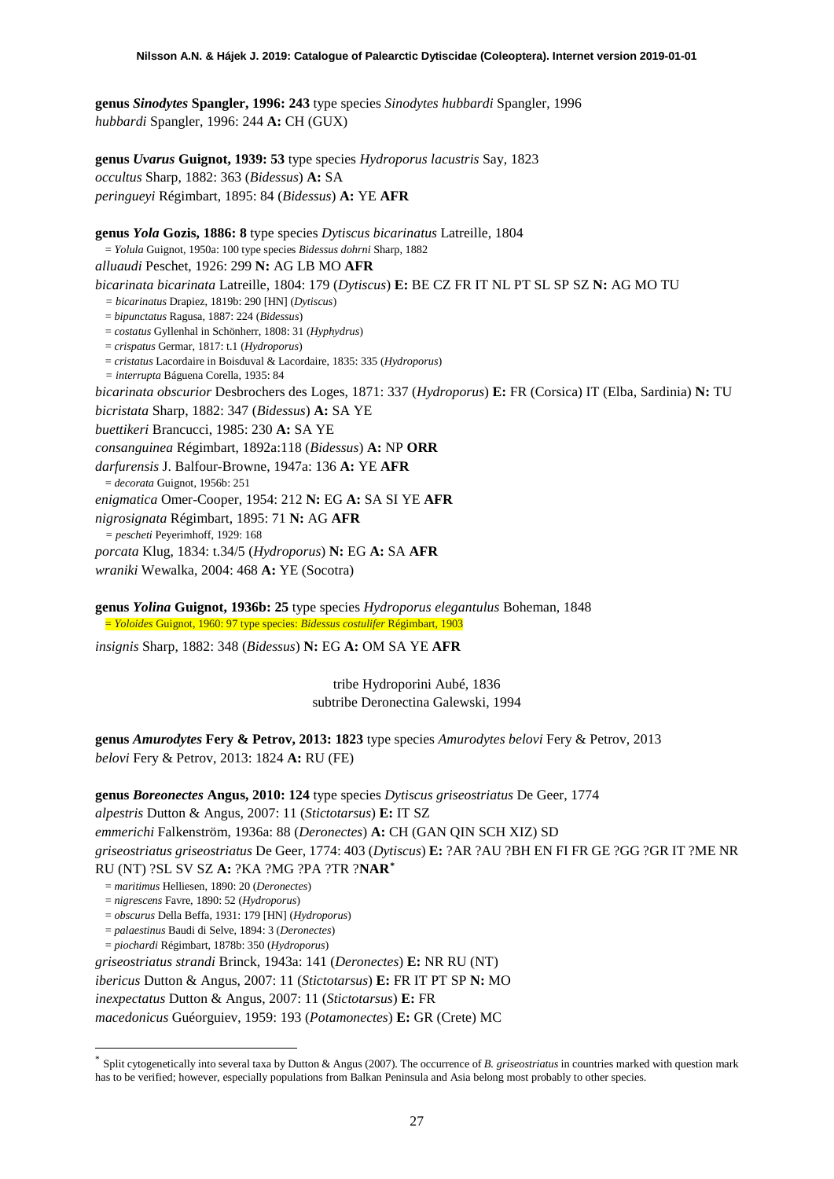**genus *Sinodytes* Spangler, 1996: 243** type species *Sinodytes hubbardi* Spangler, 1996
*hubbardi* Spangler, 1996: 244 **A:** CH (GUX)

**genus *Uvarus* Guignot, 1939: 53** type species *Hydroporus lacustris* Say, 1823
*occultus* Sharp, 1882: 363 (*Bidessus*) **A:** SA
*peringueyi* Régimbart, 1895: 84 (*Bidessus*) **A:** YE **AFR**

**genus *Yola* Gozis, 1886: 8** type species *Dytiscus bicarinatus* Latreille, 1804
= *Yolula* Guignot, 1950a: 100 type species *Bidessus dohrni* Sharp, 1882
*alluaudi* Peschet, 1926: 299 **N:** AG LB MO **AFR**
*bicarinata bicarinata* Latreille, 1804: 179 (*Dytiscus*) **E:** BE CZ FR IT NL PT SL SP SZ **N:** AG MO TU
= *bicarinatus* Drapiez, 1819b: 290 [HN] (*Dytiscus*)
= *bipunctatus* Ragusa, 1887: 224 (*Bidessus*)
= *costatus* Gyllenhal in Schönherr, 1808: 31 (*Hyphydrus*)
= *crispatus* Germar, 1817: t.1 (*Hydroporus*)
= *cristatus* Lacordaire in Boisduval & Lacordaire, 1835: 335 (*Hydroporus*)
= *interrupta* Báguena Corella, 1935: 84
*bicarinata obscurior* Desbrochers des Loges, 1871: 337 (*Hydroporus*) **E:** FR (Corsica) IT (Elba, Sardinia) **N:** TU
*bicristata* Sharp, 1882: 347 (*Bidessus*) **A:** SA YE
*buettikeri* Brancucci, 1985: 230 **A:** SA YE
*consanguinea* Régimbart, 1892a:118 (*Bidessus*) **A:** NP **ORR**
*darfurensis* J. Balfour-Browne, 1947a: 136 **A:** YE **AFR**
= *decorata* Guignot, 1956b: 251
*enigmatica* Omer-Cooper, 1954: 212 **N:** EG **A:** SA SI YE **AFR**
*nigrosignata* Régimbart, 1895: 71 **N:** AG **AFR**
= *pescheti* Peyerimhoff, 1929: 168
*porcata* Klug, 1834: t.34/5 (*Hydroporus*) **N:** EG **A:** SA **AFR**
*wraniki* Wewalka, 2004: 468 **A:** YE (Socotra)

**genus *Yolina* Guignot, 1936b: 25** type species *Hydroporus elegantulus* Boheman, 1848
= *Yoloides* Guignot, 1960: 97 type species: *Bidessus costulifer* Régimbart, 1903
*insignis* Sharp, 1882: 348 (*Bidessus*) **N:** EG **A:** OM SA YE **AFR**

tribe Hydroporini Aubé, 1836
subtribe Deronectina Galewski, 1994

**genus *Amurodytes* Fery & Petrov, 2013: 1823** type species *Amurodytes belovi* Fery & Petrov, 2013
*belovi* Fery & Petrov, 2013: 1824 **A:** RU (FE)

**genus *Boreonectes* Angus, 2010: 124** type species *Dytiscus griseostriatus* De Geer, 1774
*alpestris* Dutton & Angus, 2007: 11 (*Stictotarsus*) **E:** IT SZ
*emmerichi* Falkenström, 1936a: 88 (*Deronectes*) **A:** CH (GAN QIN SCH XIZ) SD
*griseostriatus griseostriatus* De Geer, 1774: 403 (*Dytiscus*) **E:** ?AR ?AU ?BH EN FI FR GE ?GG ?GR IT ?ME NR RU (NT) ?SL SV SZ **A:** ?KA ?MG ?PA ?TR ?**NAR**[*]
= *maritimus* Helliesen, 1890: 20 (*Deronectes*)
= *nigrescens* Favre, 1890: 52 (*Hydroporus*)
= *obscurus* Della Beffa, 1931: 179 [HN] (*Hydroporus*)
= *palaestinus* Baudi di Selve, 1894: 3 (*Deronectes*)
= *piochardi* Régimbart, 1878b: 350 (*Hydroporus*)
*griseostriatus strandi* Brinck, 1943a: 141 (*Deronectes*) **E:** NR RU (NT)
*ibericus* Dutton & Angus, 2007: 11 (*Stictotarsus*) **E:** FR IT PT SP **N:** MO
*inexpectatus* Dutton & Angus, 2007: 11 (*Stictotarsus*) **E:** FR
*macedonicus* Guéorguiev, 1959: 193 (*Potamonectes*) **E:** GR (Crete) MC

[*] Split cytogenetically into several taxa by Dutton & Angus (2007). The occurrence of *B. griseostriatus* in countries marked with question mark has to be verified; however, especially populations from Balkan Peninsula and Asia belong most probably to other species.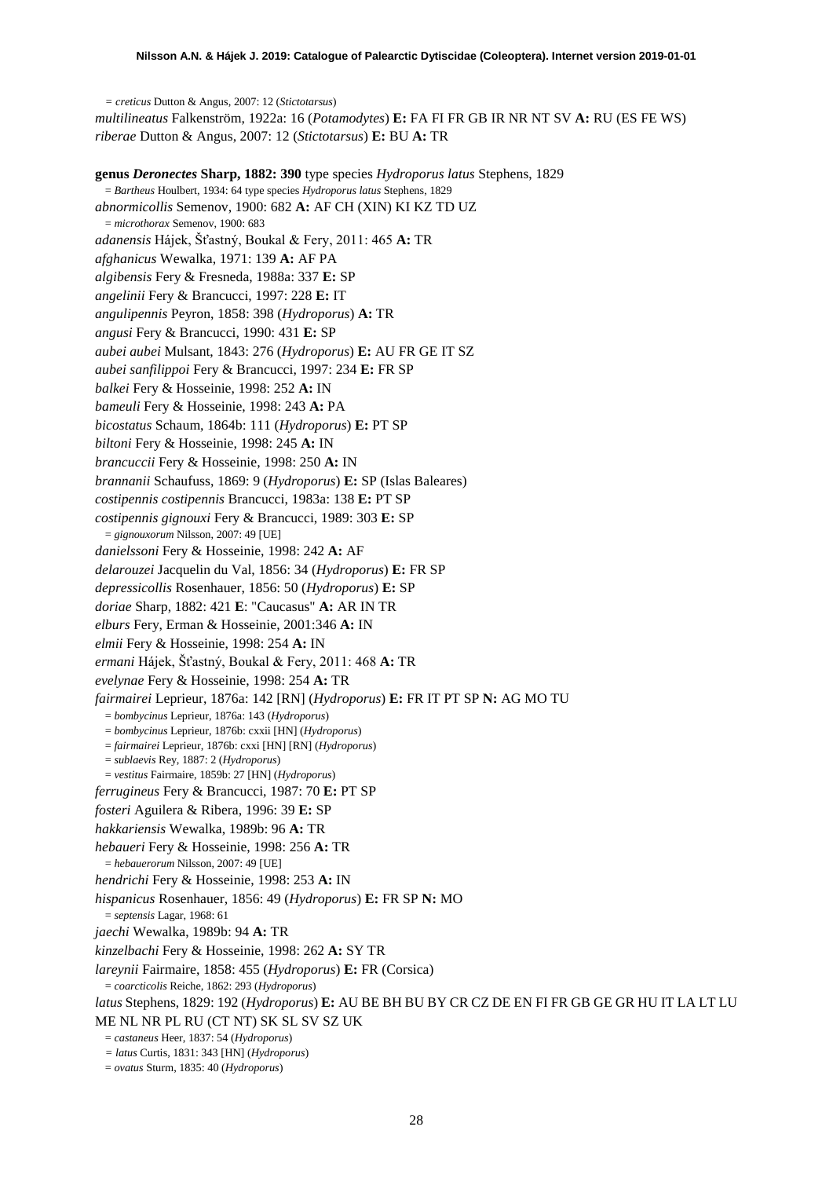= *creticus* Dutton & Angus, 2007: 12 (*Stictotarsus*)

*multilineatus* Falkenström, 1922a: 16 (*Potamodytes*) **E:** FA FI FR GB IR NR NT SV **A:** RU (ES FE WS)

*riberae* Dutton & Angus, 2007: 12 (*Stictotarsus*) **E:** BU **A:** TR

**genus *Deronectes* Sharp, 1882: 390** type species *Hydroporus latus* Stephens, 1829

= *Bartheus* Houlbert, 1934: 64 type species *Hydroporus latus* Stephens, 1829

*abnormicollis* Semenov, 1900: 682 **A:** AF CH (XIN) KI KZ TD UZ

= *microthorax* Semenov, 1900: 683

*adanensis* Hájek, Šťastný, Boukal & Fery, 2011: 465 **A:** TR

*afghanicus* Wewalka, 1971: 139 **A:** AF PA

*algibensis* Fery & Fresneda, 1988a: 337 **E:** SP

*angelinii* Fery & Brancucci, 1997: 228 **E:** IT

*angulipennis* Peyron, 1858: 398 (*Hydroporus*) **A:** TR

*angusi* Fery & Brancucci, 1990: 431 **E:** SP

*aubei aubei* Mulsant, 1843: 276 (*Hydroporus*) **E:** AU FR GE IT SZ

*aubei sanfilippoi* Fery & Brancucci, 1997: 234 **E:** FR SP

*balkei* Fery & Hosseinie, 1998: 252 **A:** IN

*bameuli* Fery & Hosseinie, 1998: 243 **A:** PA

*bicostatus* Schaum, 1864b: 111 (*Hydroporus*) **E:** PT SP

*biltoni* Fery & Hosseinie, 1998: 245 **A:** IN

*brancuccii* Fery & Hosseinie, 1998: 250 **A:** IN

*brannanii* Schaufuss, 1869: 9 (*Hydroporus*) **E:** SP (Islas Baleares)

*costipennis costipennis* Brancucci, 1983a: 138 **E:** PT SP

*costipennis gignouxi* Fery & Brancucci, 1989: 303 **E:** SP

= *gignouxorum* Nilsson, 2007: 49 [UE]

*danielssoni* Fery & Hosseinie, 1998: 242 **A:** AF

*delarouzei* Jacquelin du Val, 1856: 34 (*Hydroporus*) **E:** FR SP

*depressicollis* Rosenhauer, 1856: 50 (*Hydroporus*) **E:** SP

*doriae* Sharp, 1882: 421 **E**: "Caucasus" **A:** AR IN TR

*elburs* Fery, Erman & Hosseinie, 2001:346 **A:** IN

*elmii* Fery & Hosseinie, 1998: 254 **A:** IN

*ermani* Hájek, Šťastný, Boukal & Fery, 2011: 468 **A:** TR

*evelynae* Fery & Hosseinie, 1998: 254 **A:** TR

*fairmairei* Leprieur, 1876a: 142 [RN] (*Hydroporus*) **E:** FR IT PT SP **N:** AG MO TU

= *bombycinus* Leprieur, 1876a: 143 (*Hydroporus*)

= *bombycinus* Leprieur, 1876b: cxxii [HN] (*Hydroporus*)

= *fairmairei* Leprieur, 1876b: cxxi [HN] [RN] (*Hydroporus*)

= *sublaevis* Rey, 1887: 2 (*Hydroporus*)

= *vestitus* Fairmaire, 1859b: 27 [HN] (*Hydroporus*)

*ferrugineus* Fery & Brancucci, 1987: 70 **E:** PT SP

*fosteri* Aguilera & Ribera, 1996: 39 **E:** SP

*hakkariensis* Wewalka, 1989b: 96 **A:** TR

*hebaueri* Fery & Hosseinie, 1998: 256 **A:** TR

= *hebauerorum* Nilsson, 2007: 49 [UE]

*hendrichi* Fery & Hosseinie, 1998: 253 **A:** IN

*hispanicus* Rosenhauer, 1856: 49 (*Hydroporus*) **E:** FR SP **N:** MO

= *septensis* Lagar, 1968: 61

*jaechi* Wewalka, 1989b: 94 **A:** TR

*kinzelbachi* Fery & Hosseinie, 1998: 262 **A:** SY TR

*lareynii* Fairmaire, 1858: 455 (*Hydroporus*) **E:** FR (Corsica)

= *coarcticolis* Reiche, 1862: 293 (*Hydroporus*)

*latus* Stephens, 1829: 192 (*Hydroporus*) **E:** AU BE BH BU BY CR CZ DE EN FI FR GB GE GR HU IT LA LT LU ME NL NR PL RU (CT NT) SK SL SV SZ UK

= *castaneus* Heer, 1837: 54 (*Hydroporus*)

= *latus* Curtis, 1831: 343 [HN] (*Hydroporus*)

= *ovatus* Sturm, 1835: 40 (*Hydroporus*)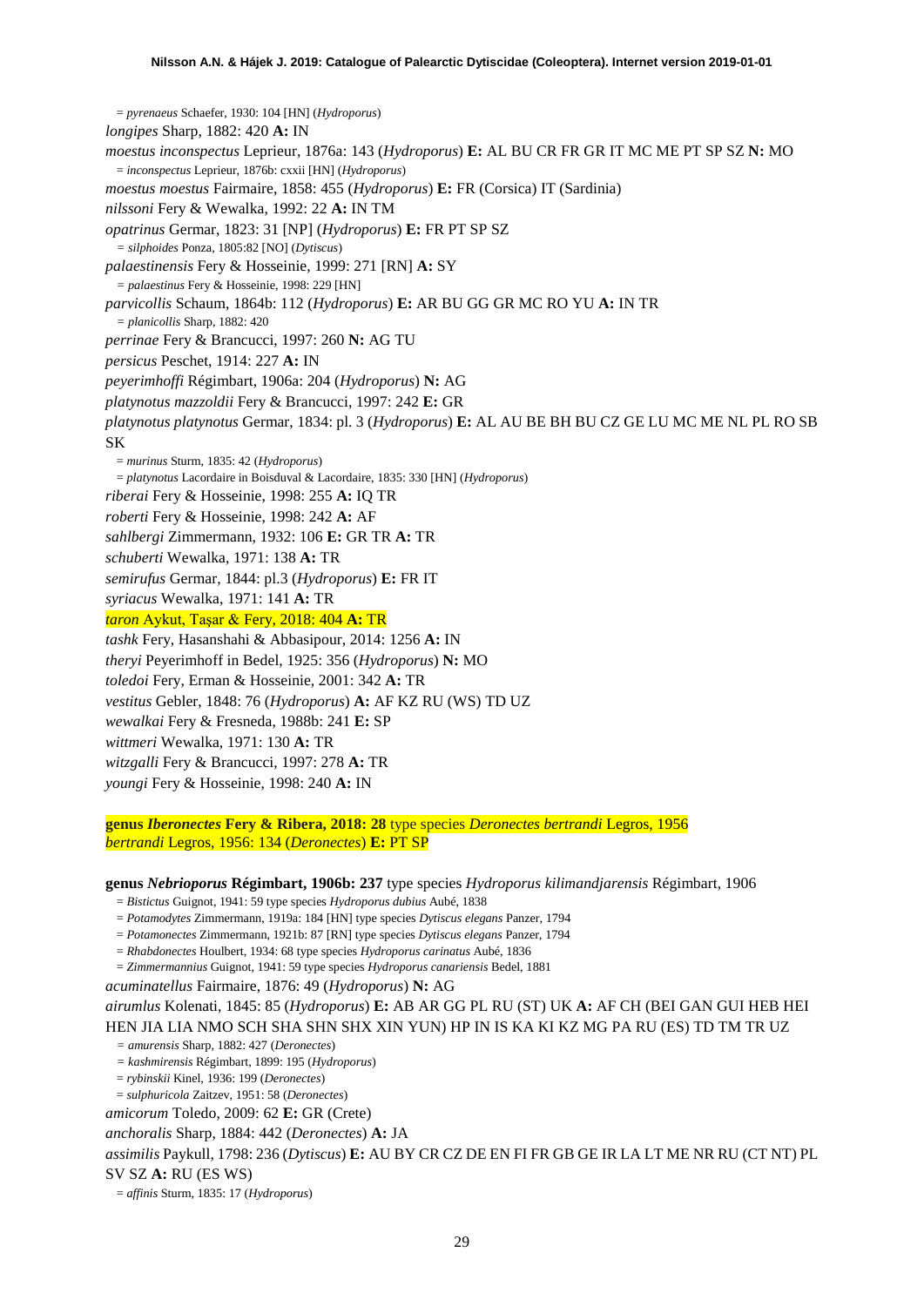= *pyrenaeus* Schaefer, 1930: 104 [HN] (*Hydroporus*)
*longipes* Sharp, 1882: 420 **A:** IN
*moestus inconspectus* Leprieur, 1876a: 143 (*Hydroporus*) **E:** AL BU CR FR GR IT MC ME PT SP SZ **N:** MO
= *inconspectus* Leprieur, 1876b: cxxii [HN] (*Hydroporus*)
*moestus moestus* Fairmaire, 1858: 455 (*Hydroporus*) **E:** FR (Corsica) IT (Sardinia)
*nilssoni* Fery & Wewalka, 1992: 22 **A:** IN TM
*opatrinus* Germar, 1823: 31 [NP] (*Hydroporus*) **E:** FR PT SP SZ
= *silphoides* Ponza, 1805:82 [NO] (*Dytiscus*)
*palaestinensis* Fery & Hosseinie, 1999: 271 [RN] **A:** SY
= *palaestinus* Fery & Hosseinie, 1998: 229 [HN]
*parvicollis* Schaum, 1864b: 112 (*Hydroporus*) **E:** AR BU GG GR MC RO YU **A:** IN TR
= *planicollis* Sharp, 1882: 420
*perrinae* Fery & Brancucci, 1997: 260 **N:** AG TU
*persicus* Peschet, 1914: 227 **A:** IN
*peyerimhoffi* Régimbart, 1906a: 204 (*Hydroporus*) **N:** AG
*platynotus mazzoldii* Fery & Brancucci, 1997: 242 **E:** GR
*platynotus platynotus* Germar, 1834: pl. 3 (*Hydroporus*) **E:** AL AU BE BH BU CZ GE LU MC ME NL PL RO SB SK
= *murinus* Sturm, 1835: 42 (*Hydroporus*)
= *platynotus* Lacordaire in Boisduval & Lacordaire, 1835: 330 [HN] (*Hydroporus*)
*riberai* Fery & Hosseinie, 1998: 255 **A:** IQ TR
*roberti* Fery & Hosseinie, 1998: 242 **A:** AF
*sahlbergi* Zimmermann, 1932: 106 **E:** GR TR **A:** TR
*schuberti* Wewalka, 1971: 138 **A:** TR
*semirufus* Germar, 1844: pl.3 (*Hydroporus*) **E:** FR IT
*syriacus* Wewalka, 1971: 141 **A:** TR
*taron* Aykut, Taşar & Fery, 2018: 404 **A:** TR
*tashk* Fery, Hasanshahi & Abbasipour, 2014: 1256 **A:** IN
*theryi* Peyerimhoff in Bedel, 1925: 356 (*Hydroporus*) **N:** MO
*toledoi* Fery, Erman & Hosseinie, 2001: 342 **A:** TR
*vestitus* Gebler, 1848: 76 (*Hydroporus*) **A:** AF KZ RU (WS) TD UZ
*wewalkai* Fery & Fresneda, 1988b: 241 **E:** SP
*wittmeri* Wewalka, 1971: 130 **A:** TR
*witzgalli* Fery & Brancucci, 1997: 278 **A:** TR
*youngi* Fery & Hosseinie, 1998: 240 **A:** IN

**genus *Iberonectes* Fery & Ribera, 2018: 28** type species *Deronectes bertrandi* Legros, 1956
*bertrandi* Legros, 1956: 134 (*Deronectes*) **E:** PT SP

**genus *Nebrioporus* Régimbart, 1906b: 237** type species *Hydroporus kilimandjarensis* Régimbart, 1906
= *Bistictus* Guignot, 1941: 59 type species *Hydroporus dubius* Aubé, 1838
= *Potamodytes* Zimmermann, 1919a: 184 [HN] type species *Dytiscus elegans* Panzer, 1794
= *Potamonectes* Zimmermann, 1921b: 87 [RN] type species *Dytiscus elegans* Panzer, 1794
= *Rhabdonectes* Houlbert, 1934: 68 type species *Hydroporus carinatus* Aubé, 1836
= *Zimmermannius* Guignot, 1941: 59 type species *Hydroporus canariensis* Bedel, 1881
*acuminatellus* Fairmaire, 1876: 49 (*Hydroporus*) **N:** AG
*airumlus* Kolenati, 1845: 85 (*Hydroporus*) **E:** AB AR GG PL RU (ST) UK **A:** AF CH (BEI GAN GUI HEB HEI HEN JIA LIA NMO SCH SHA SHN SHX XIN YUN) HP IN IS KA KI KZ MG PA RU (ES) TD TM TR UZ
= *amurensis* Sharp, 1882: 427 (*Deronectes*)
= *kashmirensis* Régimbart, 1899: 195 (*Hydroporus*)
= *rybinskii* Kinel, 1936: 199 (*Deronectes*)
= *sulphuricola* Zaitzev, 1951: 58 (*Deronectes*)
*amicorum* Toledo, 2009: 62 **E:** GR (Crete)
*anchoralis* Sharp, 1884: 442 (*Deronectes*) **A:** JA
*assimilis* Paykull, 1798: 236 (*Dytiscus*) **E:** AU BY CR CZ DE EN FI FR GB GE IR LA LT ME NR RU (CT NT) PL SV SZ **A:** RU (ES WS)
= *affinis* Sturm, 1835: 17 (*Hydroporus*)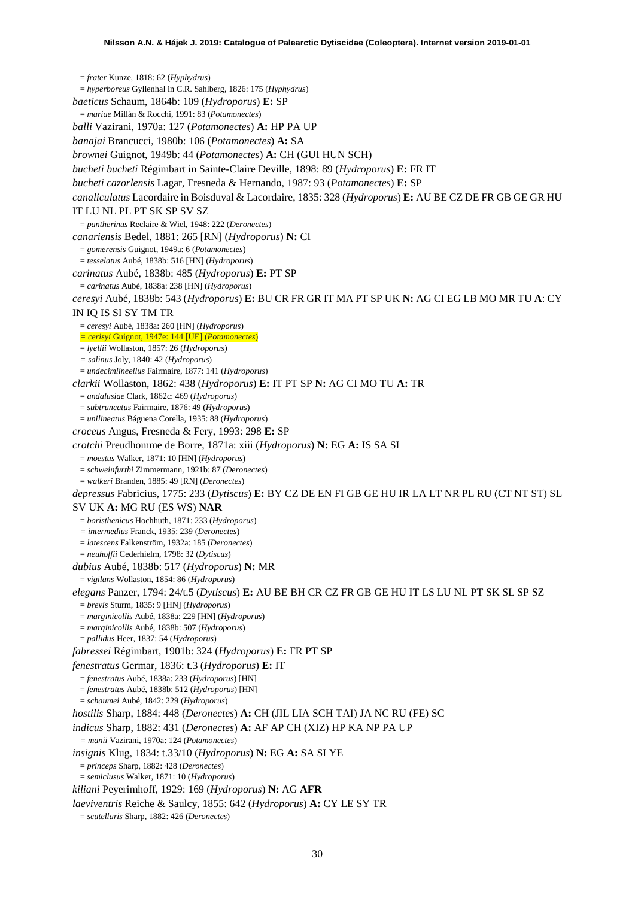= *frater* Kunze, 1818: 62 (*Hyphydrus*)
= *hyperboreus* Gyllenhal in C.R. Sahlberg, 1826: 175 (*Hyphydrus*)

*baeticus* Schaum, 1864b: 109 (*Hydroporus*) **E:** SP
= *mariae* Millán & Rocchi, 1991: 83 (*Potamonectes*)

*balli* Vazirani, 1970a: 127 (*Potamonectes*) **A:** HP PA UP

*banajai* Brancucci, 1980b: 106 (*Potamonectes*) **A:** SA

*brownei* Guignot, 1949b: 44 (*Potamonectes*) **A:** CH (GUI HUN SCH)

*bucheti bucheti* Régimbart in Sainte-Claire Deville, 1898: 89 (*Hydroporus*) **E:** FR IT

*bucheti cazorlensis* Lagar, Fresneda & Hernando, 1987: 93 (*Potamonectes*) **E:** SP

*canaliculatus* Lacordaire in Boisduval & Lacordaire, 1835: 328 (*Hydroporus*) **E:** AU BE CZ DE FR GB GE GR HU IT LU NL PL PT SK SP SV SZ
= *pantherinus* Reclaire & Wiel, 1948: 222 (*Deronectes*)

*canariensis* Bedel, 1881: 265 [RN] (*Hydroporus*) **N:** CI
= *gomerensis* Guignot, 1949a: 6 (*Potamonectes*)
= *tesselatus* Aubé, 1838b: 516 [HN] (*Hydroporus*)

*carinatus* Aubé, 1838b: 485 (*Hydroporus*) **E:** PT SP
= *carinatus* Aubé, 1838a: 238 [HN] (*Hydroporus*)

*ceresyi* Aubé, 1838b: 543 (*Hydroporus*) **E:** BU CR FR GR IT MA PT SP UK **N:** AG CI EG LB MO MR TU **A**: CY IN IQ IS SI SY TM TR
= *ceresyi* Aubé, 1838a: 260 [HN] (*Hydroporus*)
= *cerisyi* Guignot, 1947e: 144 [UE] (*Potamonectes*)
= *lyellii* Wollaston, 1857: 26 (*Hydroporus*)
= *salinus* Joly, 1840: 42 (*Hydroporus*)
= *undecimlineellus* Fairmaire, 1877: 141 (*Hydroporus*)

*clarkii* Wollaston, 1862: 438 (*Hydroporus*) **E:** IT PT SP **N:** AG CI MO TU **A:** TR
= *andalusiae* Clark, 1862c: 469 (*Hydroporus*)
= *subtruncatus* Fairmaire, 1876: 49 (*Hydroporus*)
= *unilineatus* Báguena Corella, 1935: 88 (*Hydroporus*)

*croceus* Angus, Fresneda & Fery, 1993: 298 **E:** SP

*crotchi* Preudhomme de Borre, 1871a: xiii (*Hydroporus*) **N:** EG **A:** IS SA SI
= *moestus* Walker, 1871: 10 [HN] (*Hydroporus*)
= *schweinfurthi* Zimmermann, 1921b: 87 (*Deronectes*)
= *walkeri* Branden, 1885: 49 [RN] (*Deronectes*)

*depressus* Fabricius, 1775: 233 (*Dytiscus*) **E:** BY CZ DE EN FI GB GE HU IR LA LT NR PL RU (CT NT ST) SL SV UK **A:** MG RU (ES WS) **NAR**
= *boristhenicus* Hochhuth, 1871: 233 (*Hydroporus*)
= *intermedius* Franck, 1935: 239 (*Deronectes*)
= *latescens* Falkenström, 1932a: 185 (*Deronectes*)
= *neuhoffii* Cederhielm, 1798: 32 (*Dytiscus*)

*dubius* Aubé, 1838b: 517 (*Hydroporus*) **N:** MR
= *vigilans* Wollaston, 1854: 86 (*Hydroporus*)

*elegans* Panzer, 1794: 24/t.5 (*Dytiscus*) **E:** AU BE BH CR CZ FR GB GE HU IT LS LU NL PT SK SL SP SZ
= *brevis* Sturm, 1835: 9 [HN] (*Hydroporus*)
= *marginicollis* Aubé, 1838a: 229 [HN] (*Hydroporus*)
= *marginicollis* Aubé, 1838b: 507 (*Hydroporus*)
= *pallidus* Heer, 1837: 54 (*Hydroporus*)

*fabressei* Régimbart, 1901b: 324 (*Hydroporus*) **E:** FR PT SP

*fenestratus* Germar, 1836: t.3 (*Hydroporus*) **E:** IT
= *fenestratus* Aubé, 1838a: 233 (*Hydroporus*) [HN]
= *fenestratus* Aubé, 1838b: 512 (*Hydroporus*) [HN]
= *schaumei* Aubé, 1842: 229 (*Hydroporus*)

*hostilis* Sharp, 1884: 448 (*Deronectes*) **A:** CH (JIL LIA SCH TAI) JA NC RU (FE) SC

*indicus* Sharp, 1882: 431 (*Deronectes*) **A:** AF AP CH (XIZ) HP KA NP PA UP
= *manii* Vazirani, 1970a: 124 (*Potamonectes*)

*insignis* Klug, 1834: t.33/10 (*Hydroporus*) **N:** EG **A:** SA SI YE
= *princeps* Sharp, 1882: 428 (*Deronectes*)
= *semiclusus* Walker, 1871: 10 (*Hydroporus*)

*kiliani* Peyerimhoff, 1929: 169 (*Hydroporus*) **N:** AG **AFR**

*laeviventris* Reiche & Saulcy, 1855: 642 (*Hydroporus*) **A:** CY LE SY TR
= *scutellaris* Sharp, 1882: 426 (*Deronectes*)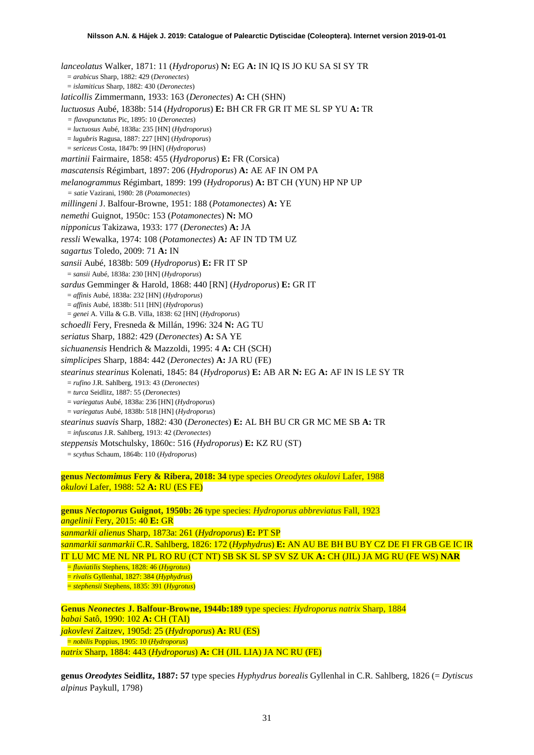*lanceolatus* Walker, 1871: 11 (*Hydroporus*) **N:** EG **A:** IN IQ IS JO KU SA SI SY TR
= *arabicus* Sharp, 1882: 429 (*Deronectes*)
= *islamiticus* Sharp, 1882: 430 (*Deronectes*)

*laticollis* Zimmermann, 1933: 163 (*Deronectes*) **A:** CH (SHN)

*luctuosus* Aubé, 1838b: 514 (*Hydroporus*) **E:** BH CR FR GR IT ME SL SP YU **A:** TR
= *flavopunctatus* Pic, 1895: 10 (*Deronectes*)
= *luctuosus* Aubé, 1838a: 235 [HN] (*Hydroporus*)
= *lugubris* Ragusa, 1887: 227 [HN] (*Hydroporus*)
= *sericeus* Costa, 1847b: 99 [HN] (*Hydroporus*)

*martinii* Fairmaire, 1858: 455 (*Hydroporus*) **E:** FR (Corsica)

*mascatensis* Régimbart, 1897: 206 (*Hydroporus*) **A:** AE AF IN OM PA

*melanogrammus* Régimbart, 1899: 199 (*Hydroporus*) **A:** BT CH (YUN) HP NP UP
= *satie* Vazirani, 1980: 28 (*Potamonectes*)

*millingeni* J. Balfour-Browne, 1951: 188 (*Potamonectes*) **A:** YE

*nemethi* Guignot, 1950c: 153 (*Potamonectes*) **N:** MO

*nipponicus* Takizawa, 1933: 177 (*Deronectes*) **A:** JA

*ressli* Wewalka, 1974: 108 (*Potamonectes*) **A:** AF IN TD TM UZ

*sagartus* Toledo, 2009: 71 **A:** IN

*sansii* Aubé, 1838b: 509 (*Hydroporus*) **E:** FR IT SP
= *sansii* Aubé, 1838a: 230 [HN] (*Hydroporus*)

*sardus* Gemminger & Harold, 1868: 440 [RN] (*Hydroporus*) **E:** GR IT
= *affinis* Aubé, 1838a: 232 [HN] (*Hydroporus*)
= *affinis* Aubé, 1838b: 511 [HN] (*Hydroporus*)
= *genei* A. Villa & G.B. Villa, 1838: 62 [HN] (*Hydroporus*)

*schoedli* Fery, Fresneda & Millán, 1996: 324 **N:** AG TU

*seriatus* Sharp, 1882: 429 (*Deronectes*) **A:** SA YE

*sichuanensis* Hendrich & Mazzoldi, 1995: 4 **A:** CH (SCH)

*simplicipes* Sharp, 1884: 442 (*Deronectes*) **A:** JA RU (FE)

*stearinus stearinus* Kolenati, 1845: 84 (*Hydroporus*) **E:** AB AR **N:** EG **A:** AF IN IS LE SY TR
= *rufino* J.R. Sahlberg, 1913: 43 (*Deronectes*)
= *turca* Seidlitz, 1887: 55 (*Deronectes*)
= *variegatus* Aubé, 1838a: 236 [HN] (*Hydroporus*)
= *variegatus* Aubé, 1838b: 518 [HN] (*Hydroporus*)

*stearinus suavis* Sharp, 1882: 430 (*Deronectes*) **E:** AL BH BU CR GR MC ME SB **A:** TR
= *infuscatus* J.R. Sahlberg, 1913: 42 (*Deronectes*)

*steppensis* Motschulsky, 1860c: 516 (*Hydroporus*) **E:** KZ RU (ST)
= *scythus* Schaum, 1864b: 110 (*Hydroporus*)

**genus *Nectomimus* Fery & Ribera, 2018: 34** type species *Oreodytes okulovi* Lafer, 1988
*okulovi* Lafer, 1988: 52 **A:** RU (ES FE)

**genus *Nectoporus* Guignot, 1950b: 26** type species: *Hydroporus abbreviatus* Fall, 1923
*angelinii* Fery, 2015: 40 **E:** GR

*sanmarkii alienus* Sharp, 1873a: 261 (*Hydroporus*) **E:** PT SP

*sanmarkii sanmarkii* C.R. Sahlberg, 1826: 172 (*Hyphydrus*) **E:** AN AU BE BH BU BY CZ DE FI FR GB GE IC IR IT LU MC ME NL NR PL RO RU (CT NT) SB SK SL SP SV SZ UK **A:** CH (JIL) JA MG RU (FE WS) **NAR**
= *fluviatilis* Stephens, 1828: 46 (*Hygrotus*)
= *rivalis* Gyllenhal, 1827: 384 (*Hyphydrus*)
= *stephensii* Stephens, 1835: 391 (*Hygrotus*)

**Genus *Neonectes* J. Balfour-Browne, 1944b:189** type species: *Hydroporus natrix* Sharp, 1884
*babai* Satô, 1990: 102 **A:** CH (TAI)

*jakovlevi* Zaitzev, 1905d: 25 (*Hydroporus*) **A:** RU (ES)
= *nobilis* Poppius, 1905: 10 (*Hydroporus*)

*natrix* Sharp, 1884: 443 (*Hydroporus*) **A:** CH (JIL LIA) JA NC RU (FE)

**genus *Oreodytes* Seidlitz, 1887: 57** type species *Hyphydrus borealis* Gyllenhal in C.R. Sahlberg, 1826 (= *Dytiscus alpinus* Paykull, 1798)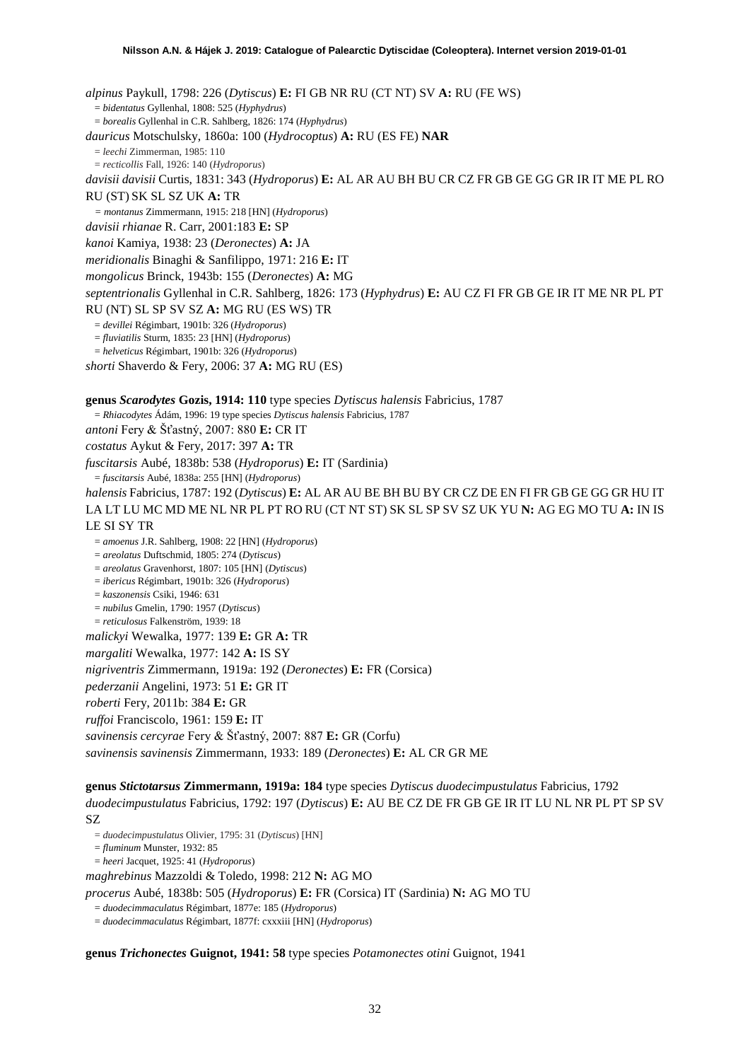*alpinus* Paykull, 1798: 226 (*Dytiscus*) **E:** FI GB NR RU (CT NT) SV **A:** RU (FE WS)

= *bidentatus* Gyllenhal, 1808: 525 (*Hyphydrus*)

= *borealis* Gyllenhal in C.R. Sahlberg, 1826: 174 (*Hyphydrus*)

*dauricus* Motschulsky, 1860a: 100 (*Hydrocoptus*) **A:** RU (ES FE) **NAR**

= *leechi* Zimmerman, 1985: 110

= *recticollis* Fall, 1926: 140 (*Hydroporus*)

*davisii davisii* Curtis, 1831: 343 (*Hydroporus*) **E:** AL AR AU BH BU CR CZ FR GB GE GG GR IR IT ME PL RO RU (ST) SK SL SZ UK **A:** TR

= *montanus* Zimmermann, 1915: 218 [HN] (*Hydroporus*)

*davisii rhianae* R. Carr, 2001:183 **E:** SP

*kanoi* Kamiya, 1938: 23 (*Deronectes*) **A:** JA

*meridionalis* Binaghi & Sanfilippo, 1971: 216 **E:** IT

*mongolicus* Brinck, 1943b: 155 (*Deronectes*) **A:** MG

*septentrionalis* Gyllenhal in C.R. Sahlberg, 1826: 173 (*Hyphydrus*) **E:** AU CZ FI FR GB GE IR IT ME NR PL PT RU (NT) SL SP SV SZ **A:** MG RU (ES WS) TR

= *devillei* Régimbart, 1901b: 326 (*Hydroporus*)

= *fluviatilis* Sturm, 1835: 23 [HN] (*Hydroporus*)

= *helveticus* Régimbart, 1901b: 326 (*Hydroporus*)

*shorti* Shaverdo & Fery, 2006: 37 **A:** MG RU (ES)

**genus *Scarodytes* Gozis, 1914: 110** type species *Dytiscus halensis* Fabricius, 1787

= *Rhiacodytes* Ádám, 1996: 19 type species *Dytiscus halensis* Fabricius, 1787

*antoni* Fery & Šťastný, 2007: 880 **E:** CR IT

*costatus* Aykut & Fery, 2017: 397 **A:** TR

*fuscitarsis* Aubé, 1838b: 538 (*Hydroporus*) **E:** IT (Sardinia)

= *fuscitarsis* Aubé, 1838a: 255 [HN] (*Hydroporus*)

*halensis* Fabricius, 1787: 192 (*Dytiscus*) **E:** AL AR AU BE BH BU BY CR CZ DE EN FI FR GB GE GG GR HU IT LA LT LU MC MD ME NL NR PL PT RO RU (CT NT ST) SK SL SP SV SZ UK YU **N:** AG EG MO TU **A:** IN IS LE SI SY TR

= *amoenus* J.R. Sahlberg, 1908: 22 [HN] (*Hydroporus*)

= *areolatus* Duftschmid, 1805: 274 (*Dytiscus*)

= *areolatus* Gravenhorst, 1807: 105 [HN] (*Dytiscus*)

= *ibericus* Régimbart, 1901b: 326 (*Hydroporus*)

= *kaszonensis* Csiki, 1946: 631

= *nubilus* Gmelin, 1790: 1957 (*Dytiscus*)

= *reticulosus* Falkenström, 1939: 18

*malickyi* Wewalka, 1977: 139 **E:** GR **A:** TR

*margaliti* Wewalka, 1977: 142 **A:** IS SY

*nigriventris* Zimmermann, 1919a: 192 (*Deronectes*) **E:** FR (Corsica)

*pederzanii* Angelini, 1973: 51 **E:** GR IT

*roberti* Fery, 2011b: 384 **E:** GR

*ruffoi* Franciscolo, 1961: 159 **E:** IT

*savinensis cercyrae* Fery & Šťastný, 2007: 887 **E:** GR (Corfu)

*savinensis savinensis* Zimmermann, 1933: 189 (*Deronectes*) **E:** AL CR GR ME

**genus *Stictotarsus* Zimmermann, 1919a: 184** type species *Dytiscus duodecimpustulatus* Fabricius, 1792

*duodecimpustulatus* Fabricius, 1792: 197 (*Dytiscus*) **E:** AU BE CZ DE FR GB GE IR IT LU NL NR PL PT SP SV SZ

= *duodecimpustulatus* Olivier, 1795: 31 (*Dytiscus*) [HN]

= *fluminum* Munster, 1932: 85

= *heeri* Jacquet, 1925: 41 (*Hydroporus*)

*maghrebinus* Mazzoldi & Toledo, 1998: 212 **N:** AG MO

*procerus* Aubé, 1838b: 505 (*Hydroporus*) **E:** FR (Corsica) IT (Sardinia) **N:** AG MO TU

= *duodecimmaculatus* Régimbart, 1877e: 185 (*Hydroporus*)

= *duodecimmaculatus* Régimbart, 1877f: cxxxiii [HN] (*Hydroporus*)

**genus *Trichonectes* Guignot, 1941: 58** type species *Potamonectes otini* Guignot, 1941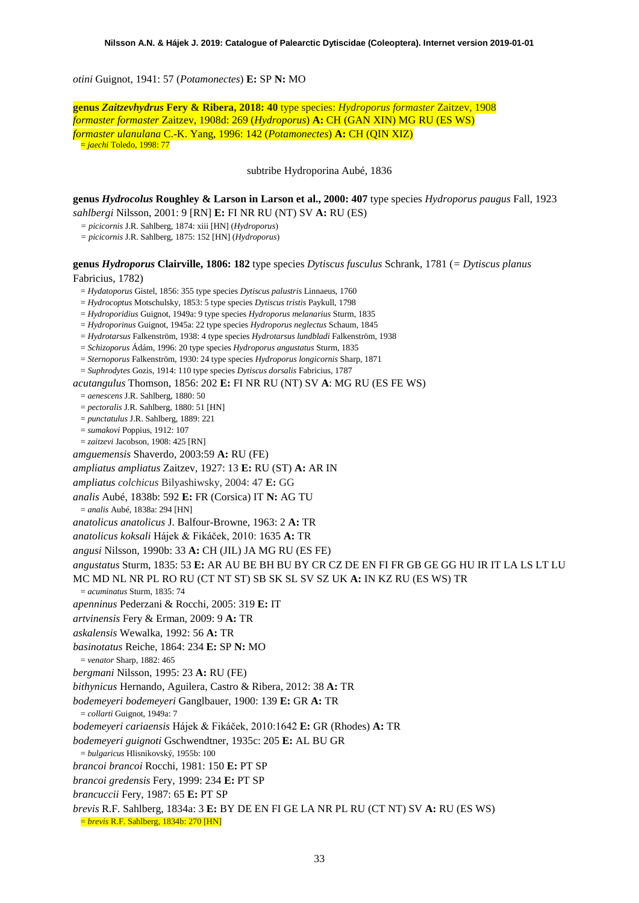*otini* Guignot, 1941: 57 (*Potamonectes*) **E:** SP **N:** MO

**genus *Zaitzevhydrus* Fery & Ribera, 2018: 40** type species: *Hydroporus formaster* Zaitzev, 1908
*formaster formaster* Zaitzev, 1908d: 269 (*Hydroporus*) **A:** CH (GAN XIN) MG RU (ES WS)
*formaster ulanulana* C.-K. Yang, 1996: 142 (*Potamonectes*) **A:** CH (QIN XIZ)
= *jaechi* Toledo, 1998: 77

subtribe Hydroporina Aubé, 1836

**genus *Hydrocolus* Roughley & Larson in Larson et al., 2000: 407** type species *Hydroporus paugus* Fall, 1923
*sahlbergi* Nilsson, 2001: 9 [RN] **E:** FI NR RU (NT) SV **A:** RU (ES)
= *picicornis* J.R. Sahlberg, 1874: xiii [HN] (*Hydroporus*)
= *picicornis* J.R. Sahlberg, 1875: 152 [HN] (*Hydroporus*)

**genus *Hydroporus* Clairville, 1806: 182** type species *Dytiscus fusculus* Schrank, 1781 (= *Dytiscus planus* Fabricius, 1782)
= *Hydatoporus* Gistel, 1856: 355 type species *Dytiscus palustris* Linnaeus, 1760
= *Hydrocoptus* Motschulsky, 1853: 5 type species *Dytiscus tristis* Paykull, 1798
= *Hydroporidius* Guignot, 1949a: 9 type species *Hydroporus melanarius* Sturm, 1835
= *Hydroporinus* Guignot, 1945a: 22 type species *Hydroporus neglectus* Schaum, 1845
= *Hydrotarsus* Falkenström, 1938: 4 type species *Hydrotarsus lundbladi* Falkenström, 1938
= *Schizoporus* Ádám, 1996: 20 type species *Hydroporus angustatus* Sturm, 1835
= *Sternoporus* Falkenström, 1930: 24 type species *Hydroporus longicornis* Sharp, 1871
= *Suphrodytes* Gozis, 1914: 110 type species *Dytiscus dorsalis* Fabricius, 1787
*acutangulus* Thomson, 1856: 202 **E:** FI NR RU (NT) SV **A**: MG RU (ES FE WS)
= *aenescens* J.R. Sahlberg, 1880: 50
= *pectoralis* J.R. Sahlberg, 1880: 51 [HN]
= *punctatulus* J.R. Sahlberg, 1889: 221
= *sumakovi* Poppius, 1912: 107
= *zaitzevi* Jacobson, 1908: 425 [RN]
*amguemensis* Shaverdo, 2003:59 **A:** RU (FE)
*ampliatus ampliatus* Zaitzev, 1927: 13 **E:** RU (ST) **A:** AR IN
*ampliatus colchicus* Bilyashiwsky, 2004: 47 **E:** GG
*analis* Aubé, 1838b: 592 **E:** FR (Corsica) IT **N:** AG TU
= *analis* Aubé, 1838a: 294 [HN]
*anatolicus anatolicus* J. Balfour-Browne, 1963: 2 **A:** TR
*anatolicus koksali* Hájek & Fikáček, 2010: 1635 **A:** TR
*angusi* Nilsson, 1990b: 33 **A:** CH (JIL) JA MG RU (ES FE)
*angustatus* Sturm, 1835: 53 **E:** AR AU BE BH BU BY CR CZ DE EN FI FR GB GE GG HU IR IT LA LS LT LU MC MD NL NR PL RO RU (CT NT ST) SB SK SL SV SZ UK **A:** IN KZ RU (ES WS) TR
= *acuminatus* Sturm, 1835: 74
*apenninus* Pederzani & Rocchi, 2005: 319 **E:** IT
*artvinensis* Fery & Erman, 2009: 9 **A:** TR
*askalensis* Wewalka, 1992: 56 **A:** TR
*basinotatus* Reiche, 1864: 234 **E:** SP **N:** MO
= *venator* Sharp, 1882: 465
*bergmani* Nilsson, 1995: 23 **A:** RU (FE)
*bithynicus* Hernando, Aguilera, Castro & Ribera, 2012: 38 **A:** TR
*bodemeyeri bodemeyeri* Ganglbauer, 1900: 139 **E:** GR **A:** TR
= *collarti* Guignot, 1949a: 7
*bodemeyeri cariaensis* Hájek & Fikáček, 2010:1642 **E:** GR (Rhodes) **A:** TR
*bodemeyeri guignoti* Gschwendtner, 1935c: 205 **E:** AL BU GR
= *bulgaricus* Hlisnikovský, 1955b: 100
*brancoi brancoi* Rocchi, 1981: 150 **E:** PT SP
*brancoi gredensis* Fery, 1999: 234 **E:** PT SP
*brancuccii* Fery, 1987: 65 **E:** PT SP
*brevis* R.F. Sahlberg, 1834a: 3 **E:** BY DE EN FI GE LA NR PL RU (CT NT) SV **A:** RU (ES WS)
= *brevis* R.F. Sahlberg, 1834b: 270 [HN]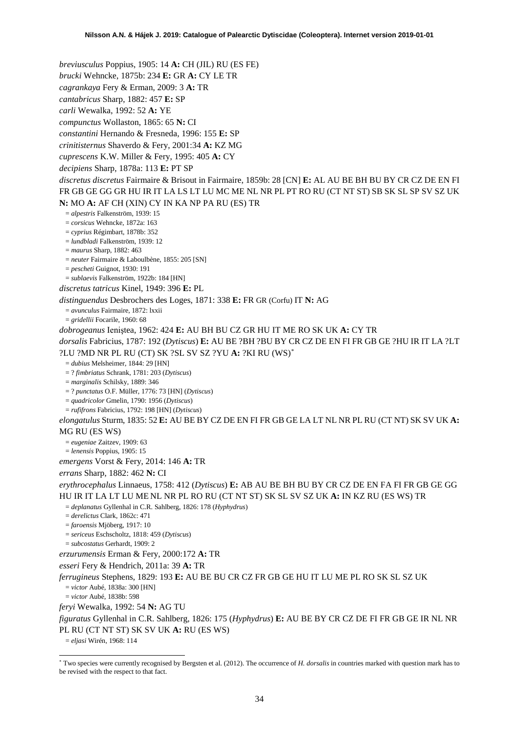*breviusculus* Poppius, 1905: 14 **A:** CH (JIL) RU (ES FE)

*brucki* Wehncke, 1875b: 234 **E:** GR **A:** CY LE TR

*cagrankaya* Fery & Erman, 2009: 3 **A:** TR

*cantabricus* Sharp, 1882: 457 **E:** SP

*carli* Wewalka, 1992: 52 **A:** YE

*compunctus* Wollaston, 1865: 65 **N:** CI

*constantini* Hernando & Fresneda, 1996: 155 **E:** SP

*crinitisternus* Shaverdo & Fery, 2001:34 **A:** KZ MG

*cuprescens* K.W. Miller & Fery, 1995: 405 **A:** CY

*decipiens* Sharp, 1878a: 113 **E:** PT SP

*discretus discretus* Fairmaire & Brisout in Fairmaire, 1859b: 28 [CN] **E:** AL AU BE BH BU BY CR CZ DE EN FI FR GB GE GG GR HU IR IT LA LS LT LU MC ME NL NR PL PT RO RU (CT NT ST) SB SK SL SP SV SZ UK **N:** MO **A:** AF CH (XIN) CY IN KA NP PA RU (ES) TR

= *alpestris* Falkenström, 1939: 15
= *corsicus* Wehncke, 1872a: 163
= *cyprius* Régimbart, 1878b: 352
= *lundbladi* Falkenström, 1939: 12
= *maurus* Sharp, 1882: 463
= *neuter* Fairmaire & Laboulbène, 1855: 205 [SN]
= *pescheti* Guignot, 1930: 191
= *sublaevis* Falkenström, 1922b: 184 [HN]

*discretus tatricus* Kinel, 1949: 396 **E:** PL

*distinguendus* Desbrochers des Loges, 1871: 338 **E:** FR GR (Corfu) IT **N:** AG

= *avunculus* Fairmaire, 1872: lxxii
= *gridellii* Focarile, 1960: 68

*dobrogeanus* Ieniştea, 1962: 424 **E:** AU BH BU CZ GR HU IT ME RO SK UK **A:** CY TR

*dorsalis* Fabricius, 1787: 192 (*Dytiscus*) **E:** AU BE ?BH ?BU BY CR CZ DE EN FI FR GB GE ?HU IR IT LA ?LT ?LU ?MD NR PL RU (CT) SK ?SL SV SZ ?YU **A:** ?KI RU (WS)*

= *dubius* Melsheimer, 1844: 29 [HN]
= ? *fimbriatus* Schrank, 1781: 203 (*Dytiscus*)
= *marginalis* Schilsky, 1889: 346
= ? *punctatus* O.F. Müller, 1776: 73 [HN] (*Dytiscus*)
= *quadricolor* Gmelin, 1790: 1956 (*Dytiscus*)
= *rufifrons* Fabricius, 1792: 198 [HN] (*Dytiscus*)

*elongatulus* Sturm, 1835: 52 **E:** AU BE BY CZ DE EN FI FR GB GE LA LT NL NR PL RU (CT NT) SK SV UK **A:** MG RU (ES WS)

= *eugeniae* Zaitzev, 1909: 63
= *lenensis* Poppius, 1905: 15

*emergens* Vorst & Fery, 2014: 146 **A:** TR

*errans* Sharp, 1882: 462 **N:** CI

*erythrocephalus* Linnaeus, 1758: 412 (*Dytiscus*) **E:** AB AU BE BH BU BY CR CZ DE EN FA FI FR GB GE GG HU IR IT LA LT LU ME NL NR PL RO RU (CT NT ST) SK SL SV SZ UK **A:** IN KZ RU (ES WS) TR

= *deplanatus* Gyllenhal in C.R. Sahlberg, 1826: 178 (*Hyphydrus*)
= *derelictus* Clark, 1862c: 471
= *faroensis* Mjöberg, 1917: 10
= *sericeus* Eschscholtz, 1818: 459 (*Dytiscus*)
= *subcostatus* Gerhardt, 1909: 2

*erzurumensis* Erman & Fery, 2000:172 **A:** TR

*esseri* Fery & Hendrich, 2011a: 39 **A:** TR

*ferrugineus* Stephens, 1829: 193 **E:** AU BE BU CR CZ FR GB GE HU IT LU ME PL RO SK SL SZ UK

= *victor* Aubé, 1838a: 300 [HN]
= *victor* Aubé, 1838b: 598

*feryi* Wewalka, 1992: 54 **N:** AG TU

*figuratus* Gyllenhal in C.R. Sahlberg, 1826: 175 (*Hyphydrus*) **E:** AU BE BY CR CZ DE FI FR GB GE IR NL NR PL RU (CT NT ST) SK SV UK **A:** RU (ES WS)

= *eljasi* Wirén, 1968: 114

---

* Two species were currently recognised by Bergsten et al. (2012). The occurrence of *H. dorsalis* in countries marked with question mark has to be revised with the respect to that fact.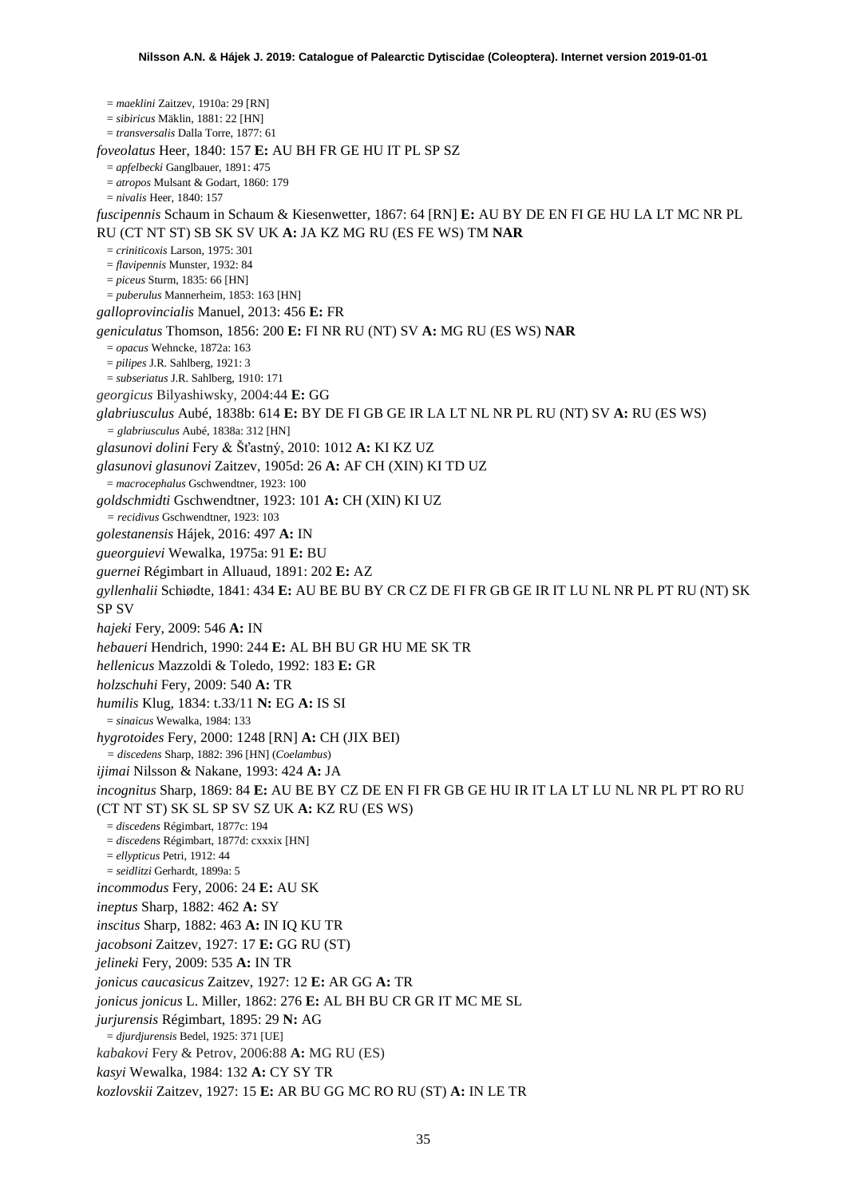= *maeklini* Zaitzev, 1910a: 29 [RN]
= *sibiricus* Mäklin, 1881: 22 [HN]
= *transversalis* Dalla Torre, 1877: 61

*foveolatus* Heer, 1840: 157 **E:** AU BH FR GE HU IT PL SP SZ
= *apfelbecki* Ganglbauer, 1891: 475
= *atropos* Mulsant & Godart, 1860: 179
= *nivalis* Heer, 1840: 157

*fuscipennis* Schaum in Schaum & Kiesenwetter, 1867: 64 [RN] **E:** AU BY DE EN FI GE HU LA LT MC NR PL RU (CT NT ST) SB SK SV UK **A:** JA KZ MG RU (ES FE WS) TM **NAR**
= *criniticoxis* Larson, 1975: 301
= *flavipennis* Munster, 1932: 84
= *piceus* Sturm, 1835: 66 [HN]
= *puberulus* Mannerheim, 1853: 163 [HN]

*galloprovincialis* Manuel, 2013: 456 **E:** FR

*geniculatus* Thomson, 1856: 200 **E:** FI NR RU (NT) SV **A:** MG RU (ES WS) **NAR**
= *opacus* Wehncke, 1872a: 163
= *pilipes* J.R. Sahlberg, 1921: 3
= *subseriatus* J.R. Sahlberg, 1910: 171

*georgicus* Bilyashiwsky, 2004:44 **E:** GG

*glabriusculus* Aubé, 1838b: 614 **E:** BY DE FI GB GE IR LA LT NL NR PL RU (NT) SV **A:** RU (ES WS)
= *glabriusculus* Aubé, 1838a: 312 [HN]

*glasunovi dolini* Fery & Šťastný, 2010: 1012 **A:** KI KZ UZ

*glasunovi glasunovi* Zaitzev, 1905d: 26 **A:** AF CH (XIN) KI TD UZ
= *macrocephalus* Gschwendtner, 1923: 100

*goldschmidti* Gschwendtner, 1923: 101 **A:** CH (XIN) KI UZ
= *recidivus* Gschwendtner, 1923: 103

*golestanensis* Hájek, 2016: 497 **A:** IN

*gueorguievi* Wewalka, 1975a: 91 **E:** BU

*guernei* Régimbart in Alluaud, 1891: 202 **E:** AZ

*gyllenhalii* Schiødte, 1841: 434 **E:** AU BE BU BY CR CZ DE FI FR GB GE IR IT LU NL NR PL PT RU (NT) SK SP SV

*hajeki* Fery, 2009: 546 **A:** IN

*hebaueri* Hendrich, 1990: 244 **E:** AL BH BU GR HU ME SK TR

*hellenicus* Mazzoldi & Toledo, 1992: 183 **E:** GR

*holzschuhi* Fery, 2009: 540 **A:** TR

*humilis* Klug, 1834: t.33/11 **N:** EG **A:** IS SI
= *sinaicus* Wewalka, 1984: 133

*hygrotoides* Fery, 2000: 1248 [RN] **A:** CH (JIX BEI)
= *discedens* Sharp, 1882: 396 [HN] (*Coelambus*)

*ijimai* Nilsson & Nakane, 1993: 424 **A:** JA

*incognitus* Sharp, 1869: 84 **E:** AU BE BY CZ DE EN FI FR GB GE HU IR IT LA LT LU NL NR PL PT RO RU (CT NT ST) SK SL SP SV SZ UK **A:** KZ RU (ES WS)
= *discedens* Régimbart, 1877c: 194
= *discedens* Régimbart, 1877d: cxxxix [HN]
= *ellypticus* Petri, 1912: 44
= *seidlitzi* Gerhardt, 1899a: 5

*incommodus* Fery, 2006: 24 **E:** AU SK

*ineptus* Sharp, 1882: 462 **A:** SY

*inscitus* Sharp, 1882: 463 **A:** IN IQ KU TR

*jacobsoni* Zaitzev, 1927: 17 **E:** GG RU (ST)

*jelineki* Fery, 2009: 535 **A:** IN TR

*jonicus caucasicus* Zaitzev, 1927: 12 **E:** AR GG **A:** TR

*jonicus jonicus* L. Miller, 1862: 276 **E:** AL BH BU CR GR IT MC ME SL

*jurjurensis* Régimbart, 1895: 29 **N:** AG
= *djurdjurensis* Bedel, 1925: 371 [UE]

*kabakovi* Fery & Petrov, 2006:88 **A:** MG RU (ES)

*kasyi* Wewalka, 1984: 132 **A:** CY SY TR

*kozlovskii* Zaitzev, 1927: 15 **E:** AR BU GG MC RO RU (ST) **A:** IN LE TR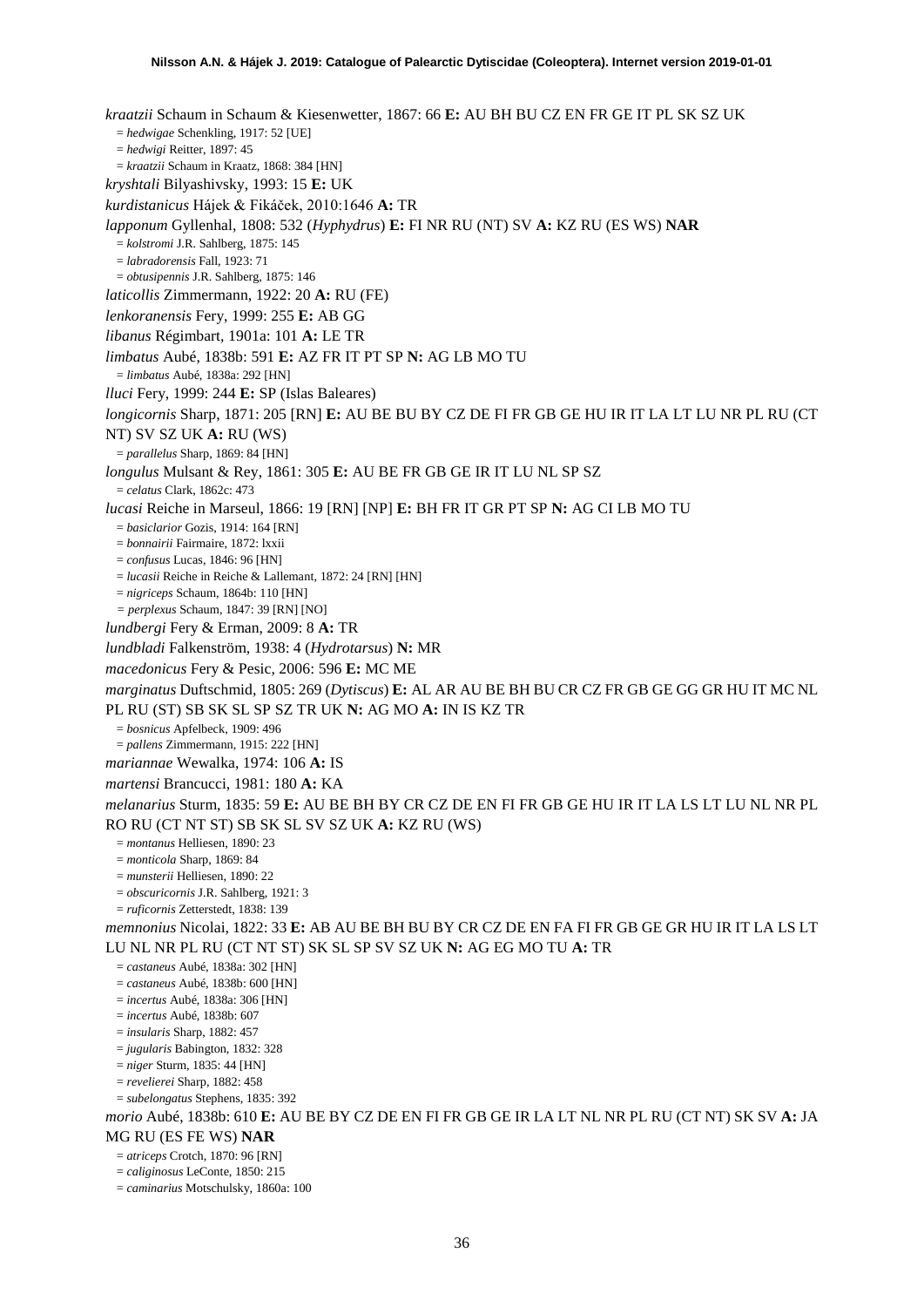*kraatzii* Schaum in Schaum & Kiesenwetter, 1867: 66 **E:** AU BH BU CZ EN FR GE IT PL SK SZ UK

= *hedwigae* Schenkling, 1917: 52 [UE]

= *hedwigi* Reitter, 1897: 45

= *kraatzii* Schaum in Kraatz, 1868: 384 [HN]

*kryshtali* Bilyashivsky, 1993: 15 **E:** UK

*kurdistanicus* Hájek & Fikáček, 2010:1646 **A:** TR

*lapponum* Gyllenhal, 1808: 532 (*Hyphydrus*) **E:** FI NR RU (NT) SV **A:** KZ RU (ES WS) **NAR**

= *kolstromi* J.R. Sahlberg, 1875: 145

= *labradorensis* Fall, 1923: 71

= *obtusipennis* J.R. Sahlberg, 1875: 146

*laticollis* Zimmermann, 1922: 20 **A:** RU (FE)

*lenkoranensis* Fery, 1999: 255 **E:** AB GG

*libanus* Régimbart, 1901a: 101 **A:** LE TR

*limbatus* Aubé, 1838b: 591 **E:** AZ FR IT PT SP **N:** AG LB MO TU

= *limbatus* Aubé, 1838a: 292 [HN]

*lluci* Fery, 1999: 244 **E:** SP (Islas Baleares)

*longicornis* Sharp, 1871: 205 [RN] **E:** AU BE BU BY CZ DE FI FR GB GE HU IR IT LA LT LU NR PL RU (CT NT) SV SZ UK **A:** RU (WS)

= *parallelus* Sharp, 1869: 84 [HN]

*longulus* Mulsant & Rey, 1861: 305 **E:** AU BE FR GB GE IR IT LU NL SP SZ

= *celatus* Clark, 1862c: 473

*lucasi* Reiche in Marseul, 1866: 19 [RN] [NP] **E:** BH FR IT GR PT SP **N:** AG CI LB MO TU

= *basiclarior* Gozis, 1914: 164 [RN]

= *bonnairii* Fairmaire, 1872: lxxii

= *confusus* Lucas, 1846: 96 [HN]

= *lucasii* Reiche in Reiche & Lallemant, 1872: 24 [RN] [HN]

= *nigriceps* Schaum, 1864b: 110 [HN]

= *perplexus* Schaum, 1847: 39 [RN] [NO]

*lundbergi* Fery & Erman, 2009: 8 **A:** TR

*lundbladi* Falkenström, 1938: 4 (*Hydrotarsus*) **N:** MR

*macedonicus* Fery & Pesic, 2006: 596 **E:** MC ME

*marginatus* Duftschmid, 1805: 269 (*Dytiscus*) **E:** AL AR AU BE BH BU CR CZ FR GB GE GG GR HU IT MC NL PL RU (ST) SB SK SL SP SZ TR UK **N:** AG MO **A:** IN IS KZ TR

= *bosnicus* Apfelbeck, 1909: 496

= *pallens* Zimmermann, 1915: 222 [HN]

*mariannae* Wewalka, 1974: 106 **A:** IS

*martensi* Brancucci, 1981: 180 **A:** KA

*melanarius* Sturm, 1835: 59 **E:** AU BE BH BY CR CZ DE EN FI FR GB GE HU IR IT LA LS LT LU NL NR PL RO RU (CT NT ST) SB SK SL SV SZ UK **A:** KZ RU (WS)

= *montanus* Helliesen, 1890: 23

= *monticola* Sharp, 1869: 84

= *munsterii* Helliesen, 1890: 22

= *obscuricornis* J.R. Sahlberg, 1921: 3

= *ruficornis* Zetterstedt, 1838: 139

*memnonius* Nicolai, 1822: 33 **E:** AB AU BE BH BU BY CR CZ DE EN FA FI FR GB GE GR HU IR IT LA LS LT LU NL NR PL RU (CT NT ST) SK SL SP SV SZ UK **N:** AG EG MO TU **A:** TR

= *castaneus* Aubé, 1838a: 302 [HN]

= *castaneus* Aubé, 1838b: 600 [HN]

= *incertus* Aubé, 1838a: 306 [HN]

= *incertus* Aubé, 1838b: 607

= *insularis* Sharp, 1882: 457

= *jugularis* Babington, 1832: 328

= *niger* Sturm, 1835: 44 [HN]

= *revelierei* Sharp, 1882: 458

= *subelongatus* Stephens, 1835: 392

*morio* Aubé, 1838b: 610 **E:** AU BE BY CZ DE EN FI FR GB GE IR LA LT NL NR PL RU (CT NT) SK SV **A:** JA MG RU (ES FE WS) **NAR**

= *atriceps* Crotch, 1870: 96 [RN]

= *caliginosus* LeConte, 1850: 215

= *caminarius* Motschulsky, 1860a: 100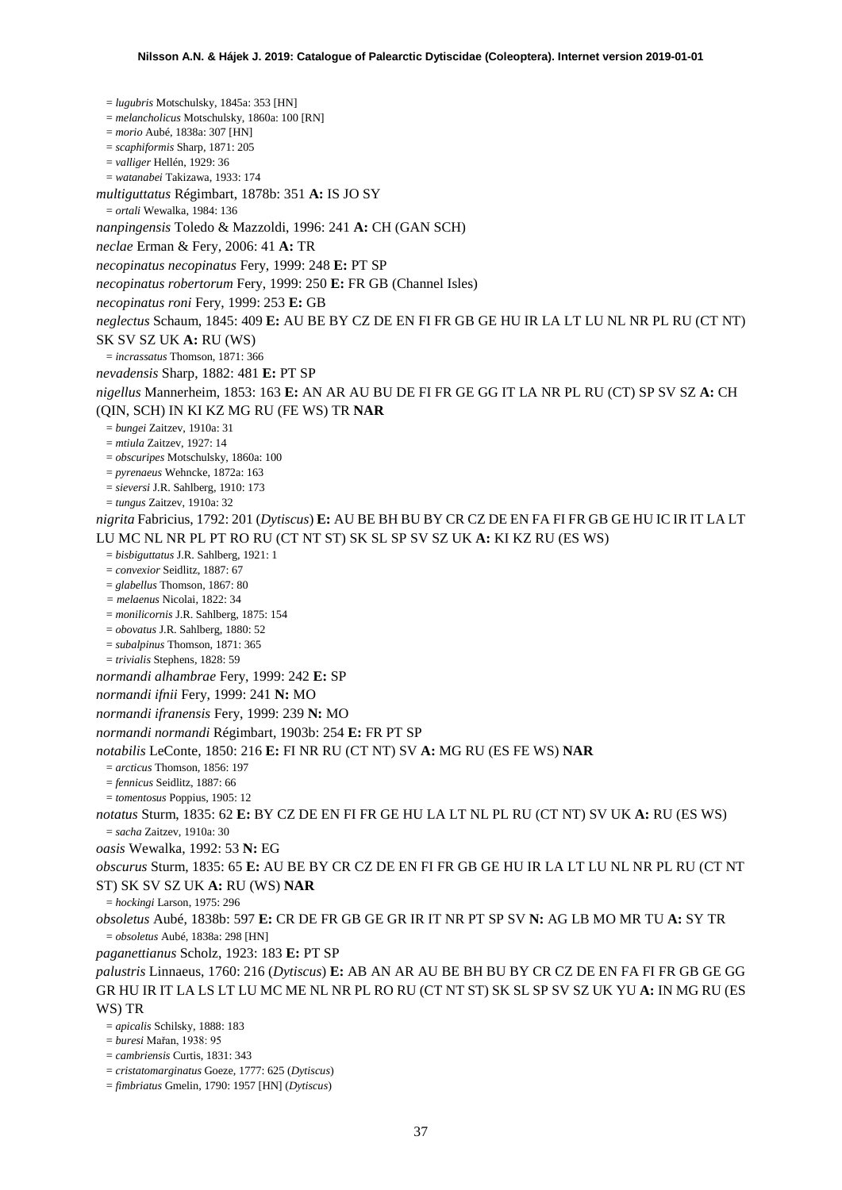= *lugubris* Motschulsky, 1845a: 353 [HN]
= *melancholicus* Motschulsky, 1860a: 100 [RN]
= *morio* Aubé, 1838a: 307 [HN]
= *scaphiformis* Sharp, 1871: 205
= *valliger* Hellén, 1929: 36
= *watanabei* Takizawa, 1933: 174

*multiguttatus* Régimbart, 1878b: 351 **A:** IS JO SY
= *ortali* Wewalka, 1984: 136

*nanpingensis* Toledo & Mazzoldi, 1996: 241 **A:** CH (GAN SCH)

*neclae* Erman & Fery, 2006: 41 **A:** TR

*necopinatus necopinatus* Fery, 1999: 248 **E:** PT SP

*necopinatus robertorum* Fery, 1999: 250 **E:** FR GB (Channel Isles)

*necopinatus roni* Fery, 1999: 253 **E:** GB

*neglectus* Schaum, 1845: 409 **E:** AU BE BY CZ DE EN FI FR GB GE HU IR LA LT LU NL NR PL RU (CT NT) SK SV SZ UK **A:** RU (WS)
= *incrassatus* Thomson, 1871: 366

*nevadensis* Sharp, 1882: 481 **E:** PT SP

*nigellus* Mannerheim, 1853: 163 **E:** AN AR AU BU DE FI FR GE GG IT LA NR PL RU (CT) SP SV SZ **A:** CH (QIN, SCH) IN KI KZ MG RU (FE WS) TR **NAR**
= *bungei* Zaitzev, 1910a: 31
= *mtiula* Zaitzev, 1927: 14
= *obscuripes* Motschulsky, 1860a: 100
= *pyrenaeus* Wehncke, 1872a: 163
= *sieversi* J.R. Sahlberg, 1910: 173
= *tungus* Zaitzev, 1910a: 32

*nigrita* Fabricius, 1792: 201 (*Dytiscus*) **E:** AU BE BH BU BY CR CZ DE EN FA FI FR GB GE HU IC IR IT LA LT LU MC NL NR PL PT RO RU (CT NT ST) SK SL SP SV SZ UK **A:** KI KZ RU (ES WS)
= *bisbiguttatus* J.R. Sahlberg, 1921: 1
= *convexior* Seidlitz, 1887: 67
= *glabellus* Thomson, 1867: 80
= *melaenus* Nicolai, 1822: 34
= *monilicornis* J.R. Sahlberg, 1875: 154
= *obovatus* J.R. Sahlberg, 1880: 52
= *subalpinus* Thomson, 1871: 365
= *trivialis* Stephens, 1828: 59

*normandi alhambrae* Fery, 1999: 242 **E:** SP

*normandi ifnii* Fery, 1999: 241 **N:** MO

*normandi ifranensis* Fery, 1999: 239 **N:** MO

*normandi normandi* Régimbart, 1903b: 254 **E:** FR PT SP

*notabilis* LeConte, 1850: 216 **E:** FI NR RU (CT NT) SV **A:** MG RU (ES FE WS) **NAR**
= *arcticus* Thomson, 1856: 197
= *fennicus* Seidlitz, 1887: 66
= *tomentosus* Poppius, 1905: 12

*notatus* Sturm, 1835: 62 **E:** BY CZ DE EN FI FR GE HU LA LT NL PL RU (CT NT) SV UK **A:** RU (ES WS)
= *sacha* Zaitzev, 1910a: 30

*oasis* Wewalka, 1992: 53 **N:** EG

*obscurus* Sturm, 1835: 65 **E:** AU BE BY CR CZ DE EN FI FR GB GE HU IR LA LT LU NL NR PL RU (CT NT ST) SK SV SZ UK **A:** RU (WS) **NAR**
= *hockingi* Larson, 1975: 296

*obsoletus* Aubé, 1838b: 597 **E:** CR DE FR GB GE GR IR IT NR PT SP SV **N:** AG LB MO MR TU **A:** SY TR
= *obsoletus* Aubé, 1838a: 298 [HN]

*paganettianus* Scholz, 1923: 183 **E:** PT SP

*palustris* Linnaeus, 1760: 216 (*Dytiscus*) **E:** AB AN AR AU BE BH BU BY CR CZ DE EN FA FI FR GB GE GG GR HU IR IT LA LS LT LU MC ME NL NR PL RO RU (CT NT ST) SK SL SP SV SZ UK YU **A:** IN MG RU (ES WS) TR
= *apicalis* Schilsky, 1888: 183
= *buresi* Mařan, 1938: 95
= *cambriensis* Curtis, 1831: 343
= *cristatomarginatus* Goeze, 1777: 625 (*Dytiscus*)
= *fimbriatus* Gmelin, 1790: 1957 [HN] (*Dytiscus*)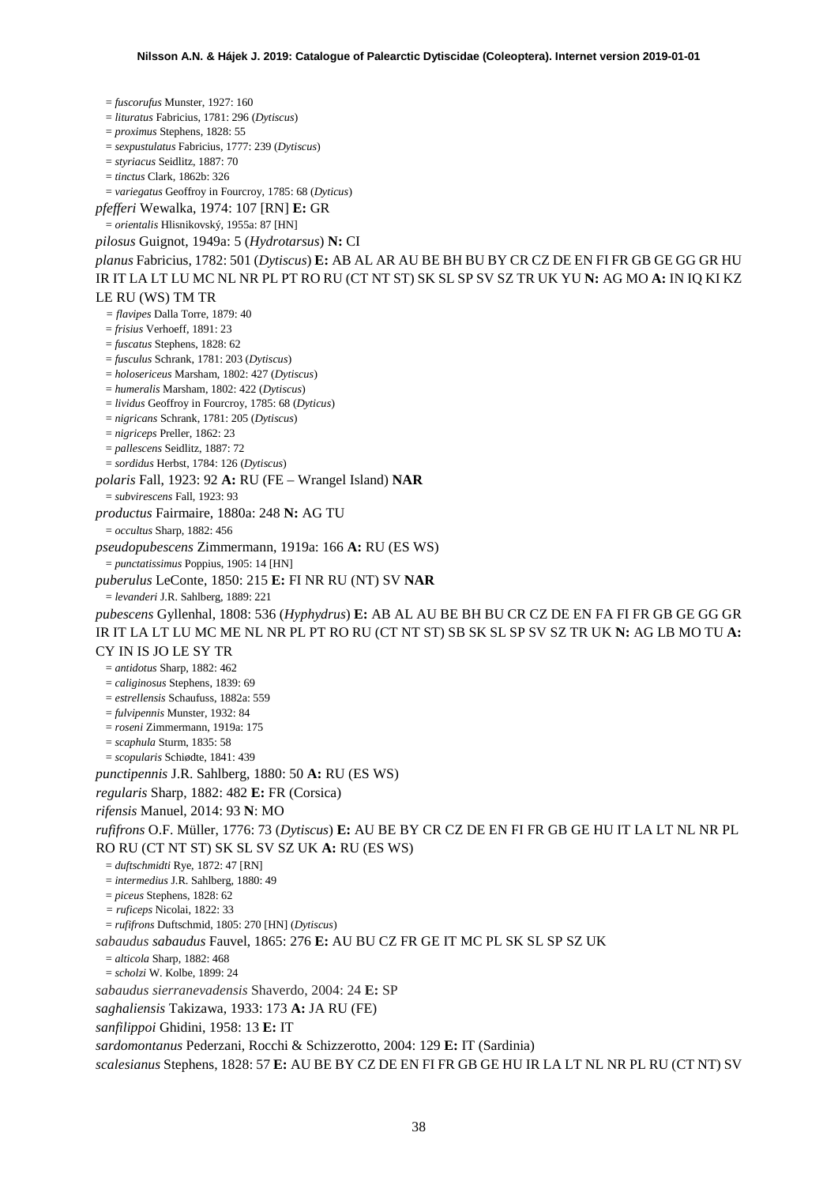= *fuscorufus* Munster, 1927: 160
= *lituratus* Fabricius, 1781: 296 (*Dytiscus*)
= *proximus* Stephens, 1828: 55
= *sexpustulatus* Fabricius, 1777: 239 (*Dytiscus*)
= *styriacus* Seidlitz, 1887: 70
= *tinctus* Clark, 1862b: 326
= *variegatus* Geoffroy in Fourcroy, 1785: 68 (*Dyticus*)

*pfefferi* Wewalka, 1974: 107 [RN] **E:** GR
= *orientalis* Hlisnikovský, 1955a: 87 [HN]

*pilosus* Guignot, 1949a: 5 (*Hydrotarsus*) **N:** CI

*planus* Fabricius, 1782: 501 (*Dytiscus*) **E:** AB AL AR AU BE BH BU BY CR CZ DE EN FI FR GB GE GG GR HU IR IT LA LT LU MC NL NR PL PT RO RU (CT NT ST) SK SL SP SV SZ TR UK YU **N:** AG MO **A:** IN IQ KI KZ LE RU (WS) TM TR
= *flavipes* Dalla Torre, 1879: 40
= *frisius* Verhoeff, 1891: 23
= *fuscatus* Stephens, 1828: 62
= *fusculus* Schrank, 1781: 203 (*Dytiscus*)
= *holosericeus* Marsham, 1802: 427 (*Dytiscus*)
= *humeralis* Marsham, 1802: 422 (*Dytiscus*)
= *lividus* Geoffroy in Fourcroy, 1785: 68 (*Dyticus*)
= *nigricans* Schrank, 1781: 205 (*Dytiscus*)
= *nigriceps* Preller, 1862: 23
= *pallescens* Seidlitz, 1887: 72
= *sordidus* Herbst, 1784: 126 (*Dytiscus*)

*polaris* Fall, 1923: 92 **A:** RU (FE – Wrangel Island) **NAR**
= *subvirescens* Fall, 1923: 93

*productus* Fairmaire, 1880a: 248 **N:** AG TU
= *occultus* Sharp, 1882: 456

*pseudopubescens* Zimmermann, 1919a: 166 **A:** RU (ES WS)
= *punctatissimus* Poppius, 1905: 14 [HN]

*puberulus* LeConte, 1850: 215 **E:** FI NR RU (NT) SV **NAR**
= *levanderi* J.R. Sahlberg, 1889: 221

*pubescens* Gyllenhal, 1808: 536 (*Hyphydrus*) **E:** AB AL AU BE BH BU CR CZ DE EN FA FI FR GB GE GG GR IR IT LA LT LU MC ME NL NR PL PT RO RU (CT NT ST) SB SK SL SP SV SZ TR UK **N:** AG LB MO TU **A:** CY IN IS JO LE SY TR
= *antidotus* Sharp, 1882: 462
= *caliginosus* Stephens, 1839: 69
= *estrellensis* Schaufuss, 1882a: 559
= *fulvipennis* Munster, 1932: 84
= *roseni* Zimmermann, 1919a: 175
= *scaphula* Sturm, 1835: 58
= *scopularis* Schiødte, 1841: 439

*punctipennis* J.R. Sahlberg, 1880: 50 **A:** RU (ES WS)

*regularis* Sharp, 1882: 482 **E:** FR (Corsica)

*rifensis* Manuel, 2014: 93 **N**: MO

*rufifrons* O.F. Müller, 1776: 73 (*Dytiscus*) **E:** AU BE BY CR CZ DE EN FI FR GB GE HU IT LA LT NL NR PL RO RU (CT NT ST) SK SL SV SZ UK **A:** RU (ES WS)
= *duftschmidti* Rye, 1872: 47 [RN]
= *intermedius* J.R. Sahlberg, 1880: 49
= *piceus* Stephens, 1828: 62
= *ruficeps* Nicolai, 1822: 33
= *rufifrons* Duftschmid, 1805: 270 [HN] (*Dytiscus*)

*sabaudus sabaudus* Fauvel, 1865: 276 **E:** AU BU CZ FR GE IT MC PL SK SL SP SZ UK
= *alticola* Sharp, 1882: 468
= *scholzi* W. Kolbe, 1899: 24

*sabaudus sierranevadensis* Shaverdo, 2004: 24 **E:** SP

*saghaliensis* Takizawa, 1933: 173 **A:** JA RU (FE)

*sanfilippoi* Ghidini, 1958: 13 **E:** IT

*sardomontanus* Pederzani, Rocchi & Schizzerotto, 2004: 129 **E:** IT (Sardinia)

*scalesianus* Stephens, 1828: 57 **E:** AU BE BY CZ DE EN FI FR GB GE HU IR LA LT NL NR PL RU (CT NT) SV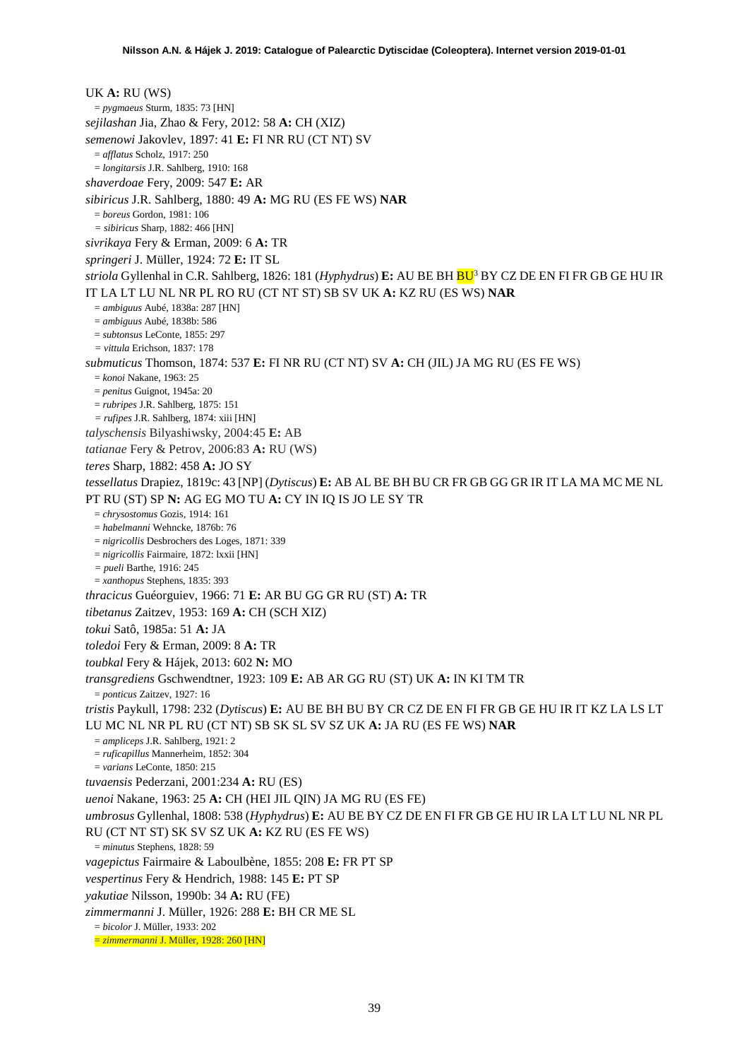UK **A:** RU (WS)

= *pygmaeus* Sturm, 1835: 73 [HN]

*sejilashan* Jia, Zhao & Fery, 2012: 58 **A:** CH (XIZ)

*semenowi* Jakovlev, 1897: 41 **E:** FI NR RU (CT NT) SV

= *afflatus* Scholz, 1917: 250

= *longitarsis* J.R. Sahlberg, 1910: 168

*shaverdoae* Fery, 2009: 547 **E:** AR

*sibiricus* J.R. Sahlberg, 1880: 49 **A:** MG RU (ES FE WS) **NAR**

= *boreus* Gordon, 1981: 106

= *sibiricus* Sharp, 1882: 466 [HN]

*sivrikaya* Fery & Erman, 2009: 6 **A:** TR

*springeri* J. Müller, 1924: 72 **E:** IT SL

*striola* Gyllenhal in C.R. Sahlberg, 1826: 181 (*Hyphydrus*) **E:** AU BE BH BU[3] BY CZ DE EN FI FR GB GE HU IR IT LA LT LU NL NR PL RO RU (CT NT ST) SB SV UK **A:** KZ RU (ES WS) **NAR**

= *ambiguus* Aubé, 1838a: 287 [HN]

= *ambiguus* Aubé, 1838b: 586

= *subtonsus* LeConte, 1855: 297

= *vittula* Erichson, 1837: 178

*submuticus* Thomson, 1874: 537 **E:** FI NR RU (CT NT) SV **A:** CH (JIL) JA MG RU (ES FE WS)

= *konoi* Nakane, 1963: 25

= *penitus* Guignot, 1945a: 20

= *rubripes* J.R. Sahlberg, 1875: 151

= *rufipes* J.R. Sahlberg, 1874: xiii [HN]

*talyschensis* Bilyashiwsky, 2004:45 **E:** AB

*tatianae* Fery & Petrov, 2006:83 **A:** RU (WS)

*teres* Sharp, 1882: 458 **A:** JO SY

*tessellatus* Drapiez, 1819c: 43 [NP] (*Dytiscus*) **E:** AB AL BE BH BU CR FR GB GG GR IR IT LA MA MC ME NL PT RU (ST) SP **N:** AG EG MO TU **A:** CY IN IQ IS JO LE SY TR

= *chrysostomus* Gozis, 1914: 161

= *habelmanni* Wehncke, 1876b: 76

= *nigricollis* Desbrochers des Loges, 1871: 339

= *nigricollis* Fairmaire, 1872: lxxii [HN]

= *pueli* Barthe, 1916: 245

= *xanthopus* Stephens, 1835: 393

*thracicus* Guéorguiev, 1966: 71 **E:** AR BU GG GR RU (ST) **A:** TR

*tibetanus* Zaitzev, 1953: 169 **A:** CH (SCH XIZ)

*tokui* Satô, 1985a: 51 **A:** JA

*toledoi* Fery & Erman, 2009: 8 **A:** TR

*toubkal* Fery & Hájek, 2013: 602 **N:** MO

*transgrediens* Gschwendtner, 1923: 109 **E:** AB AR GG RU (ST) UK **A:** IN KI TM TR

= *ponticus* Zaitzev, 1927: 16

*tristis* Paykull, 1798: 232 (*Dytiscus*) **E:** AU BE BH BU BY CR CZ DE EN FI FR GB GE HU IR IT KZ LA LS LT LU MC NL NR PL RU (CT NT) SB SK SL SV SZ UK **A:** JA RU (ES FE WS) **NAR**

= *ampliceps* J.R. Sahlberg, 1921: 2

= *ruficapillus* Mannerheim, 1852: 304

= *varians* LeConte, 1850: 215

*tuvaensis* Pederzani, 2001:234 **A:** RU (ES)

*uenoi* Nakane, 1963: 25 **A:** CH (HEI JIL QIN) JA MG RU (ES FE)

*umbrosus* Gyllenhal, 1808: 538 (*Hyphydrus*) **E:** AU BE BY CZ DE EN FI FR GB GE HU IR LA LT LU NL NR PL RU (CT NT ST) SK SV SZ UK **A:** KZ RU (ES FE WS)

= *minutus* Stephens, 1828: 59

*vagepictus* Fairmaire & Laboulbène, 1855: 208 **E:** FR PT SP

*vespertinus* Fery & Hendrich, 1988: 145 **E:** PT SP

*yakutiae* Nilsson, 1990b: 34 **A:** RU (FE)

*zimmermanni* J. Müller, 1926: 288 **E:** BH CR ME SL

= *bicolor* J. Müller, 1933: 202

= *zimmermanni* J. Müller, 1928: 260 [HN]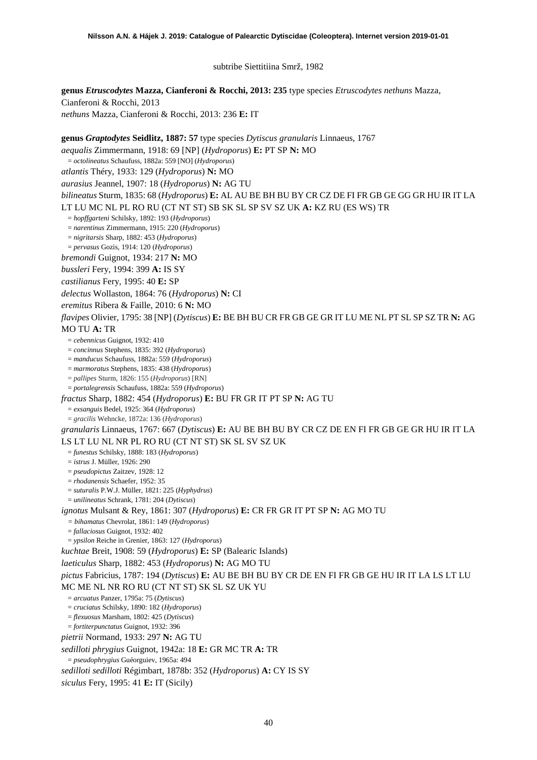subtribe Siettitiina Smrž, 1982

**genus *Etruscodytes* Mazza, Cianferoni & Rocchi, 2013: 235** type species *Etruscodytes nethuns* Mazza, Cianferoni & Rocchi, 2013

*nethuns* Mazza, Cianferoni & Rocchi, 2013: 236 **E:** IT

**genus *Graptodytes* Seidlitz, 1887: 57** type species *Dytiscus granularis* Linnaeus, 1767

*aequalis* Zimmermann, 1918: 69 [NP] (*Hydroporus*) **E:** PT SP **N:** MO

= *octolineatus* Schaufuss, 1882a: 559 [NO] (*Hydroporus*)

*atlantis* Théry, 1933: 129 (*Hydroporus*) **N:** MO

*aurasius* Jeannel, 1907: 18 (*Hydroporus*) **N:** AG TU

*bilineatus* Sturm, 1835: 68 (*Hydroporus*) **E:** AL AU BE BH BU BY CR CZ DE FI FR GB GE GG GR HU IR IT LA LT LU MC NL PL RO RU (CT NT ST) SB SK SL SP SV SZ UK **A:** KZ RU (ES WS) TR

= *hopffgarteni* Schilsky, 1892: 193 (*Hydroporus*)

= *narentinus* Zimmermann, 1915: 220 (*Hydroporus*)

= *nigritarsis* Sharp, 1882: 453 (*Hydroporus*)

= *pervasus* Gozis, 1914: 120 (*Hydroporus*)

*bremondi* Guignot, 1934: 217 **N:** MO

*bussleri* Fery, 1994: 399 **A:** IS SY

*castilianus* Fery, 1995: 40 **E:** SP

*delectus* Wollaston, 1864: 76 (*Hydroporus*) **N:** CI

*eremitus* Ribera & Faille, 2010: 6 **N:** MO

*flavipes* Olivier, 1795: 38 [NP] (*Dytiscus*) **E:** BE BH BU CR FR GB GE GR IT LU ME NL PT SL SP SZ TR **N:** AG MO TU **A:** TR

= *cebennicus* Guignot, 1932: 410

= *concinnus* Stephens, 1835: 392 (*Hydroporus*)

= *manducus* Schaufuss, 1882a: 559 (*Hydroporus*)

= *marmoratus* Stephens, 1835: 438 (*Hydroporus*)

= *pallipes* Sturm, 1826: 155 (*Hydroporus*) [RN]

= *portalegrensis* Schaufuss, 1882a: 559 (*Hydroporus*)

*fractus* Sharp, 1882: 454 (*Hydroporus*) **E:** BU FR GR IT PT SP **N:** AG TU

= *exsanguis* Bedel, 1925: 364 (*Hydroporus*)

= *gracilis* Wehncke, 1872a: 136 (*Hydroporus*)

*granularis* Linnaeus, 1767: 667 (*Dytiscus*) **E:** AU BE BH BU BY CR CZ DE EN FI FR GB GE GR HU IR IT LA LS LT LU NL NR PL RO RU (CT NT ST) SK SL SV SZ UK

= *funestus* Schilsky, 1888: 183 (*Hydroporus*)

= *istrus* J. Müller, 1926: 290

= *pseudopictus* Zaitzev, 1928: 12

= *rhodanensis* Schaefer, 1952: 35

= *suturalis* P.W.J. Müller, 1821: 225 (*Hyphydrus*)

= *unilineatus* Schrank, 1781: 204 (*Dytiscus*)

*ignotus* Mulsant & Rey, 1861: 307 (*Hydroporus*) **E:** CR FR GR IT PT SP **N:** AG MO TU

= *bihamatus* Chevrolat, 1861: 149 (*Hydroporus*)

= *fallaciosus* Guignot, 1932: 402

= *ypsilon* Reiche in Grenier, 1863: 127 (*Hydroporus*)

*kuchtae* Breit, 1908: 59 (*Hydroporus*) **E:** SP (Balearic Islands)

*laeticulus* Sharp, 1882: 453 (*Hydroporus*) **N:** AG MO TU

*pictus* Fabricius, 1787: 194 (*Dytiscus*) **E:** AU BE BH BU BY CR DE EN FI FR GB GE HU IR IT LA LS LT LU MC ME NL NR RO RU (CT NT ST) SK SL SZ UK YU

= *arcuatus* Panzer, 1795a: 75 (*Dytiscus*)

= *cruciatus* Schilsky, 1890: 182 (*Hydroporus*)

= *flexuosus* Marsham, 1802: 425 (*Dytiscus*)

= *fortiterpunctatus* Guignot, 1932: 396

*pietrii* Normand, 1933: 297 **N:** AG TU

*sedilloti phrygius* Guignot, 1942a: 18 **E:** GR MC TR **A:** TR

= *pseudophrygius* Guéorguiev, 1965a: 494

*sedilloti sedilloti* Régimbart, 1878b: 352 (*Hydroporus*) **A:** CY IS SY

*siculus* Fery, 1995: 41 **E:** IT (Sicily)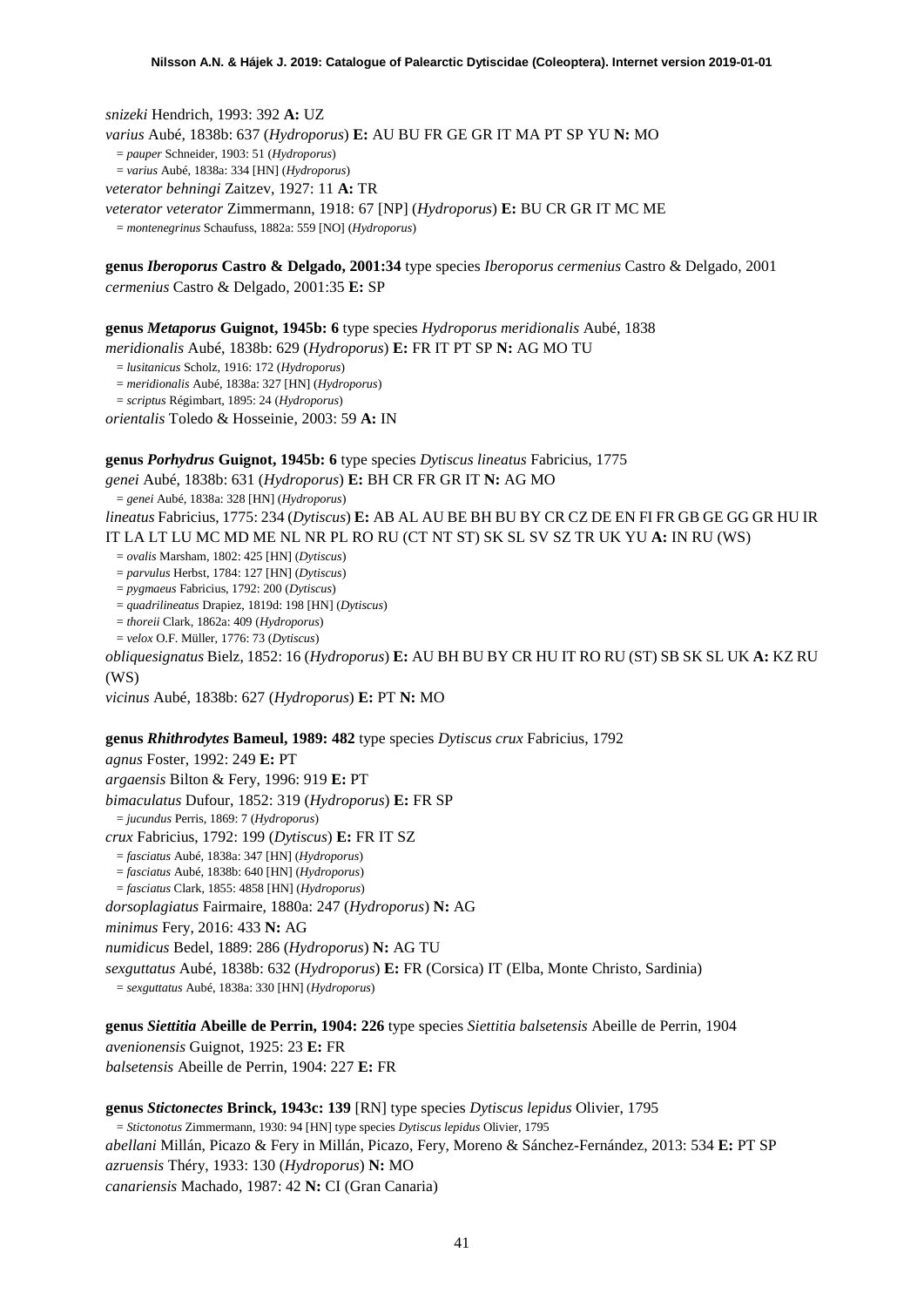*snizeki* Hendrich, 1993: 392 **A:** UZ

*varius* Aubé, 1838b: 637 (*Hydroporus*) **E:** AU BU FR GE GR IT MA PT SP YU **N:** MO

= *pauper* Schneider, 1903: 51 (*Hydroporus*)

= *varius* Aubé, 1838a: 334 [HN] (*Hydroporus*)

*veterator behningi* Zaitzev, 1927: 11 **A:** TR

*veterator veterator* Zimmermann, 1918: 67 [NP] (*Hydroporus*) **E:** BU CR GR IT MC ME

= *montenegrinus* Schaufuss, 1882a: 559 [NO] (*Hydroporus*)

**genus *Iberoporus* Castro & Delgado, 2001:34** type species *Iberoporus cermenius* Castro & Delgado, 2001

*cermenius* Castro & Delgado, 2001:35 **E:** SP

**genus *Metaporus* Guignot, 1945b: 6** type species *Hydroporus meridionalis* Aubé, 1838

*meridionalis* Aubé, 1838b: 629 (*Hydroporus*) **E:** FR IT PT SP **N:** AG MO TU

= *lusitanicus* Scholz, 1916: 172 (*Hydroporus*)

= *meridionalis* Aubé, 1838a: 327 [HN] (*Hydroporus*)

= *scriptus* Régimbart, 1895: 24 (*Hydroporus*)

*orientalis* Toledo & Hosseinie, 2003: 59 **A:** IN

**genus *Porhydrus* Guignot, 1945b: 6** type species *Dytiscus lineatus* Fabricius, 1775

*genei* Aubé, 1838b: 631 (*Hydroporus*) **E:** BH CR FR GR IT **N:** AG MO

= *genei* Aubé, 1838a: 328 [HN] (*Hydroporus*)

*lineatus* Fabricius, 1775: 234 (*Dytiscus*) **E:** AB AL AU BE BH BU BY CR CZ DE EN FI FR GB GE GG GR HU IR IT LA LT LU MC MD ME NL NR PL RO RU (CT NT ST) SK SL SV SZ TR UK YU **A:** IN RU (WS)

= *ovalis* Marsham, 1802: 425 [HN] (*Dytiscus*)

= *parvulus* Herbst, 1784: 127 [HN] (*Dytiscus*)

= *pygmaeus* Fabricius, 1792: 200 (*Dytiscus*)

= *quadrilineatus* Drapiez, 1819d: 198 [HN] (*Dytiscus*)

= *thoreii* Clark, 1862a: 409 (*Hydroporus*)

= *velox* O.F. Müller, 1776: 73 (*Dytiscus*)

*obliquesignatus* Bielz, 1852: 16 (*Hydroporus*) **E:** AU BH BU BY CR HU IT RO RU (ST) SB SK SL UK **A:** KZ RU (WS)

*vicinus* Aubé, 1838b: 627 (*Hydroporus*) **E:** PT **N:** MO

**genus *Rhithrodytes* Bameul, 1989: 482** type species *Dytiscus crux* Fabricius, 1792

*agnus* Foster, 1992: 249 **E:** PT

*argaensis* Bilton & Fery, 1996: 919 **E:** PT

*bimaculatus* Dufour, 1852: 319 (*Hydroporus*) **E:** FR SP

= *jucundus* Perris, 1869: 7 (*Hydroporus*)

*crux* Fabricius, 1792: 199 (*Dytiscus*) **E:** FR IT SZ

= *fasciatus* Aubé, 1838a: 347 [HN] (*Hydroporus*)

= *fasciatus* Aubé, 1838b: 640 [HN] (*Hydroporus*)

= *fasciatus* Clark, 1855: 4858 [HN] (*Hydroporus*)

*dorsoplagiatus* Fairmaire, 1880a: 247 (*Hydroporus*) **N:** AG

*minimus* Fery, 2016: 433 **N:** AG

*numidicus* Bedel, 1889: 286 (*Hydroporus*) **N:** AG TU

*sexguttatus* Aubé, 1838b: 632 (*Hydroporus*) **E:** FR (Corsica) IT (Elba, Monte Christo, Sardinia)

= *sexguttatus* Aubé, 1838a: 330 [HN] (*Hydroporus*)

**genus *Siettitia* Abeille de Perrin, 1904: 226** type species *Siettitia balsetensis* Abeille de Perrin, 1904

*avenionensis* Guignot, 1925: 23 **E:** FR

*balsetensis* Abeille de Perrin, 1904: 227 **E:** FR

**genus *Stictonectes* Brinck, 1943c: 139** [RN] type species *Dytiscus lepidus* Olivier, 1795

= *Stictonotus* Zimmermann, 1930: 94 [HN] type species *Dytiscus lepidus* Olivier, 1795

*abellani* Millán, Picazo & Fery in Millán, Picazo, Fery, Moreno & Sánchez-Fernández, 2013: 534 **E:** PT SP

*azruensis* Théry, 1933: 130 (*Hydroporus*) **N:** MO

*canariensis* Machado, 1987: 42 **N:** CI (Gran Canaria)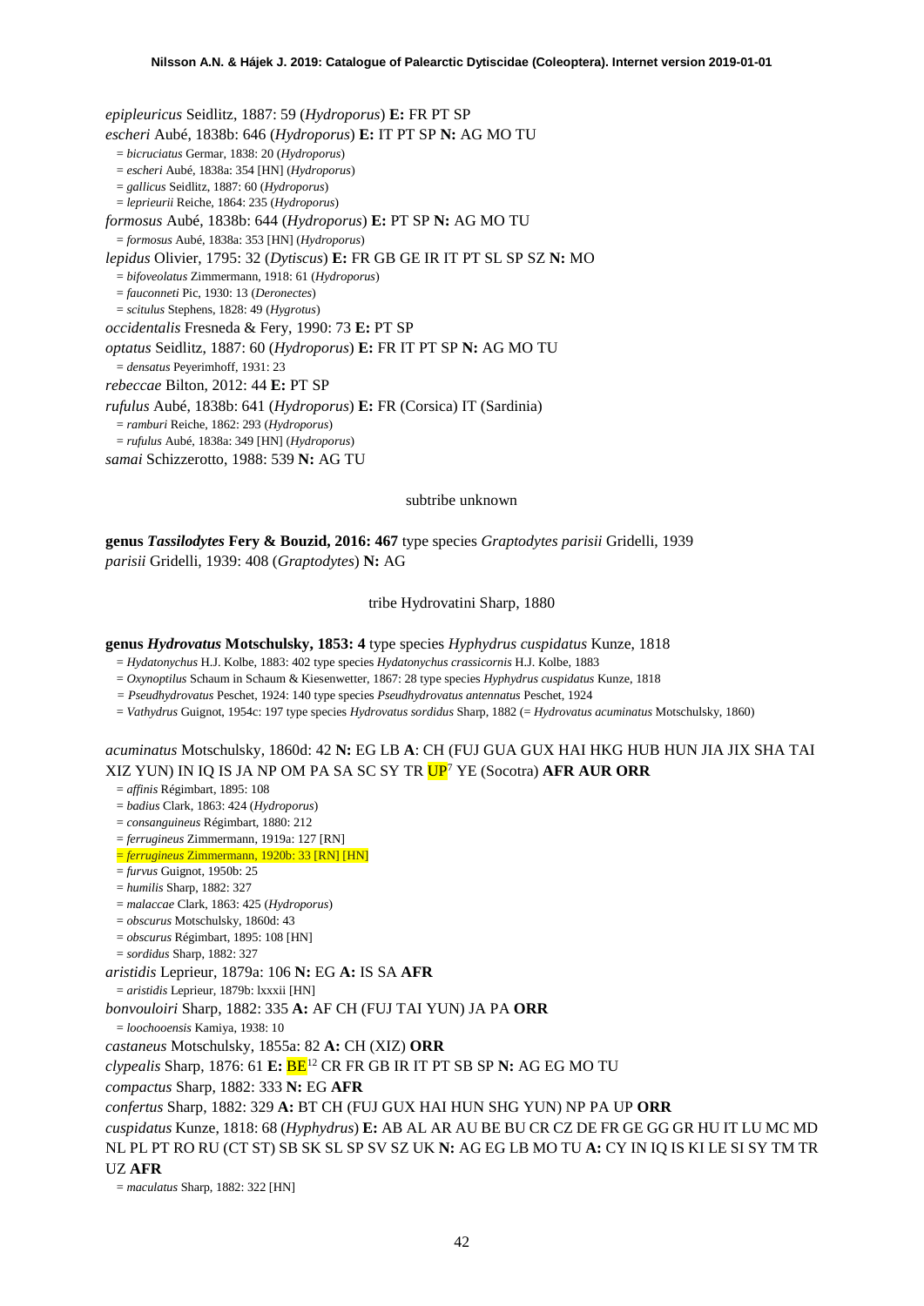*epipleuricus* Seidlitz, 1887: 59 (*Hydroporus*) **E:** FR PT SP
*escheri* Aubé, 1838b: 646 (*Hydroporus*) **E:** IT PT SP **N:** AG MO TU
= *bicruciatus* Germar, 1838: 20 (*Hydroporus*)
= *escheri* Aubé, 1838a: 354 [HN] (*Hydroporus*)
= *gallicus* Seidlitz, 1887: 60 (*Hydroporus*)
= *leprieurii* Reiche, 1864: 235 (*Hydroporus*)
*formosus* Aubé, 1838b: 644 (*Hydroporus*) **E:** PT SP **N:** AG MO TU
= *formosus* Aubé, 1838a: 353 [HN] (*Hydroporus*)
*lepidus* Olivier, 1795: 32 (*Dytiscus*) **E:** FR GB GE IR IT PT SL SP SZ **N:** MO
= *bifoveolatus* Zimmermann, 1918: 61 (*Hydroporus*)
= *fauconneti* Pic, 1930: 13 (*Deronectes*)
= *scitulus* Stephens, 1828: 49 (*Hygrotus*)
*occidentalis* Fresneda & Fery, 1990: 73 **E:** PT SP
*optatus* Seidlitz, 1887: 60 (*Hydroporus*) **E:** FR IT PT SP **N:** AG MO TU
= *densatus* Peyerimhoff, 1931: 23
*rebeccae* Bilton, 2012: 44 **E:** PT SP
*rufulus* Aubé, 1838b: 641 (*Hydroporus*) **E:** FR (Corsica) IT (Sardinia)
= *ramburi* Reiche, 1862: 293 (*Hydroporus*)
= *rufulus* Aubé, 1838a: 349 [HN] (*Hydroporus*)
*samai* Schizzerotto, 1988: 539 **N:** AG TU

subtribe unknown

**genus *Tassilodytes* Fery & Bouzid, 2016: 467** type species *Graptodytes parisii* Gridelli, 1939
*parisii* Gridelli, 1939: 408 (*Graptodytes*) **N:** AG

tribe Hydrovatini Sharp, 1880

**genus *Hydrovatus* Motschulsky, 1853: 4** type species *Hyphydrus cuspidatus* Kunze, 1818
= *Hydatonychus* H.J. Kolbe, 1883: 402 type species *Hydatonychus crassicornis* H.J. Kolbe, 1883
= *Oxynoptilus* Schaum in Schaum & Kiesenwetter, 1867: 28 type species *Hyphydrus cuspidatus* Kunze, 1818
= *Pseudhydrovatus* Peschet, 1924: 140 type species *Pseudhydrovatus antennatus* Peschet, 1924
= *Vathydrus* Guignot, 1954c: 197 type species *Hydrovatus sordidus* Sharp, 1882 (= *Hydrovatus acuminatus* Motschulsky, 1860)

*acuminatus* Motschulsky, 1860d: 42 **N:** EG LB **A**: CH (FUJ GUA GUX HAI HKG HUB HUN JIA JIX SHA TAI XIZ YUN) IN IQ IS JA NP OM PA SA SC SY TR UP[7] YE (Socotra) **AFR AUR ORR**
= *affinis* Régimbart, 1895: 108
= *badius* Clark, 1863: 424 (*Hydroporus*)
= *consanguineus* Régimbart, 1880: 212
= *ferrugineus* Zimmermann, 1919a: 127 [RN]
= *ferrugineus* Zimmermann, 1920b: 33 [RN] [HN]
= *furvus* Guignot, 1950b: 25
= *humilis* Sharp, 1882: 327
= *malaccae* Clark, 1863: 425 (*Hydroporus*)
= *obscurus* Motschulsky, 1860d: 43
= *obscurus* Régimbart, 1895: 108 [HN]
= *sordidus* Sharp, 1882: 327
*aristidis* Leprieur, 1879a: 106 **N:** EG **A:** IS SA **AFR**
= *aristidis* Leprieur, 1879b: lxxxii [HN]
*bonvouloiri* Sharp, 1882: 335 **A:** AF CH (FUJ TAI YUN) JA PA **ORR**
= *loochooensis* Kamiya, 1938: 10
*castaneus* Motschulsky, 1855a: 82 **A:** CH (XIZ) **ORR**
*clypealis* Sharp, 1876: 61 **E:** BE[12] CR FR GB IR IT PT SB SP **N:** AG EG MO TU
*compactus* Sharp, 1882: 333 **N:** EG **AFR**
*confertus* Sharp, 1882: 329 **A:** BT CH (FUJ GUX HAI HUN SHG YUN) NP PA UP **ORR**
*cuspidatus* Kunze, 1818: 68 (*Hyphydrus*) **E:** AB AL AR AU BE BU CR CZ DE FR GE GG GR HU IT LU MC MD NL PL PT RO RU (CT ST) SB SK SL SP SV SZ UK **N:** AG EG LB MO TU **A:** CY IN IQ IS KI LE SI SY TM TR UZ **AFR**
= *maculatus* Sharp, 1882: 322 [HN]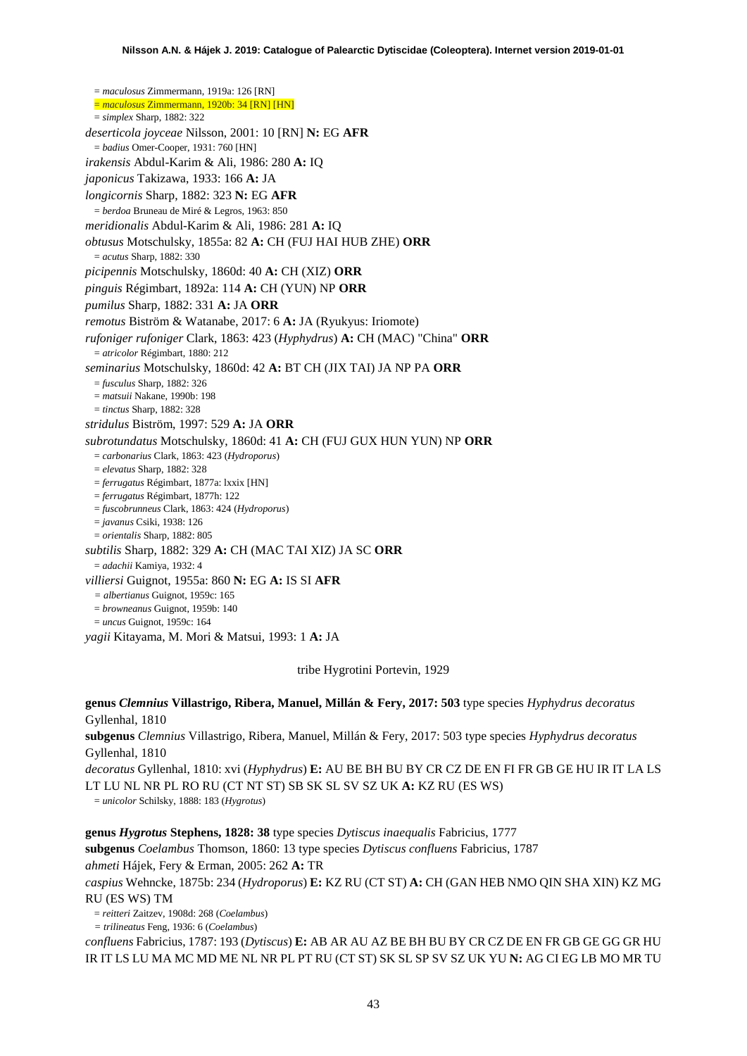= *maculosus* Zimmermann, 1919a: 126 [RN]

= *maculosus* Zimmermann, 1920b: 34 [RN] [HN]

= *simplex* Sharp, 1882: 322

*deserticola joyceae* Nilsson, 2001: 10 [RN] **N:** EG **AFR**

= *badius* Omer-Cooper, 1931: 760 [HN]

*irakensis* Abdul-Karim & Ali, 1986: 280 **A:** IQ

*japonicus* Takizawa, 1933: 166 **A:** JA

*longicornis* Sharp, 1882: 323 **N:** EG **AFR**

= *berdoa* Bruneau de Miré & Legros, 1963: 850

*meridionalis* Abdul-Karim & Ali, 1986: 281 **A:** IQ

*obtusus* Motschulsky, 1855a: 82 **A:** CH (FUJ HAI HUB ZHE) **ORR**

= *acutus* Sharp, 1882: 330

*picipennis* Motschulsky, 1860d: 40 **A:** CH (XIZ) **ORR**

*pinguis* Régimbart, 1892a: 114 **A:** CH (YUN) NP **ORR**

*pumilus* Sharp, 1882: 331 **A:** JA **ORR**

*remotus* Biström & Watanabe, 2017: 6 **A:** JA (Ryukyus: Iriomote)

*rufoniger rufoniger* Clark, 1863: 423 (*Hyphydrus*) **A:** CH (MAC) "China" **ORR**

= *atricolor* Régimbart, 1880: 212

*seminarius* Motschulsky, 1860d: 42 **A:** BT CH (JIX TAI) JA NP PA **ORR**

= *fusculus* Sharp, 1882: 326

= *matsuii* Nakane, 1990b: 198

= *tinctus* Sharp, 1882: 328

*stridulus* Biström, 1997: 529 **A:** JA **ORR**

*subrotundatus* Motschulsky, 1860d: 41 **A:** CH (FUJ GUX HUN YUN) NP **ORR**

= *carbonarius* Clark, 1863: 423 (*Hydroporus*)

= *elevatus* Sharp, 1882: 328

= *ferrugatus* Régimbart, 1877a: lxxix [HN]

= *ferrugatus* Régimbart, 1877h: 122

= *fuscobrunneus* Clark, 1863: 424 (*Hydroporus*)

= *javanus* Csiki, 1938: 126

= *orientalis* Sharp, 1882: 805

*subtilis* Sharp, 1882: 329 **A:** CH (MAC TAI XIZ) JA SC **ORR**

= *adachii* Kamiya, 1932: 4

*villiersi* Guignot, 1955a: 860 **N:** EG **A:** IS SI **AFR**

= *albertianus* Guignot, 1959c: 165

= *browneanus* Guignot, 1959b: 140

= *uncus* Guignot, 1959c: 164

*yagii* Kitayama, M. Mori & Matsui, 1993: 1 **A:** JA

tribe Hygrotini Portevin, 1929

**genus *Clemnius* Villastrigo, Ribera, Manuel, Millán & Fery, 2017: 503** type species *Hyphydrus decoratus* Gyllenhal, 1810

**subgenus** *Clemnius* Villastrigo, Ribera, Manuel, Millán & Fery, 2017: 503 type species *Hyphydrus decoratus* Gyllenhal, 1810

*decoratus* Gyllenhal, 1810: xvi (*Hyphydrus*) **E:** AU BE BH BU BY CR CZ DE EN FI FR GB GE HU IR IT LA LS LT LU NL NR PL RO RU (CT NT ST) SB SK SL SV SZ UK **A:** KZ RU (ES WS)

= *unicolor* Schilsky, 1888: 183 (*Hygrotus*)

**genus *Hygrotus* Stephens, 1828: 38** type species *Dytiscus inaequalis* Fabricius, 1777

**subgenus** *Coelambus* Thomson, 1860: 13 type species *Dytiscus confluens* Fabricius, 1787

*ahmeti* Hájek, Fery & Erman, 2005: 262 **A:** TR

*caspius* Wehncke, 1875b: 234 (*Hydroporus*) **E:** KZ RU (CT ST) **A:** CH (GAN HEB NMO QIN SHA XIN) KZ MG RU (ES WS) TM

= *reitteri* Zaitzev, 1908d: 268 (*Coelambus*)

= *trilineatus* Feng, 1936: 6 (*Coelambus*)

*confluens* Fabricius, 1787: 193 (*Dytiscus*) **E:** AB AR AU AZ BE BH BU BY CR CZ DE EN FR GB GE GG GR HU IR IT LS LU MA MC MD ME NL NR PL PT RU (CT ST) SK SL SP SV SZ UK YU **N:** AG CI EG LB MO MR TU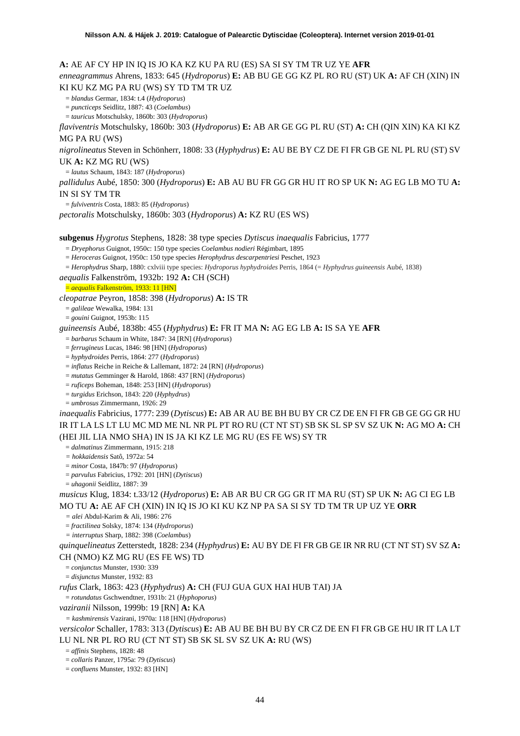**A:** AE AF CY HP IN IQ IS JO KA KZ KU PA RU (ES) SA SI SY TM TR UZ YE **AFR**

*enneagrammus* Ahrens, 1833: 645 (*Hydroporus*) **E:** AB BU GE GG KZ PL RO RU (ST) UK **A:** AF CH (XIN) IN KI KU KZ MG PA RU (WS) SY TD TM TR UZ

= *blandus* Germar, 1834: t.4 (*Hydroporus*)

= *puncticeps* Seidlitz, 1887: 43 (*Coelambus*)

= *tauricus* Motschulsky, 1860b: 303 (*Hydroporus*)

*flaviventris* Motschulsky, 1860b: 303 (*Hydroporus*) **E:** AB AR GE GG PL RU (ST) **A:** CH (QIN XIN) KA KI KZ MG PA RU (WS)

*nigrolineatus* Steven in Schönherr, 1808: 33 (*Hyphydrus*) **E:** AU BE BY CZ DE FI FR GB GE NL PL RU (ST) SV UK **A:** KZ MG RU (WS)

= *lautus* Schaum, 1843: 187 (*Hydroporus*)

*pallidulus* Aubé, 1850: 300 (*Hydroporus*) **E:** AB AU BU FR GG GR HU IT RO SP UK **N:** AG EG LB MO TU **A:** IN SI SY TM TR

= *fulviventris* Costa, 1883: 85 (*Hydroporus*)

*pectoralis* Motschulsky, 1860b: 303 (*Hydroporus*) **A:** KZ RU (ES WS)

**subgenus** *Hygrotus* Stephens, 1828: 38 type species *Dytiscus inaequalis* Fabricius, 1777

= *Dryephorus* Guignot, 1950c: 150 type species *Coelambus nodieri* Régimbart, 1895

= *Heroceras* Guignot, 1950c: 150 type species *Herophydrus descarpentriesi* Peschet, 1923

= *Herophydrus* Sharp, 1880: cxlviii type species: *Hydroporus hyphydroides* Perris, 1864 (= *Hyphydrus guineensis* Aubé, 1838)

*aequalis* Falkenström, 1932b: 192 **A:** CH (SCH)

= *aequalis* Falkenström, 1933: 11 [HN]

*cleopatrae* Peyron, 1858: 398 (*Hydroporus*) **A:** IS TR

= *galileae* Wewalka, 1984: 131

= *gouini* Guignot, 1953b: 115

*guineensis* Aubé, 1838b: 455 (*Hyphydrus*) **E:** FR IT MA **N:** AG EG LB **A:** IS SA YE **AFR**

= *barbarus* Schaum in White, 1847: 34 [RN] (*Hydroporus*)

= *ferrugineus* Lucas, 1846: 98 [HN] (*Hydroporus*)

= *hyphydroides* Perris, 1864: 277 (*Hydroporus*)

= *inflatus* Reiche in Reiche & Lallemant, 1872: 24 [RN] (*Hydroporus*)

= *mutatus* Gemminger & Harold, 1868: 437 [RN] (*Hydroporus*)

= *ruficeps* Boheman, 1848: 253 [HN] (*Hydroporus*)

= *turgidus* Erichson, 1843: 220 (*Hyphydrus*)

= *umbrosus* Zimmermann, 1926: 29

*inaequalis* Fabricius, 1777: 239 (*Dytiscus*) **E:** AB AR AU BE BH BU BY CR CZ DE EN FI FR GB GE GG GR HU IR IT LA LS LT LU MC MD ME NL NR PL PT RO RU (CT NT ST) SB SK SL SP SV SZ UK **N:** AG MO **A:** CH (HEI JIL LIA NMO SHA) IN IS JA KI KZ LE MG RU (ES FE WS) SY TR

= *dalmatinus* Zimmermann, 1915: 218

= *hokkaidensis* Satô, 1972a: 54

= *minor* Costa, 1847b: 97 (*Hydroporus*)

= *parvulus* Fabricius, 1792: 201 [HN] (*Dytiscus*)

= *uhagonii* Seidlitz, 1887: 39

*musicus* Klug, 1834: t.33/12 (*Hydroporus*) **E:** AB AR BU CR GG GR IT MA RU (ST) SP UK **N:** AG CI EG LB MO TU **A:** AE AF CH (XIN) IN IQ IS JO KI KU KZ NP PA SA SI SY TD TM TR UP UZ YE **ORR**

= *alei* Abdul-Karim & Ali, 1986: 276

= *fractilinea* Solsky, 1874: 134 (*Hydroporus*)

= *interruptus* Sharp, 1882: 398 (*Coelambus*)

*quinquelineatus* Zetterstedt, 1828: 234 (*Hyphydrus*) **E:** AU BY DE FI FR GB GE IR NR RU (CT NT ST) SV SZ **A:** CH (NMO) KZ MG RU (ES FE WS) TD

= *conjunctus* Munster, 1930: 339

= *disjunctus* Munster, 1932: 83

*rufus* Clark, 1863: 423 (*Hyphydrus*) **A:** CH (FUJ GUA GUX HAI HUB TAI) JA

= *rotundatus* Gschwendtner, 1931b: 21 (*Hyphoporus*)

*vaziranii* Nilsson, 1999b: 19 [RN] **A:** KA

= *kashmirensis* Vazirani, 1970a: 118 [HN] (*Hydroporus*)

*versicolor* Schaller, 1783: 313 (*Dytiscus*) **E:** AB AU BE BH BU BY CR CZ DE EN FI FR GB GE HU IR IT LA LT LU NL NR PL RO RU (CT NT ST) SB SK SL SV SZ UK **A:** RU (WS)

= *affinis* Stephens, 1828: 48

= *collaris* Panzer, 1795a: 79 (*Dytiscus*)

= *confluens* Munster, 1932: 83 [HN]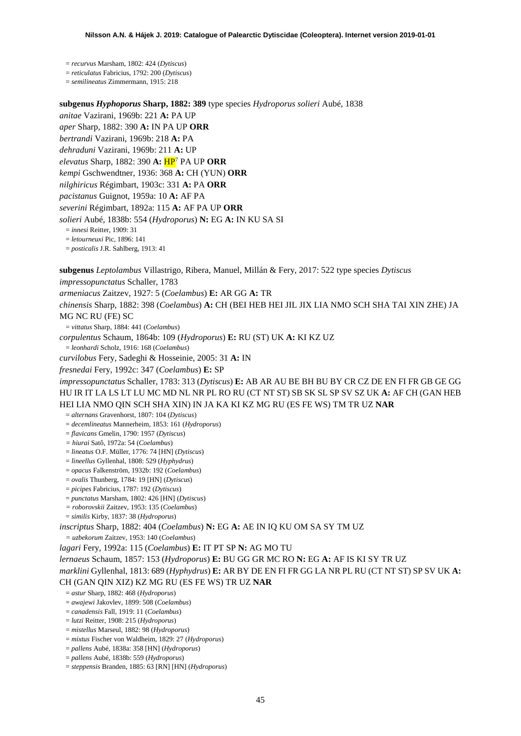= *recurvus* Marsham, 1802: 424 (*Dytiscus*)
= *reticulatus* Fabricius, 1792: 200 (*Dytiscus*)
= *semilineatus* Zimmermann, 1915: 218

**subgenus *Hyphoporus* Sharp, 1882: 389** type species *Hydroporus solieri* Aubé, 1838
*anitae* Vazirani, 1969b: 221 **A:** PA UP
*aper* Sharp, 1882: 390 **A:** IN PA UP **ORR**
*bertrandi* Vazirani, 1969b: 218 **A:** PA
*dehraduni* Vazirani, 1969b: 211 **A:** UP
*elevatus* Sharp, 1882: 390 **A:** HP[7] PA UP **ORR**
*kempi* Gschwendtner, 1936: 368 **A:** CH (YUN) **ORR**
*nilghiricus* Régimbart, 1903c: 331 **A:** PA **ORR**
*pacistanus* Guignot, 1959a: 10 **A:** AF PA
*severini* Régimbart, 1892a: 115 **A:** AF PA UP **ORR**
*solieri* Aubé, 1838b: 554 (*Hydroporus*) **N:** EG **A:** IN KU SA SI
= *innesi* Reitter, 1909: 31
= *letourneuxi* Pic, 1896: 141
= *posticalis* J.R. Sahlberg, 1913: 41

**subgenus** *Leptolambus* Villastrigo, Ribera, Manuel, Millán & Fery, 2017: 522 type species *Dytiscus impressopunctatus* Schaller, 1783
*armeniacus* Zaitzev, 1927: 5 (*Coelambus*) **E:** AR GG **A:** TR
*chinensis* Sharp, 1882: 398 (*Coelambus*) **A:** CH (BEI HEB HEI JIL JIX LIA NMO SCH SHA TAI XIN ZHE) JA MG NC RU (FE) SC
= *vittatus* Sharp, 1884: 441 (*Coelambus*)
*corpulentus* Schaum, 1864b: 109 (*Hydroporus*) **E:** RU (ST) UK **A:** KI KZ UZ
= *leonhardi* Scholz, 1916: 168 (*Coelambus*)
*curvilobus* Fery, Sadeghi & Hosseinie, 2005: 31 **A:** IN
*fresnedai* Fery, 1992c: 347 (*Coelambus*) **E:** SP
*impressopunctatus* Schaller, 1783: 313 (*Dytiscus*) **E:** AB AR AU BE BH BU BY CR CZ DE EN FI FR GB GE GG HU IR IT LA LS LT LU MC MD NL NR PL RO RU (CT NT ST) SB SK SL SP SV SZ UK **A:** AF CH (GAN HEB HEI LIA NMO QIN SCH SHA XIN) IN JA KA KI KZ MG RU (ES FE WS) TM TR UZ **NAR**
= *alternans* Gravenhorst, 1807: 104 (*Dytiscus*)
= *decemlineatus* Mannerheim, 1853: 161 (*Hydroporus*)
= *flavicans* Gmelin, 1790: 1957 (*Dytiscus*)
= *hiurai* Satô, 1972a: 54 (*Coelambus*)
= *lineatus* O.F. Müller, 1776: 74 [HN] (*Dytiscus*)
= *lineellus* Gyllenhal, 1808: 529 (*Hyphydrus*)
= *opacus* Falkenström, 1932b: 192 (*Coelambus*)
= *ovalis* Thunberg, 1784: 19 [HN] (*Dytiscus*)
= *picipes* Fabricius, 1787: 192 (*Dytiscus*)
= *punctatus* Marsham, 1802: 426 [HN] (*Dytiscus*)
= *roborovskii* Zaitzev, 1953: 135 (*Coelambus*)
= *similis* Kirby, 1837: 38 (*Hydroporus*)
*inscriptus* Sharp, 1882: 404 (*Coelambus*) **N:** EG **A:** AE IN IQ KU OM SA SY TM UZ
= *uzbekorum* Zaitzev, 1953: 140 (*Coelambus*)
*lagari* Fery, 1992a: 115 (*Coelambus*) **E:** IT PT SP **N:** AG MO TU
*lernaeus* Schaum, 1857: 153 (*Hydroporus*) **E:** BU GG GR MC RO **N:** EG **A:** AF IS KI SY TR UZ
*marklini* Gyllenhal, 1813: 689 (*Hyphydrus*) **E:** AR BY DE EN FI FR GG LA NR PL RU (CT NT ST) SP SV UK **A:** CH (GAN QIN XIZ) KZ MG RU (ES FE WS) TR UZ **NAR**
= *astur* Sharp, 1882: 468 (*Hydroporus*)
= *awajewi* Jakovlev, 1899: 508 (*Coelambus*)
= *canadensis* Fall, 1919: 11 (*Coelambus*)
= *lutzi* Reitter, 1908: 215 (*Hydroporus*)
= *mistellus* Marseul, 1882: 98 (*Hydroporus*)
= *mixtus* Fischer von Waldheim, 1829: 27 (*Hydroporus*)
= *pallens* Aubé, 1838a: 358 [HN] (*Hydroporus*)
= *pallens* Aubé, 1838b: 559 (*Hydroporus*)
= *steppensis* Branden, 1885: 63 [RN] [HN] (*Hydroporus*)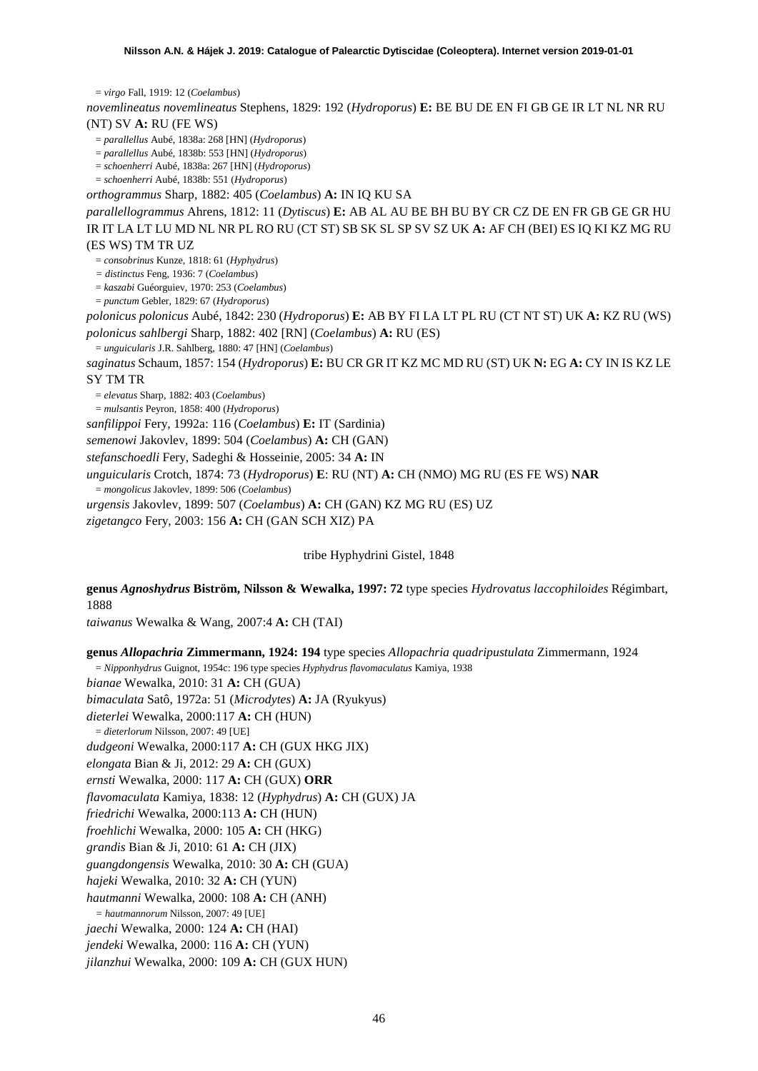= *virgo* Fall, 1919: 12 (*Coelambus*)

*novemlineatus novemlineatus* Stephens, 1829: 192 (*Hydroporus*) **E:** BE BU DE EN FI GB GE IR LT NL NR RU (NT) SV **A:** RU (FE WS)

= *parallellus* Aubé, 1838a: 268 [HN] (*Hydroporus*)

= *parallellus* Aubé, 1838b: 553 [HN] (*Hydroporus*)

= *schoenherri* Aubé, 1838a: 267 [HN] (*Hydroporus*)

= *schoenherri* Aubé, 1838b: 551 (*Hydroporus*)

*orthogrammus* Sharp, 1882: 405 (*Coelambus*) **A:** IN IQ KU SA

*parallelogrammus* Ahrens, 1812: 11 (*Dytiscus*) **E:** AB AL AU BE BH BU BY CR CZ DE EN FR GB GE GR HU IR IT LA LT LU MD NL NR PL RO RU (CT ST) SB SK SL SP SV SZ UK **A:** AF CH (BEI) ES IQ KI KZ MG RU (ES WS) TM TR UZ

= *consobrinus* Kunze, 1818: 61 (*Hyphydrus*)

= *distinctus* Feng, 1936: 7 (*Coelambus*)

= *kaszabi* Guéorguiev, 1970: 253 (*Coelambus*)

= *punctum* Gebler, 1829: 67 (*Hydroporus*)

*polonicus polonicus* Aubé, 1842: 230 (*Hydroporus*) **E:** AB BY FI LA LT PL RU (CT NT ST) UK **A:** KZ RU (WS)

*polonicus sahlbergi* Sharp, 1882: 402 [RN] (*Coelambus*) **A:** RU (ES)

= *unguicularis* J.R. Sahlberg, 1880: 47 [HN] (*Coelambus*)

*saginatus* Schaum, 1857: 154 (*Hydroporus*) **E:** BU CR GR IT KZ MC MD RU (ST) UK **N:** EG **A:** CY IN IS KZ LE SY TM TR

= *elevatus* Sharp, 1882: 403 (*Coelambus*)

= *mulsantis* Peyron, 1858: 400 (*Hydroporus*)

*sanfilippoi* Fery, 1992a: 116 (*Coelambus*) **E:** IT (Sardinia)

*semenowi* Jakovlev, 1899: 504 (*Coelambus*) **A:** CH (GAN)

*stefanschoedli* Fery, Sadeghi & Hosseinie, 2005: 34 **A:** IN

*unguicularis* Crotch, 1874: 73 (*Hydroporus*) **E**: RU (NT) **A:** CH (NMO) MG RU (ES FE WS) **NAR**

= *mongolicus* Jakovlev, 1899: 506 (*Coelambus*)

*urgensis* Jakovlev, 1899: 507 (*Coelambus*) **A:** CH (GAN) KZ MG RU (ES) UZ

*zigetangco* Fery, 2003: 156 **A:** CH (GAN SCH XIZ) PA

tribe Hyphydrini Gistel, 1848

**genus *Agnoshydrus* Biström, Nilsson & Wewalka, 1997: 72** type species *Hydrovatus laccophiloides* Régimbart, 1888

*taiwanus* Wewalka & Wang, 2007:4 **A:** CH (TAI)

**genus *Allopachria* Zimmermann, 1924: 194** type species *Allopachria quadripustulata* Zimmermann, 1924

= *Nipponhydrus* Guignot, 1954c: 196 type species *Hyphydrus flavomaculatus* Kamiya, 1938

*bianae* Wewalka, 2010: 31 **A:** CH (GUA)

*bimaculata* Satô, 1972a: 51 (*Microdytes*) **A:** JA (Ryukyus)

*dieterlei* Wewalka, 2000:117 **A:** CH (HUN)

= *dieterlorum* Nilsson, 2007: 49 [UE]

*dudgeoni* Wewalka, 2000:117 **A:** CH (GUX HKG JIX)

*elongata* Bian & Ji, 2012: 29 **A:** CH (GUX)

*ernsti* Wewalka, 2000: 117 **A:** CH (GUX) **ORR**

*flavomaculata* Kamiya, 1838: 12 (*Hyphydrus*) **A:** CH (GUX) JA

*friedrichi* Wewalka, 2000:113 **A:** CH (HUN)

*froehlichi* Wewalka, 2000: 105 **A:** CH (HKG)

*grandis* Bian & Ji, 2010: 61 **A:** CH (JIX)

*guangdongensis* Wewalka, 2010: 30 **A:** CH (GUA)

*hajeki* Wewalka, 2010: 32 **A:** CH (YUN)

*hautmanni* Wewalka, 2000: 108 **A:** CH (ANH)

= *hautmannorum* Nilsson, 2007: 49 [UE]

*jaechi* Wewalka, 2000: 124 **A:** CH (HAI)

*jendeki* Wewalka, 2000: 116 **A:** CH (YUN)

*jilanzhui* Wewalka, 2000: 109 **A:** CH (GUX HUN)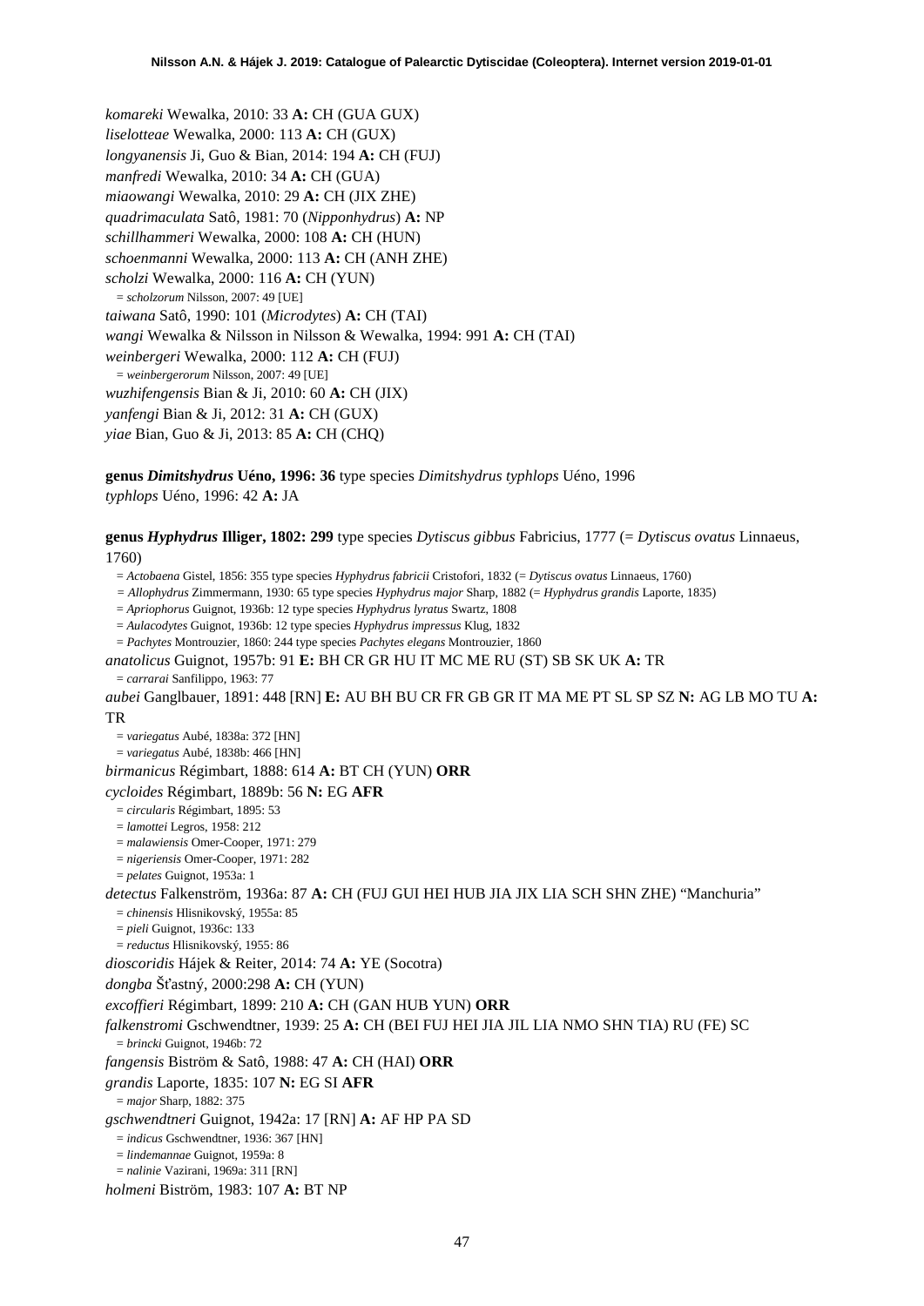*komareki* Wewalka, 2010: 33 **A:** CH (GUA GUX)
*liselotteae* Wewalka, 2000: 113 **A:** CH (GUX)
*longyanensis* Ji, Guo & Bian, 2014: 194 **A:** CH (FUJ)
*manfredi* Wewalka, 2010: 34 **A:** CH (GUA)
*miaowangi* Wewalka, 2010: 29 **A:** CH (JIX ZHE)
*quadrimaculata* Satô, 1981: 70 (*Nipponhydrus*) **A:** NP
*schillhammeri* Wewalka, 2000: 108 **A:** CH (HUN)
*schoenmanni* Wewalka, 2000: 113 **A:** CH (ANH ZHE)
*scholzi* Wewalka, 2000: 116 **A:** CH (YUN)
= *scholzorum* Nilsson, 2007: 49 [UE]
*taiwana* Satô, 1990: 101 (*Microdytes*) **A:** CH (TAI)
*wangi* Wewalka & Nilsson in Nilsson & Wewalka, 1994: 991 **A:** CH (TAI)
*weinbergeri* Wewalka, 2000: 112 **A:** CH (FUJ)
= *weinbergerorum* Nilsson, 2007: 49 [UE]
*wuzhifengensis* Bian & Ji, 2010: 60 **A:** CH (JIX)
*yanfengi* Bian & Ji, 2012: 31 **A:** CH (GUX)
*yiae* Bian, Guo & Ji, 2013: 85 **A:** CH (CHQ)

**genus *Dimitshydrus* Uéno, 1996: 36** type species *Dimitshydrus typhlops* Uéno, 1996
*typhlops* Uéno, 1996: 42 **A:** JA

**genus *Hyphydrus* Illiger, 1802: 299** type species *Dytiscus gibbus* Fabricius, 1777 (= *Dytiscus ovatus* Linnaeus, 1760)
= *Actobaena* Gistel, 1856: 355 type species *Hyphydrus fabricii* Cristofori, 1832 (= *Dytiscus ovatus* Linnaeus, 1760)
= *Allophydrus* Zimmermann, 1930: 65 type species *Hyphydrus major* Sharp, 1882 (= *Hyphydrus grandis* Laporte, 1835)
= *Apriophorus* Guignot, 1936b: 12 type species *Hyphydrus lyratus* Swartz, 1808
= *Aulacodytes* Guignot, 1936b: 12 type species *Hyphydrus impressus* Klug, 1832
= *Pachytes* Montrouzier, 1860: 244 type species *Pachytes elegans* Montrouzier, 1860
*anatolicus* Guignot, 1957b: 91 **E:** BH CR GR HU IT MC ME RU (ST) SB SK UK **A:** TR
= *carrarai* Sanfilippo, 1963: 77
*aubei* Ganglbauer, 1891: 448 [RN] **E:** AU BH BU CR FR GB GR IT MA ME PT SL SP SZ **N:** AG LB MO TU **A:** TR
= *variegatus* Aubé, 1838a: 372 [HN]
= *variegatus* Aubé, 1838b: 466 [HN]
*birmanicus* Régimbart, 1888: 614 **A:** BT CH (YUN) **ORR**
*cycloides* Régimbart, 1889b: 56 **N:** EG **AFR**
= *circularis* Régimbart, 1895: 53
= *lamottei* Legros, 1958: 212
= *malawiensis* Omer-Cooper, 1971: 279
= *nigeriensis* Omer-Cooper, 1971: 282
= *pelates* Guignot, 1953a: 1
*detectus* Falkenström, 1936a: 87 **A:** CH (FUJ GUI HEI HUB JIA JIX LIA SCH SHN ZHE) "Manchuria"
= *chinensis* Hlisnikovský, 1955a: 85
= *pieli* Guignot, 1936c: 133
= *reductus* Hlisnikovský, 1955: 86
*dioscoridis* Hájek & Reiter, 2014: 74 **A:** YE (Socotra)
*dongba* Šťastný, 2000:298 **A:** CH (YUN)
*excoffieri* Régimbart, 1899: 210 **A:** CH (GAN HUB YUN) **ORR**
*falkenstromi* Gschwendtner, 1939: 25 **A:** CH (BEI FUJ HEI JIA JIL LIA NMO SHN TIA) RU (FE) SC
= *brincki* Guignot, 1946b: 72
*fangensis* Biström & Satô, 1988: 47 **A:** CH (HAI) **ORR**
*grandis* Laporte, 1835: 107 **N:** EG SI **AFR**
= *major* Sharp, 1882: 375
*gschwendtneri* Guignot, 1942a: 17 [RN] **A:** AF HP PA SD
= *indicus* Gschwendtner, 1936: 367 [HN]
= *lindemannae* Guignot, 1959a: 8
= *nalinie* Vazirani, 1969a: 311 [RN]
*holmeni* Biström, 1983: 107 **A:** BT NP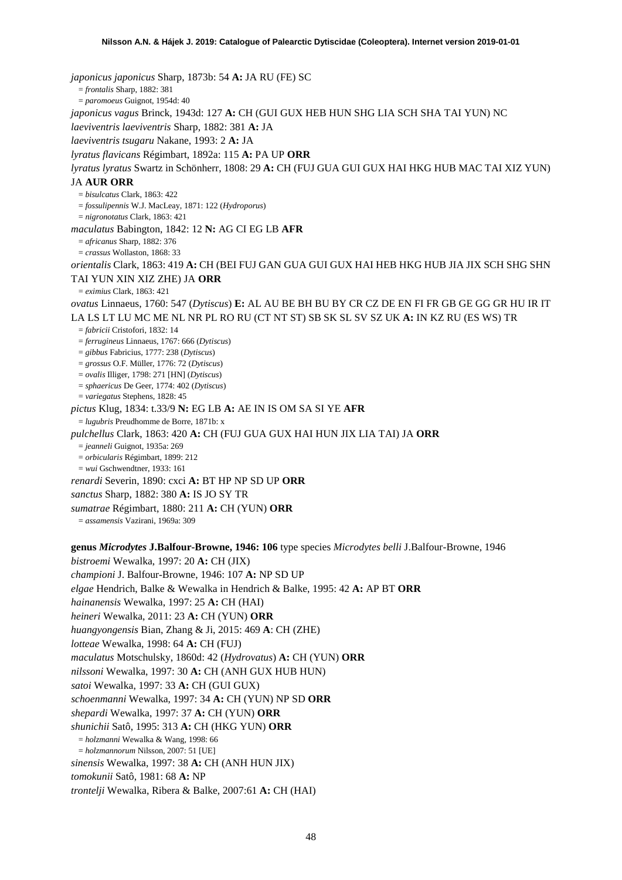*japonicus japonicus* Sharp, 1873b: 54 **A:** JA RU (FE) SC
= *frontalis* Sharp, 1882: 381
= *paromoeus* Guignot, 1954d: 40

*japonicus vagus* Brinck, 1943d: 127 **A:** CH (GUI GUX HEB HUN SHG LIA SCH SHA TAI YUN) NC

*laeviventris laeviventris* Sharp, 1882: 381 **A:** JA

*laeviventris tsugaru* Nakane, 1993: 2 **A:** JA

*lyratus flavicans* Régimbart, 1892a: 115 **A:** PA UP **ORR**

*lyratus lyratus* Swartz in Schönherr, 1808: 29 **A:** CH (FUJ GUA GUI GUX HAI HKG HUB MAC TAI XIZ YUN) JA **AUR ORR**
= *bisulcatus* Clark, 1863: 422
= *fossulipennis* W.J. MacLeay, 1871: 122 (*Hydroporus*)
= *nigronotatus* Clark, 1863: 421

*maculatus* Babington, 1842: 12 **N:** AG CI EG LB **AFR**
= *africanus* Sharp, 1882: 376
= *crassus* Wollaston, 1868: 33

*orientalis* Clark, 1863: 419 **A:** CH (BEI FUJ GAN GUA GUI GUX HAI HEB HKG HUB JIA JIX SCH SHG SHN TAI YUN XIN XIZ ZHE) JA **ORR**
= *eximius* Clark, 1863: 421

*ovatus* Linnaeus, 1760: 547 (*Dytiscus*) **E:** AL AU BE BH BU BY CR CZ DE EN FI FR GB GE GG GR HU IR IT LA LS LT LU MC ME NL NR PL RO RU (CT NT ST) SB SK SL SV SZ UK **A:** IN KZ RU (ES WS) TR
= *fabricii* Cristofori, 1832: 14
= *ferrugineus* Linnaeus, 1767: 666 (*Dytiscus*)
= *gibbus* Fabricius, 1777: 238 (*Dytiscus*)
= *grossus* O.F. Müller, 1776: 72 (*Dytiscus*)
= *ovalis* Illiger, 1798: 271 [HN] (*Dytiscus*)
= *sphaericus* De Geer, 1774: 402 (*Dytiscus*)
= *variegatus* Stephens, 1828: 45

*pictus* Klug, 1834: t.33/9 **N:** EG LB **A:** AE IN IS OM SA SI YE **AFR**
= *lugubris* Preudhomme de Borre, 1871b: x

*pulchellus* Clark, 1863: 420 **A:** CH (FUJ GUA GUX HAI HUN JIX LIA TAI) JA **ORR**
= *jeanneli* Guignot, 1935a: 269
= *orbicularis* Régimbart, 1899: 212
= *wui* Gschwendtner, 1933: 161

*renardi* Severin, 1890: cxci **A:** BT HP NP SD UP **ORR**

*sanctus* Sharp, 1882: 380 **A:** IS JO SY TR

*sumatrae* Régimbart, 1880: 211 **A:** CH (YUN) **ORR**
= *assamensis* Vazirani, 1969a: 309

**genus *Microdytes* J.Balfour-Browne, 1946: 106** type species *Microdytes belli* J.Balfour-Browne, 1946

*bistroemi* Wewalka, 1997: 20 **A:** CH (JIX)

*championi* J. Balfour-Browne, 1946: 107 **A:** NP SD UP

*elgae* Hendrich, Balke & Wewalka in Hendrich & Balke, 1995: 42 **A:** AP BT **ORR**

*hainanensis* Wewalka, 1997: 25 **A:** CH (HAI)

*heineri* Wewalka, 2011: 23 **A:** CH (YUN) **ORR**

*huangyongensis* Bian, Zhang & Ji, 2015: 469 **A**: CH (ZHE)

*lotteae* Wewalka, 1998: 64 **A:** CH (FUJ)

*maculatus* Motschulsky, 1860d: 42 (*Hydrovatus*) **A:** CH (YUN) **ORR**

*nilssoni* Wewalka, 1997: 30 **A:** CH (ANH GUX HUB HUN)

*satoi* Wewalka, 1997: 33 **A:** CH (GUI GUX)

*schoenmanni* Wewalka, 1997: 34 **A:** CH (YUN) NP SD **ORR**

*shepardi* Wewalka, 1997: 37 **A:** CH (YUN) **ORR**

*shunichii* Satô, 1995: 313 **A:** CH (HKG YUN) **ORR**
= *holzmanni* Wewalka & Wang, 1998: 66
= *holzmannorum* Nilsson, 2007: 51 [UE]

*sinensis* Wewalka, 1997: 38 **A:** CH (ANH HUN JIX)

*tomokunii* Satô, 1981: 68 **A:** NP

*trontelji* Wewalka, Ribera & Balke, 2007:61 **A:** CH (HAI)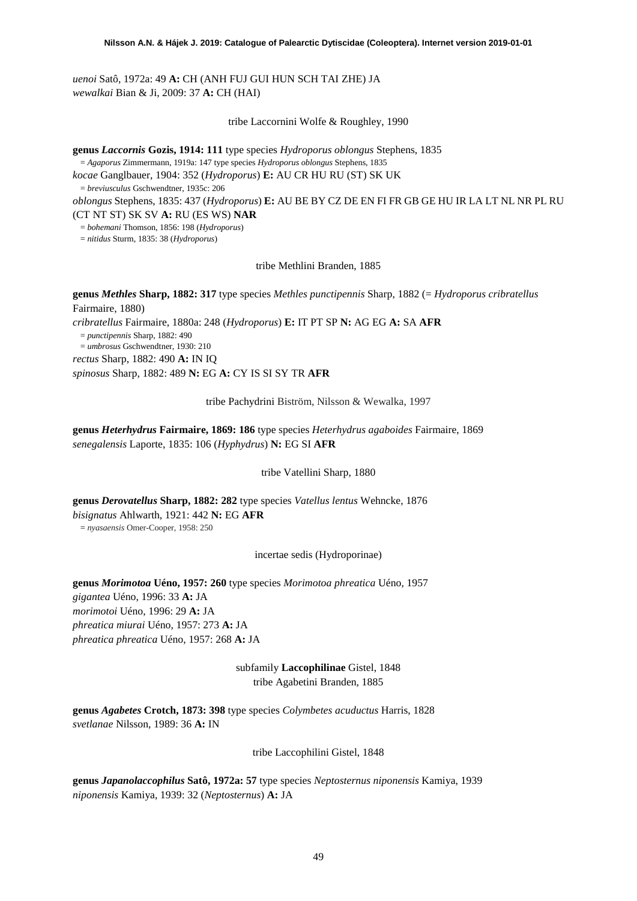*uenoi* Satô, 1972a: 49 **A:** CH (ANH FUJ GUI HUN SCH TAI ZHE) JA
*wewalkai* Bian & Ji, 2009: 37 **A:** CH (HAI)

tribe Laccornini Wolfe & Roughley, 1990

**genus *Laccornis* Gozis, 1914: 111** type species *Hydroporus oblongus* Stephens, 1835
= *Agaporus* Zimmermann, 1919a: 147 type species *Hydroporus oblongus* Stephens, 1835
*kocae* Ganglbauer, 1904: 352 (*Hydroporus*) **E:** AU CR HU RU (ST) SK UK
= *breviusculus* Gschwendtner, 1935c: 206
*oblongus* Stephens, 1835: 437 (*Hydroporus*) **E:** AU BE BY CZ DE EN FI FR GB GE HU IR LA LT NL NR PL RU (CT NT ST) SK SV **A:** RU (ES WS) **NAR**
= *bohemani* Thomson, 1856: 198 (*Hydroporus*)
= *nitidus* Sturm, 1835: 38 (*Hydroporus*)

tribe Methlini Branden, 1885

**genus *Methles* Sharp, 1882: 317** type species *Methles punctipennis* Sharp, 1882 (= *Hydroporus cribratellus* Fairmaire, 1880)
*cribratellus* Fairmaire, 1880a: 248 (*Hydroporus*) **E:** IT PT SP **N:** AG EG **A:** SA **AFR**
= *punctipennis* Sharp, 1882: 490
= *umbrosus* Gschwendtner, 1930: 210
*rectus* Sharp, 1882: 490 **A:** IN IQ
*spinosus* Sharp, 1882: 489 **N:** EG **A:** CY IS SI SY TR **AFR**

tribe Pachydrini Biström, Nilsson & Wewalka, 1997

**genus *Heterhydrus* Fairmaire, 1869: 186** type species *Heterhydrus agaboides* Fairmaire, 1869
*senegalensis* Laporte, 1835: 106 (*Hyphydrus*) **N:** EG SI **AFR**

tribe Vatellini Sharp, 1880

**genus *Derovatellus* Sharp, 1882: 282** type species *Vatellus lentus* Wehncke, 1876
*bisignatus* Ahlwarth, 1921: 442 **N:** EG **AFR**
= *nyasaensis* Omer-Cooper, 1958: 250

incertae sedis (Hydroporinae)

**genus *Morimotoa* Uéno, 1957: 260** type species *Morimotoa phreatica* Uéno, 1957
*gigantea* Uéno, 1996: 33 **A:** JA
*morimotoi* Uéno, 1996: 29 **A:** JA
*phreatica miurai* Uéno, 1957: 273 **A:** JA
*phreatica phreatica* Uéno, 1957: 268 **A:** JA

subfamily **Laccophilinae** Gistel, 1848
tribe Agabetini Branden, 1885

**genus *Agabetes* Crotch, 1873: 398** type species *Colymbetes acuductus* Harris, 1828
*svetlanae* Nilsson, 1989: 36 **A:** IN

tribe Laccophilini Gistel, 1848

**genus *Japanolaccophilus* Satô, 1972a: 57** type species *Neptosternus niponensis* Kamiya, 1939
*niponensis* Kamiya, 1939: 32 (*Neptosternus*) **A:** JA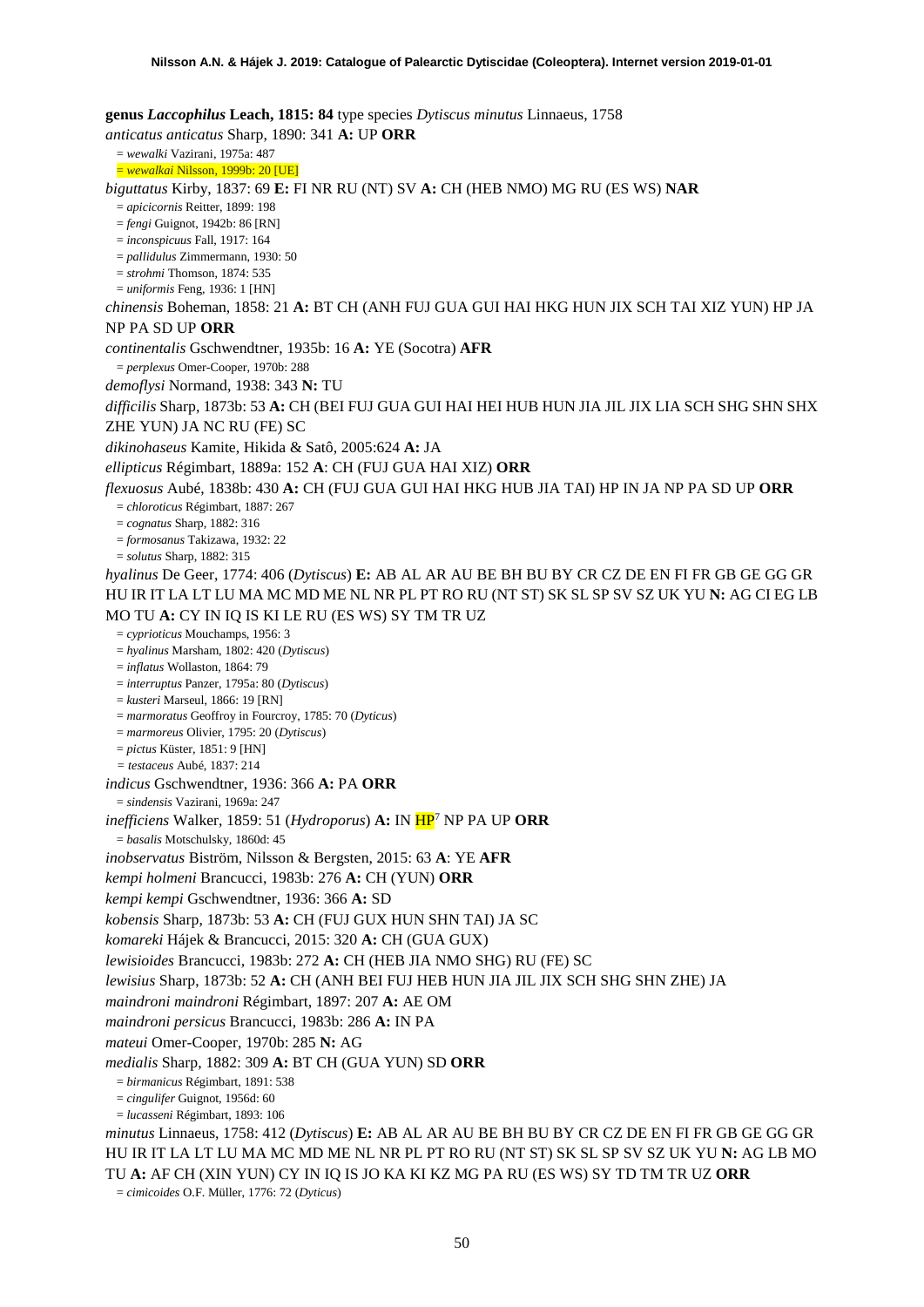**genus *Laccophilus* Leach, 1815: 84** type species *Dytiscus minutus* Linnaeus, 1758

*anticatus anticatus* Sharp, 1890: 341 **A:** UP **ORR**

= *wewalki* Vazirani, 1975a: 487

= *wewalkai* Nilsson, 1999b: 20 [UE]

*biguttatus* Kirby, 1837: 69 **E:** FI NR RU (NT) SV **A:** CH (HEB NMO) MG RU (ES WS) **NAR**

= *apicicornis* Reitter, 1899: 198

= *fengi* Guignot, 1942b: 86 [RN]

= *inconspicuus* Fall, 1917: 164

= *pallidulus* Zimmermann, 1930: 50

= *strohmi* Thomson, 1874: 535

= *uniformis* Feng, 1936: 1 [HN]

*chinensis* Boheman, 1858: 21 **A:** BT CH (ANH FUJ GUA GUI HAI HKG HUN JIX SCH TAI XIZ YUN) HP JA NP PA SD UP **ORR**

*continentalis* Gschwendtner, 1935b: 16 **A:** YE (Socotra) **AFR**

= *perplexus* Omer-Cooper, 1970b: 288

*demoflysi* Normand, 1938: 343 **N:** TU

*difficilis* Sharp, 1873b: 53 **A:** CH (BEI FUJ GUA GUI HAI HEI HUB HUN JIA JIL JIX LIA SCH SHG SHN SHX ZHE YUN) JA NC RU (FE) SC

*dikinohaseus* Kamite, Hikida & Satô, 2005:624 **A:** JA

*ellipticus* Régimbart, 1889a: 152 **A**: CH (FUJ GUA HAI XIZ) **ORR**

*flexuosus* Aubé, 1838b: 430 **A:** CH (FUJ GUA GUI HAI HKG HUB JIA TAI) HP IN JA NP PA SD UP **ORR**

= *chloroticus* Régimbart, 1887: 267

= *cognatus* Sharp, 1882: 316

= *formosanus* Takizawa, 1932: 22

= *solutus* Sharp, 1882: 315

*hyalinus* De Geer, 1774: 406 (*Dytiscus*) **E:** AB AL AR AU BE BH BU BY CR CZ DE EN FI FR GB GE GG GR HU IR IT LA LT LU MA MC MD ME NL NR PL PT RO RU (NT ST) SK SL SP SV SZ UK YU **N:** AG CI EG LB MO TU **A:** CY IN IQ IS KI LE RU (ES WS) SY TM TR UZ

= *cyprioticus* Mouchamps, 1956: 3

= *hyalinus* Marsham, 1802: 420 (*Dytiscus*)

= *inflatus* Wollaston, 1864: 79

= *interruptus* Panzer, 1795a: 80 (*Dytiscus*)

= *kusteri* Marseul, 1866: 19 [RN]

= *marmoratus* Geoffroy in Fourcroy, 1785: 70 (*Dyticus*)

= *marmoreus* Olivier, 1795: 20 (*Dytiscus*)

= *pictus* Küster, 1851: 9 [HN]

= *testaceus* Aubé, 1837: 214

*indicus* Gschwendtner, 1936: 366 **A:** PA **ORR**

= *sindensis* Vazirani, 1969a: 247

*inefficiens* Walker, 1859: 51 (*Hydroporus*) **A:** IN HP[7] NP PA UP **ORR**

= *basalis* Motschulsky, 1860d: 45

*inobservatus* Biström, Nilsson & Bergsten, 2015: 63 **A**: YE **AFR**

*kempi holmeni* Brancucci, 1983b: 276 **A:** CH (YUN) **ORR**

*kempi kempi* Gschwendtner, 1936: 366 **A:** SD

*kobensis* Sharp, 1873b: 53 **A:** CH (FUJ GUX HUN SHN TAI) JA SC

*komareki* Hájek & Brancucci, 2015: 320 **A:** CH (GUA GUX)

*lewisioides* Brancucci, 1983b: 272 **A:** CH (HEB JIA NMO SHG) RU (FE) SC

*lewisius* Sharp, 1873b: 52 **A:** CH (ANH BEI FUJ HEB HUN JIA JIL JIX SCH SHG SHN ZHE) JA

*maindroni maindroni* Régimbart, 1897: 207 **A:** AE OM

*maindroni persicus* Brancucci, 1983b: 286 **A:** IN PA

*mateui* Omer-Cooper, 1970b: 285 **N:** AG

*medialis* Sharp, 1882: 309 **A:** BT CH (GUA YUN) SD **ORR**

= *birmanicus* Régimbart, 1891: 538

= *cingulifer* Guignot, 1956d: 60

= *lucasseni* Régimbart, 1893: 106

*minutus* Linnaeus, 1758: 412 (*Dytiscus*) **E:** AB AL AR AU BE BH BU BY CR CZ DE EN FI FR GB GE GG GR HU IR IT LA LT LU MA MC MD ME NL NR PL PT RO RU (NT ST) SK SL SP SV SZ UK YU **N:** AG LB MO TU **A:** AF CH (XIN YUN) CY IN IQ IS JO KA KI KZ MG PA RU (ES WS) SY TD TM TR UZ **ORR**

= *cimicoides* O.F. Müller, 1776: 72 (*Dyticus*)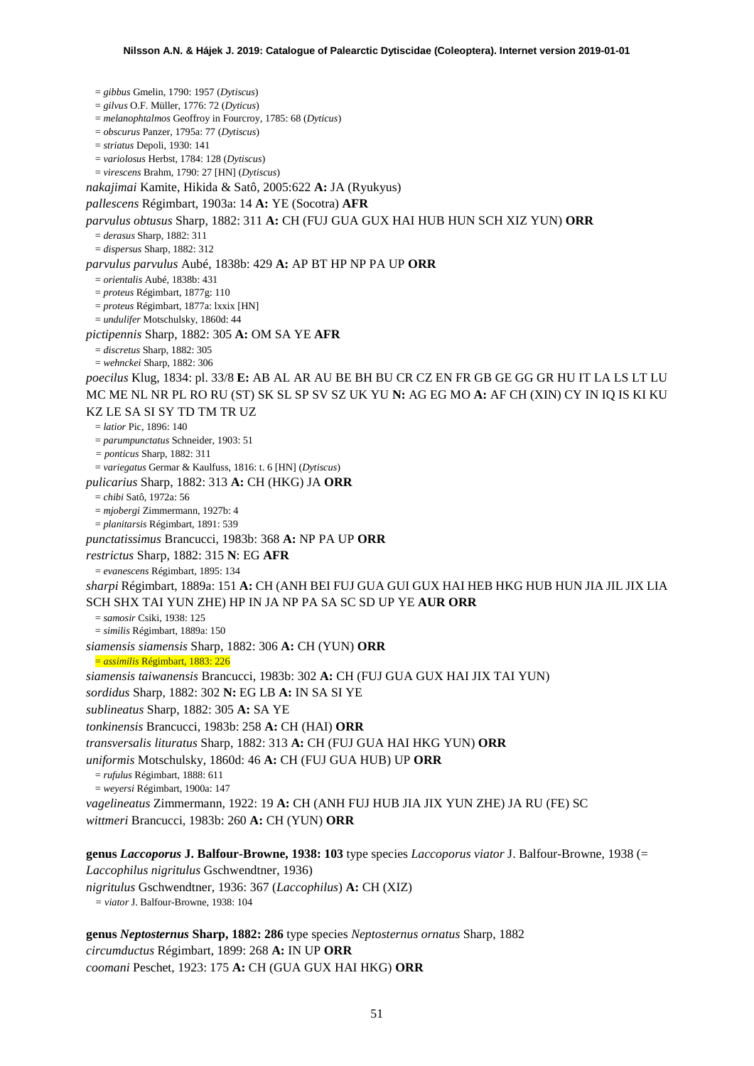= *gibbus* Gmelin, 1790: 1957 (*Dytiscus*)
= *gilvus* O.F. Müller, 1776: 72 (*Dyticus*)
= *melanophtalmos* Geoffroy in Fourcroy, 1785: 68 (*Dyticus*)
= *obscurus* Panzer, 1795a: 77 (*Dytiscus*)
= *striatus* Depoli, 1930: 141
= *variolosus* Herbst, 1784: 128 (*Dytiscus*)
= *virescens* Brahm, 1790: 27 [HN] (*Dytiscus*)

*nakajimai* Kamite, Hikida & Satô, 2005:622 **A:** JA (Ryukyus)

*pallescens* Régimbart, 1903a: 14 **A:** YE (Socotra) **AFR**

*parvulus obtusus* Sharp, 1882: 311 **A:** CH (FUJ GUA GUX HAI HUB HUN SCH XIZ YUN) **ORR**
= *derasus* Sharp, 1882: 311
= *dispersus* Sharp, 1882: 312

*parvulus parvulus* Aubé, 1838b: 429 **A:** AP BT HP NP PA UP **ORR**
= *orientalis* Aubé, 1838b: 431
= *proteus* Régimbart, 1877g: 110
= *proteus* Régimbart, 1877a: lxxix [HN]
= *undulifer* Motschulsky, 1860d: 44

*pictipennis* Sharp, 1882: 305 **A:** OM SA YE **AFR**
= *discretus* Sharp, 1882: 305
= *wehnckei* Sharp, 1882: 306

*poecilus* Klug, 1834: pl. 33/8 **E:** AB AL AR AU BE BH BU CR CZ EN FR GB GE GG GR HU IT LA LS LT LU MC ME NL NR PL RO RU (ST) SK SL SP SV SZ UK YU **N:** AG EG MO **A:** AF CH (XIN) CY IN IQ IS KI KU KZ LE SA SI SY TD TM TR UZ
= *latior* Pic, 1896: 140
= *parumpunctatus* Schneider, 1903: 51
= *ponticus* Sharp, 1882: 311
= *variegatus* Germar & Kaulfuss, 1816: t. 6 [HN] (*Dytiscus*)

*pulicarius* Sharp, 1882: 313 **A:** CH (HKG) JA **ORR**
= *chibi* Satô, 1972a: 56
= *mjobergi* Zimmermann, 1927b: 4
= *planitarsis* Régimbart, 1891: 539

*punctatissimus* Brancucci, 1983b: 368 **A:** NP PA UP **ORR**

*restrictus* Sharp, 1882: 315 **N**: EG **AFR**
= *evanescens* Régimbart, 1895: 134

*sharpi* Régimbart, 1889a: 151 **A:** CH (ANH BEI FUJ GUA GUI GUX HAI HEB HKG HUB HUN JIA JIL JIX LIA SCH SHX TAI YUN ZHE) HP IN JA NP PA SA SC SD UP YE **AUR ORR**
= *samosir* Csiki, 1938: 125
= *similis* Régimbart, 1889a: 150

*siamensis siamensis* Sharp, 1882: 306 **A:** CH (YUN) **ORR**
= *assimilis* Régimbart, 1883: 226

*siamensis taiwanensis* Brancucci, 1983b: 302 **A:** CH (FUJ GUA GUX HAI JIX TAI YUN)

*sordidus* Sharp, 1882: 302 **N:** EG LB **A:** IN SA SI YE

*sublineatus* Sharp, 1882: 305 **A:** SA YE

*tonkinensis* Brancucci, 1983b: 258 **A:** CH (HAI) **ORR**

*transversalis lituratus* Sharp, 1882: 313 **A:** CH (FUJ GUA HAI HKG YUN) **ORR**

*uniformis* Motschulsky, 1860d: 46 **A:** CH (FUJ GUA HUB) UP **ORR**
= *rufulus* Régimbart, 1888: 611
= *weyersi* Régimbart, 1900a: 147

*vagelineatus* Zimmermann, 1922: 19 **A:** CH (ANH FUJ HUB JIA JIX YUN ZHE) JA RU (FE) SC

*wittmeri* Brancucci, 1983b: 260 **A:** CH (YUN) **ORR**

**genus *Laccoporus* J. Balfour-Browne, 1938: 103** type species *Laccoporus viator* J. Balfour-Browne, 1938 (= *Laccophilus nigritulus* Gschwendtner, 1936)

*nigritulus* Gschwendtner, 1936: 367 (*Laccophilus*) **A:** CH (XIZ)
= *viator* J. Balfour-Browne, 1938: 104

**genus *Neptosternus* Sharp, 1882: 286** type species *Neptosternus ornatus* Sharp, 1882

*circumductus* Régimbart, 1899: 268 **A:** IN UP **ORR**

*coomani* Peschet, 1923: 175 **A:** CH (GUA GUX HAI HKG) **ORR**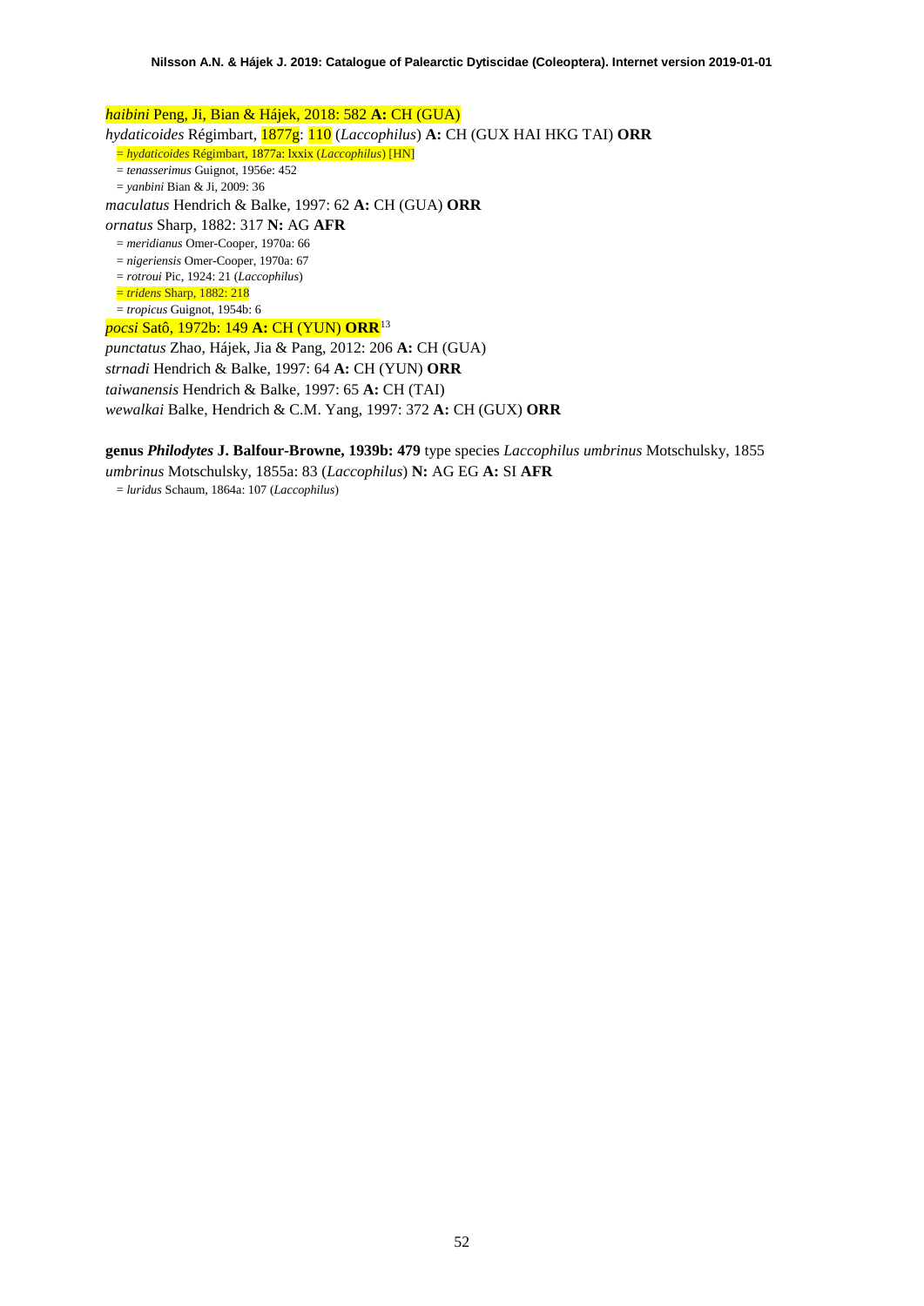*haibini* Peng, Ji, Bian & Hájek, 2018: 582 **A:** CH (GUA)

*hydaticoides* Régimbart, 1877g: 110 (*Laccophilus*) **A:** CH (GUX HAI HKG TAI) **ORR**

= *hydaticoides* Régimbart, 1877a: lxxix (*Laccophilus*) [HN]

= *tenasserimus* Guignot, 1956e: 452

= *yanbini* Bian & Ji, 2009: 36

*maculatus* Hendrich & Balke, 1997: 62 **A:** CH (GUA) **ORR**

*ornatus* Sharp, 1882: 317 **N:** AG **AFR**

= *meridianus* Omer-Cooper, 1970a: 66

= *nigeriensis* Omer-Cooper, 1970a: 67

= *rotroui* Pic, 1924: 21 (*Laccophilus*)

= *tridens* Sharp, 1882: 218

= *tropicus* Guignot, 1954b: 6

*pocsi* Satô, 1972b: 149 **A:** CH (YUN) **ORR**[13]

*punctatus* Zhao, Hájek, Jia & Pang, 2012: 206 **A:** CH (GUA)

*strnadi* Hendrich & Balke, 1997: 64 **A:** CH (YUN) **ORR**

*taiwanensis* Hendrich & Balke, 1997: 65 **A:** CH (TAI)

*wewalkai* Balke, Hendrich & C.M. Yang, 1997: 372 **A:** CH (GUX) **ORR**

**genus *Philodytes* J. Balfour-Browne, 1939b: 479** type species *Laccophilus umbrinus* Motschulsky, 1855

*umbrinus* Motschulsky, 1855a: 83 (*Laccophilus*) **N:** AG EG **A:** SI **AFR**

= *luridus* Schaum, 1864a: 107 (*Laccophilus*)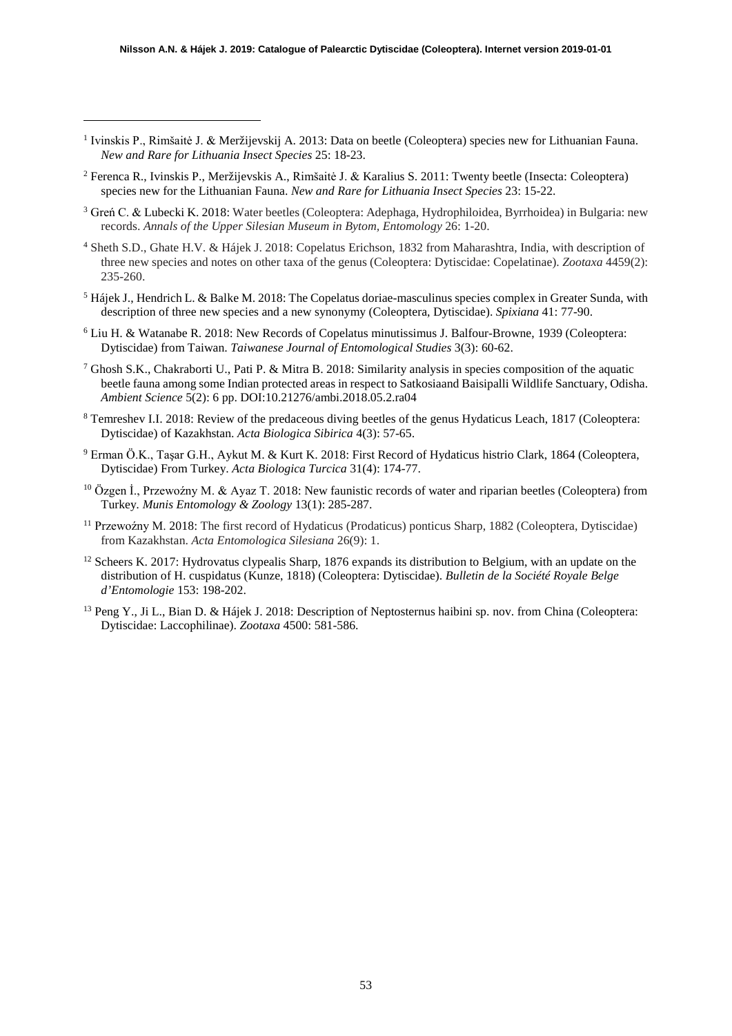[1] Ivinskis P., Rimšaitė J. & Meržijevskij A. 2013: Data on beetle (Coleoptera) species new for Lithuanian Fauna. *New and Rare for Lithuania Insect Species* 25: 18-23.

[2] Ferenca R., Ivinskis P., Meržijevskis A., Rimšaitė J. & Karalius S. 2011: Twenty beetle (Insecta: Coleoptera) species new for the Lithuanian Fauna. *New and Rare for Lithuania Insect Species* 23: 15-22.

[3] Greń C. & Lubecki K. 2018: Water beetles (Coleoptera: Adephaga, Hydrophiloidea, Byrrhoidea) in Bulgaria: new records. *Annals of the Upper Silesian Museum in Bytom, Entomology* 26: 1-20.

[4] Sheth S.D., Ghate H.V. & Hájek J. 2018: Copelatus Erichson, 1832 from Maharashtra, India, with description of three new species and notes on other taxa of the genus (Coleoptera: Dytiscidae: Copelatinae). *Zootaxa* 4459(2): 235-260.

[5] Hájek J., Hendrich L. & Balke M. 2018: The Copelatus doriae-masculinus species complex in Greater Sunda, with description of three new species and a new synonymy (Coleoptera, Dytiscidae). *Spixiana* 41: 77-90.

[6] Liu H. & Watanabe R. 2018: New Records of Copelatus minutissimus J. Balfour-Browne, 1939 (Coleoptera: Dytiscidae) from Taiwan. *Taiwanese Journal of Entomological Studies* 3(3): 60-62.

[7] Ghosh S.K., Chakraborti U., Pati P. & Mitra B. 2018: Similarity analysis in species composition of the aquatic beetle fauna among some Indian protected areas in respect to Satkosiaand Baisipalli Wildlife Sanctuary, Odisha. *Ambient Science* 5(2): 6 pp. DOI:10.21276/ambi.2018.05.2.ra04

[8] Temreshev I.I. 2018: Review of the predaceous diving beetles of the genus Hydaticus Leach, 1817 (Coleoptera: Dytiscidae) of Kazakhstan. *Acta Biologica Sibirica* 4(3): 57-65.

[9] Erman Ö.K., Taşar G.H., Aykut M. & Kurt K. 2018: First Record of Hydaticus histrio Clark, 1864 (Coleoptera, Dytiscidae) From Turkey. *Acta Biologica Turcica* 31(4): 174-77.

[10] Özgen İ., Przewoźny M. & Ayaz T. 2018: New faunistic records of water and riparian beetles (Coleoptera) from Turkey. *Munis Entomology & Zoology* 13(1): 285-287.

[11] Przewoźny M. 2018: The first record of Hydaticus (Prodaticus) ponticus Sharp, 1882 (Coleoptera, Dytiscidae) from Kazakhstan. *Acta Entomologica Silesiana* 26(9): 1.

[12] Scheers K. 2017: Hydrovatus clypealis Sharp, 1876 expands its distribution to Belgium, with an update on the distribution of H. cuspidatus (Kunze, 1818) (Coleoptera: Dytiscidae). *Bulletin de la Société Royale Belge d'Entomologie* 153: 198-202.

[13] Peng Y., Ji L., Bian D. & Hájek J. 2018: Description of Neptosternus haibini sp. nov. from China (Coleoptera: Dytiscidae: Laccophilinae). *Zootaxa* 4500: 581-586.